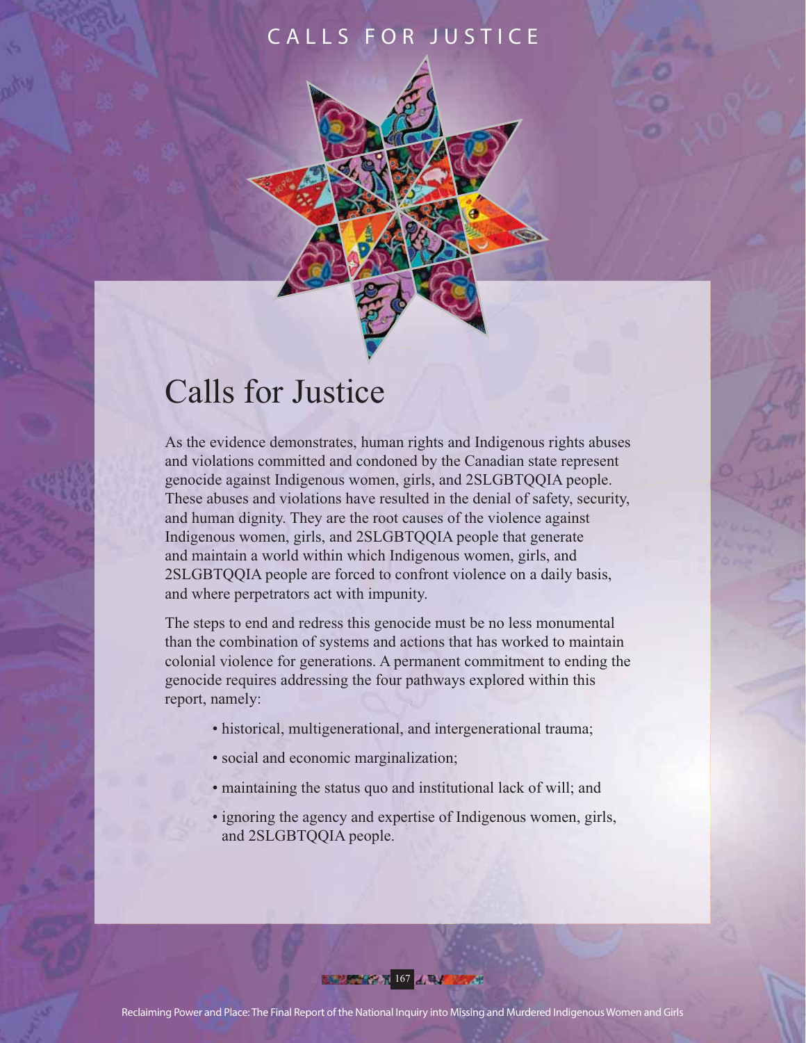# Calls for Justice

As the evidence demonstrates, human rights and Indigenous rights abuses and violations committed and condoned by the Canadian state represent genocide against Indigenous women, girls, and 2SLGBTQQIA people. These abuses and violations have resulted in the denial of safety, security, and human dignity. They are the root causes of the violence against Indigenous women, girls, and 2SLGBTQQIA people that generate and maintain a world within which Indigenous women, girls, and 2SLGBTQQIA people are forced to confront violence on a daily basis, and where perpetrators act with impunity.

The steps to end and redress this genocide must be no less monumental than the combination of systems and actions that has worked to maintain colonial violence for generations. A permanent commitment to ending the genocide requires addressing the four pathways explored within this report, namely:

- historical, multigenerational, and intergenerational trauma;
- social and economic marginalization;
- maintaining the status quo and institutional lack of will; and
- ignoring the agency and expertise of Indigenous women, girls, and 2SLGBTQQIA people.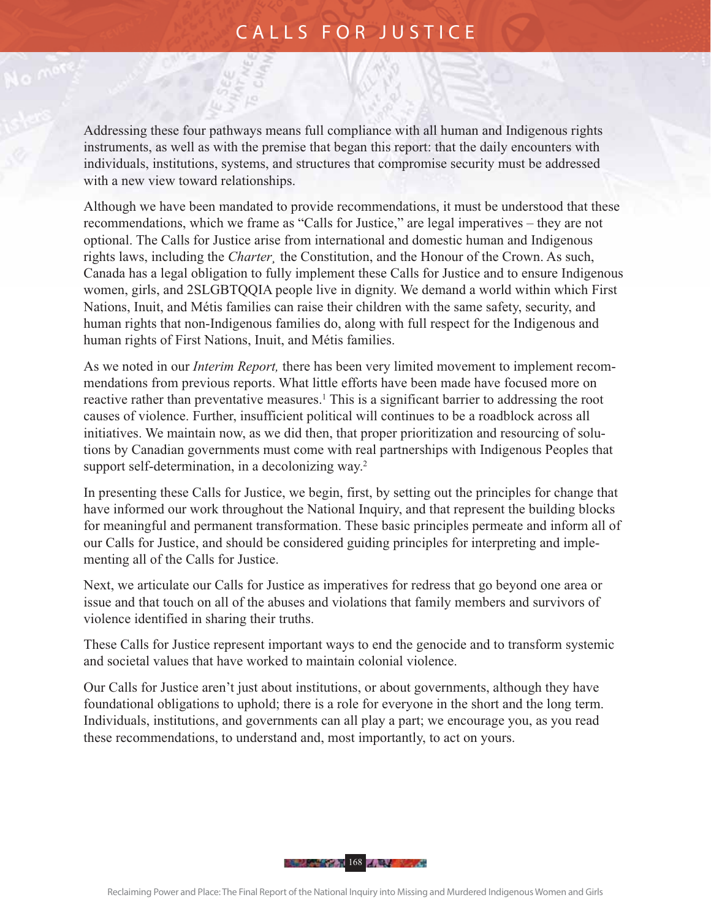Addressing these four pathways means full compliance with all human and Indigenous rights instruments, as well as with the premise that began this report: that the daily encounters with individuals, institutions, systems, and structures that compromise security must be addressed with a new view toward relationships.

Although we have been mandated to provide recommendations, it must be understood that these recommendations, which we frame as "Calls for Justice," are legal imperatives – they are not optional. The Calls for Justice arise from international and domestic human and Indigenous rights laws, including the *Charter*, the Constitution, and the Honour of the Crown. As such, Canada has a legal obligation to fully implement these Calls for Justice and to ensure Indigenous women, girls, and 2SLGBTQQIA people live in dignity. We demand a world within which First Nations, Inuit, and Métis families can raise their children with the same safety, security, and human rights that non-Indigenous families do, along with full respect for the Indigenous and human rights of First Nations, Inuit, and Métis families.

As we noted in our *Interim Report,* there has been very limited movement to implement recommendations from previous reports. What little efforts have been made have focused more on reactive rather than preventative measures.[1] This is a significant barrier to addressing the root causes of violence. Further, insufficient political will continues to be a roadblock across all initiatives. We maintain now, as we did then, that proper prioritization and resourcing of solutions by Canadian governments must come with real partnerships with Indigenous Peoples that support self-determination, in a decolonizing way.[2]

In presenting these Calls for Justice, we begin, first, by setting out the principles for change that have informed our work throughout the National Inquiry, and that represent the building blocks for meaningful and permanent transformation. These basic principles permeate and inform all of our Calls for Justice, and should be considered guiding principles for interpreting and implementing all of the Calls for Justice.

Next, we articulate our Calls for Justice as imperatives for redress that go beyond one area or issue and that touch on all of the abuses and violations that family members and survivors of violence identified in sharing their truths.

These Calls for Justice represent important ways to end the genocide and to transform systemic and societal values that have worked to maintain colonial violence.

Our Calls for Justice aren't just about institutions, or about governments, although they have foundational obligations to uphold; there is a role for everyone in the short and the long term. Individuals, institutions, and governments can all play a part; we encourage you, as you read these recommendations, to understand and, most importantly, to act on yours.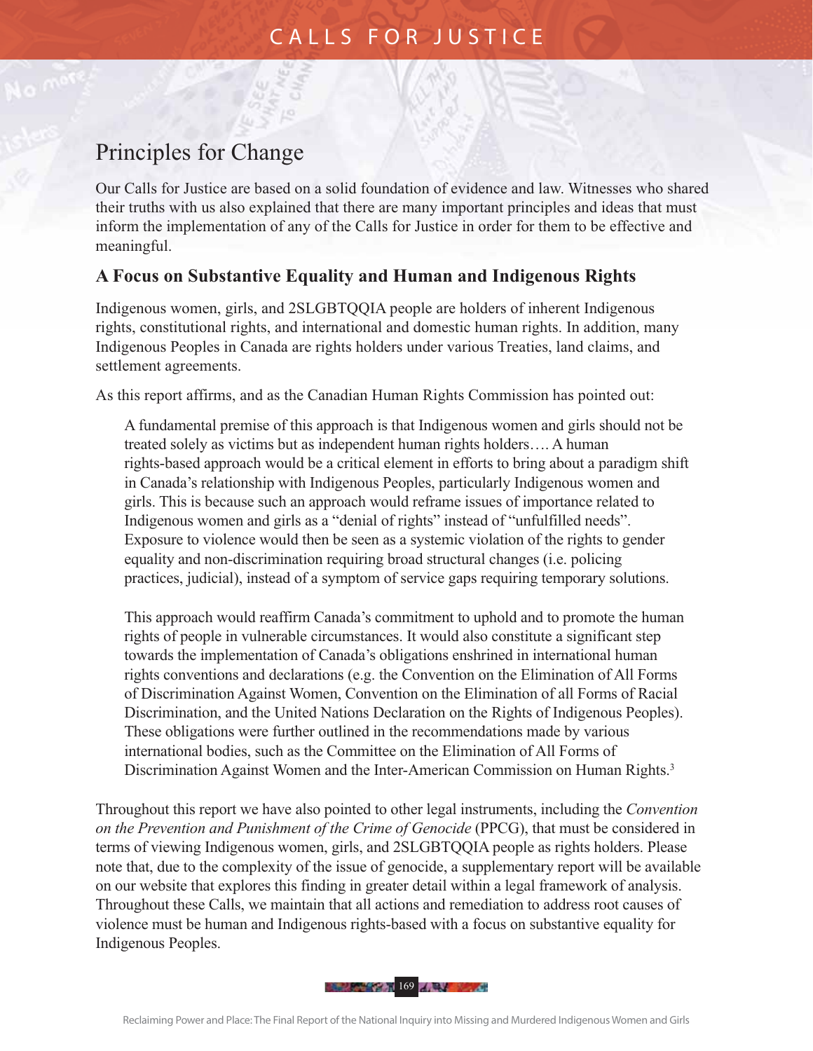## Principles for Change

Our Calls for Justice are based on a solid foundation of evidence and law. Witnesses who shared their truths with us also explained that there are many important principles and ideas that must inform the implementation of any of the Calls for Justice in order for them to be effective and meaningful.

### A Focus on Substantive Equality and Human and Indigenous Rights

Indigenous women, girls, and 2SLGBTQQIA people are holders of inherent Indigenous rights, constitutional rights, and international and domestic human rights. In addition, many Indigenous Peoples in Canada are rights holders under various Treaties, land claims, and settlement agreements.

As this report affirms, and as the Canadian Human Rights Commission has pointed out:

> A fundamental premise of this approach is that Indigenous women and girls should not be treated solely as victims but as independent human rights holders…. A human rights-based approach would be a critical element in efforts to bring about a paradigm shift in Canada's relationship with Indigenous Peoples, particularly Indigenous women and girls. This is because such an approach would reframe issues of importance related to Indigenous women and girls as a "denial of rights" instead of "unfulfilled needs". Exposure to violence would then be seen as a systemic violation of the rights to gender equality and non-discrimination requiring broad structural changes (i.e. policing practices, judicial), instead of a symptom of service gaps requiring temporary solutions.
>
> This approach would reaffirm Canada's commitment to uphold and to promote the human rights of people in vulnerable circumstances. It would also constitute a significant step towards the implementation of Canada's obligations enshrined in international human rights conventions and declarations (e.g. the Convention on the Elimination of All Forms of Discrimination Against Women, Convention on the Elimination of all Forms of Racial Discrimination, and the United Nations Declaration on the Rights of Indigenous Peoples). These obligations were further outlined in the recommendations made by various international bodies, such as the Committee on the Elimination of All Forms of Discrimination Against Women and the Inter-American Commission on Human Rights.[3]

Throughout this report we have also pointed to other legal instruments, including the *Convention on the Prevention and Punishment of the Crime of Genocide* (PPCG), that must be considered in terms of viewing Indigenous women, girls, and 2SLGBTQQIA people as rights holders. Please note that, due to the complexity of the issue of genocide, a supplementary report will be available on our website that explores this finding in greater detail within a legal framework of analysis. Throughout these Calls, we maintain that all actions and remediation to address root causes of violence must be human and Indigenous rights-based with a focus on substantive equality for Indigenous Peoples.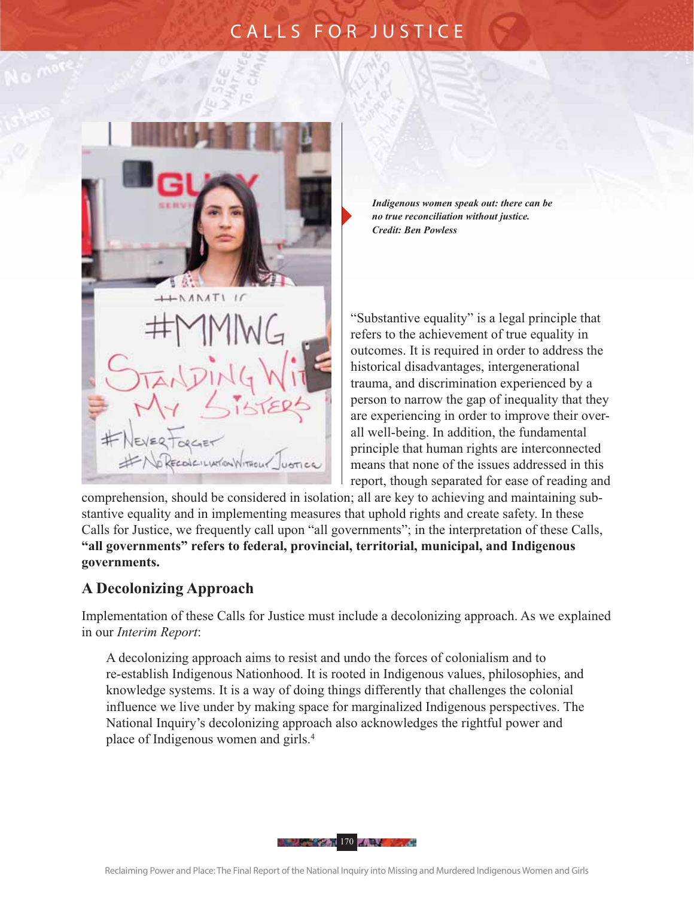*Indigenous women speak out: there can be no true reconciliation without justice.* 
*Credit: Ben Powless*

"Substantive equality" is a legal principle that refers to the achievement of true equality in outcomes. It is required in order to address the historical disadvantages, intergenerational trauma, and discrimination experienced by a person to narrow the gap of inequality that they are experiencing in order to improve their overall well-being. In addition, the fundamental principle that human rights are interconnected means that none of the issues addressed in this report, though separated for ease of reading and comprehension, should be considered in isolation; all are key to achieving and maintaining substantive equality and in implementing measures that uphold rights and create safety. In these Calls for Justice, we frequently call upon "all governments"; in the interpretation of these Calls, **"all governments" refers to federal, provincial, territorial, municipal, and Indigenous governments.**

## A Decolonizing Approach

Implementation of these Calls for Justice must include a decolonizing approach. As we explained in our *Interim Report*:

> A decolonizing approach aims to resist and undo the forces of colonialism and to re-establish Indigenous Nationhood. It is rooted in Indigenous values, philosophies, and knowledge systems. It is a way of doing things differently that challenges the colonial influence we live under by making space for marginalized Indigenous perspectives. The National Inquiry's decolonizing approach also acknowledges the rightful power and place of Indigenous women and girls.[4]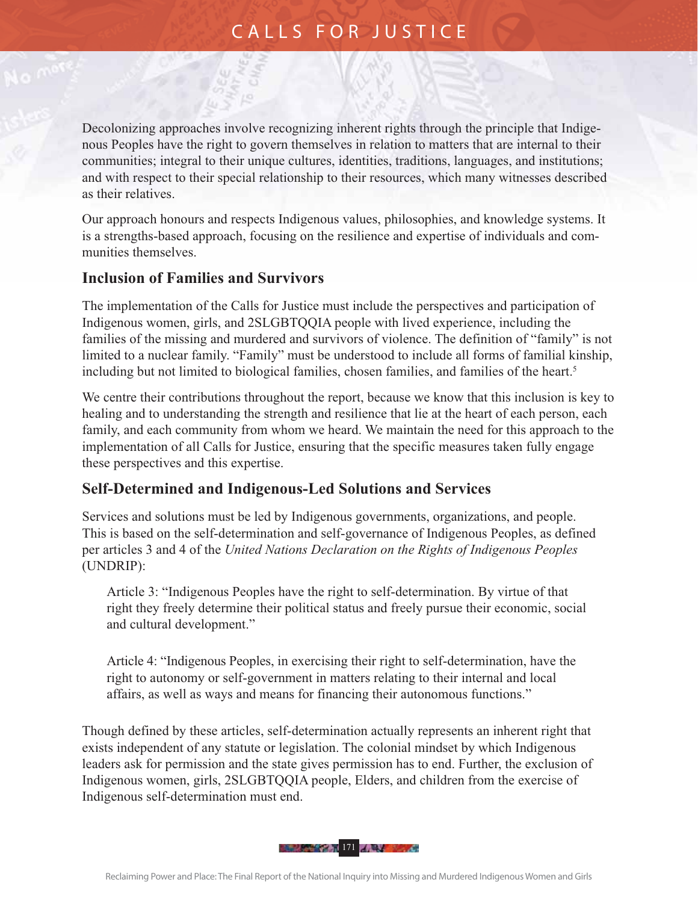Decolonizing approaches involve recognizing inherent rights through the principle that Indigenous Peoples have the right to govern themselves in relation to matters that are internal to their communities; integral to their unique cultures, identities, traditions, languages, and institutions; and with respect to their special relationship to their resources, which many witnesses described as their relatives.

Our approach honours and respects Indigenous values, philosophies, and knowledge systems. It is a strengths-based approach, focusing on the resilience and expertise of individuals and communities themselves.

## Inclusion of Families and Survivors

The implementation of the Calls for Justice must include the perspectives and participation of Indigenous women, girls, and 2SLGBTQQIA people with lived experience, including the families of the missing and murdered and survivors of violence. The definition of "family" is not limited to a nuclear family. "Family" must be understood to include all forms of familial kinship, including but not limited to biological families, chosen families, and families of the heart.[5]

We centre their contributions throughout the report, because we know that this inclusion is key to healing and to understanding the strength and resilience that lie at the heart of each person, each family, and each community from whom we heard. We maintain the need for this approach to the implementation of all Calls for Justice, ensuring that the specific measures taken fully engage these perspectives and this expertise.

## Self-Determined and Indigenous-Led Solutions and Services

Services and solutions must be led by Indigenous governments, organizations, and people. This is based on the self-determination and self-governance of Indigenous Peoples, as defined per articles 3 and 4 of the *United Nations Declaration on the Rights of Indigenous Peoples* (UNDRIP):

> Article 3: "Indigenous Peoples have the right to self-determination. By virtue of that right they freely determine their political status and freely pursue their economic, social and cultural development."

> Article 4: "Indigenous Peoples, in exercising their right to self-determination, have the right to autonomy or self-government in matters relating to their internal and local affairs, as well as ways and means for financing their autonomous functions."

Though defined by these articles, self-determination actually represents an inherent right that exists independent of any statute or legislation. The colonial mindset by which Indigenous leaders ask for permission and the state gives permission has to end. Further, the exclusion of Indigenous women, girls, 2SLGBTQQIA people, Elders, and children from the exercise of Indigenous self-determination must end.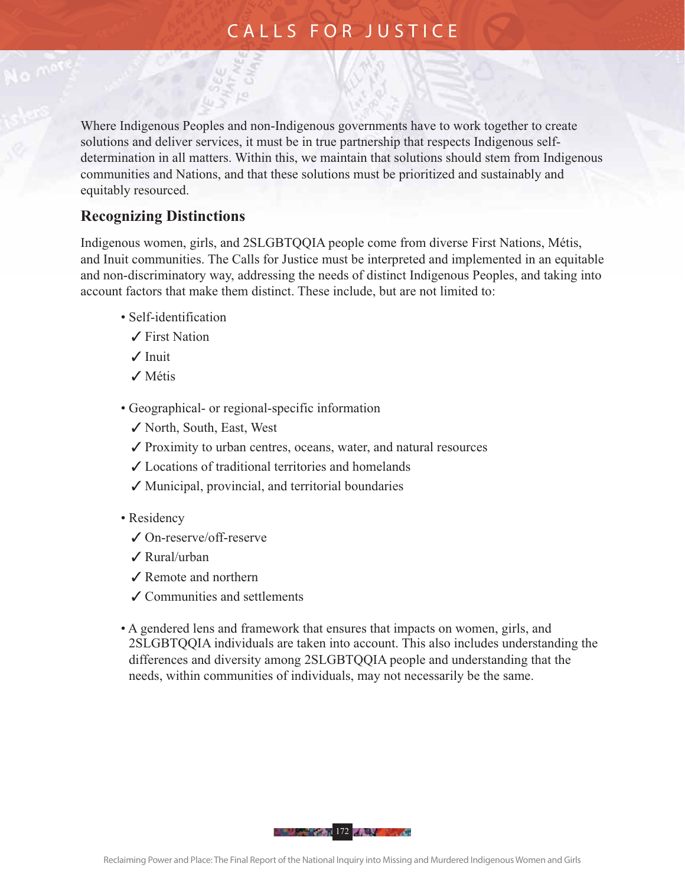Where Indigenous Peoples and non-Indigenous governments have to work together to create solutions and deliver services, it must be in true partnership that respects Indigenous self-determination in all matters. Within this, we maintain that solutions should stem from Indigenous communities and Nations, and that these solutions must be prioritized and sustainably and equitably resourced.

## Recognizing Distinctions

Indigenous women, girls, and 2SLGBTQQIA people come from diverse First Nations, Métis, and Inuit communities. The Calls for Justice must be interpreted and implemented in an equitable and non-discriminatory way, addressing the needs of distinct Indigenous Peoples, and taking into account factors that make them distinct. These include, but are not limited to:

- Self-identification
  - ✓ First Nation
  - ✓ Inuit
  - ✓ Métis
- Geographical- or regional-specific information
  - ✓ North, South, East, West
  - ✓ Proximity to urban centres, oceans, water, and natural resources
  - ✓ Locations of traditional territories and homelands
  - ✓ Municipal, provincial, and territorial boundaries
- Residency
  - ✓ On-reserve/off-reserve
  - ✓ Rural/urban
  - ✓ Remote and northern
  - ✓ Communities and settlements
- A gendered lens and framework that ensures that impacts on women, girls, and 2SLGBTQQIA individuals are taken into account. This also includes understanding the differences and diversity among 2SLGBTQQIA people and understanding that the needs, within communities of individuals, may not necessarily be the same.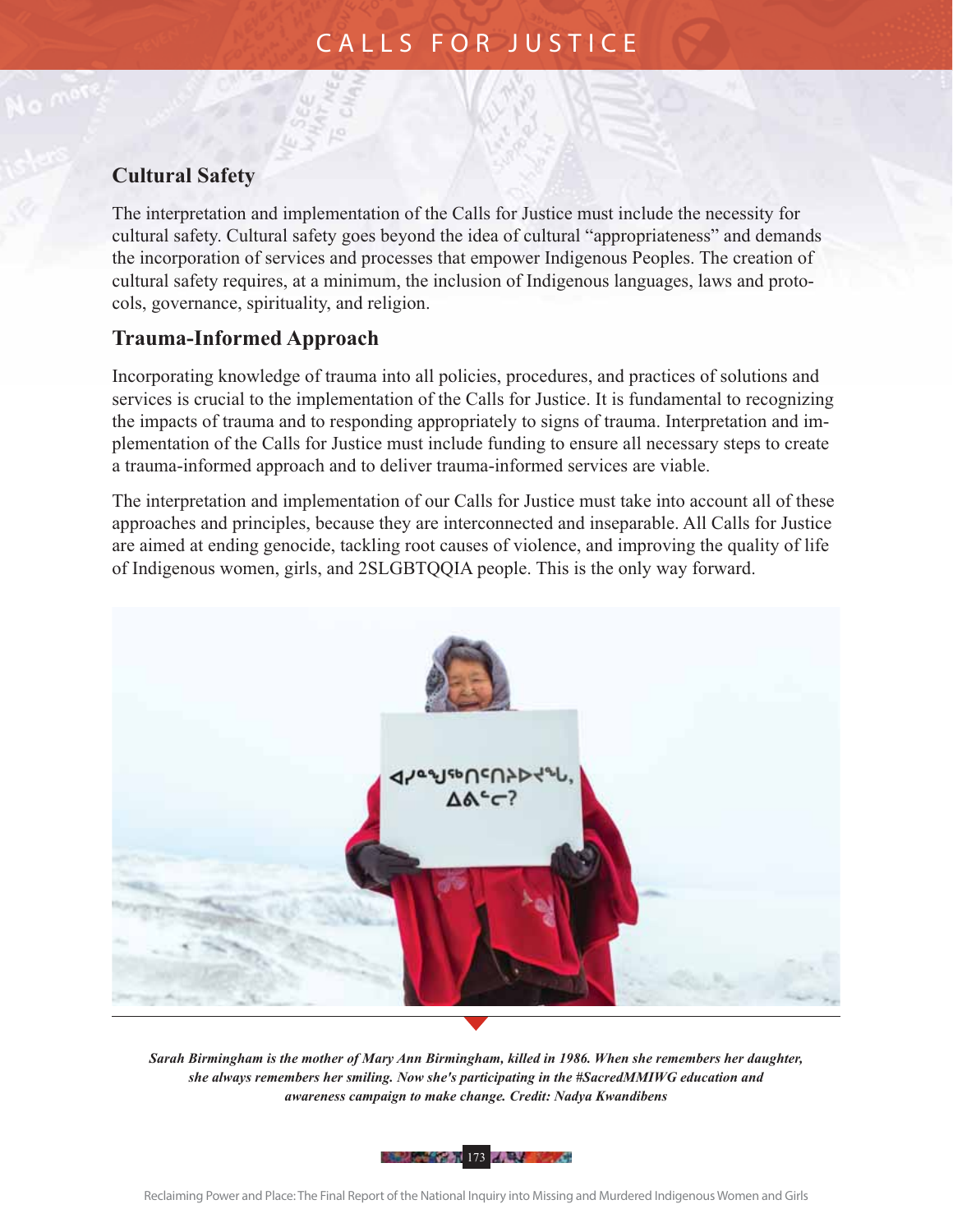## Cultural Safety

The interpretation and implementation of the Calls for Justice must include the necessity for cultural safety. Cultural safety goes beyond the idea of cultural "appropriateness" and demands the incorporation of services and processes that empower Indigenous Peoples. The creation of cultural safety requires, at a minimum, the inclusion of Indigenous languages, laws and protocols, governance, spirituality, and religion.

## Trauma-Informed Approach

Incorporating knowledge of trauma into all policies, procedures, and practices of solutions and services is crucial to the implementation of the Calls for Justice. It is fundamental to recognizing the impacts of trauma and to responding appropriately to signs of trauma. Interpretation and implementation of the Calls for Justice must include funding to ensure all necessary steps to create a trauma-informed approach and to deliver trauma-informed services are viable.

The interpretation and implementation of our Calls for Justice must take into account all of these approaches and principles, because they are interconnected and inseparable. All Calls for Justice are aimed at ending genocide, tackling root causes of violence, and improving the quality of life of Indigenous women, girls, and 2SLGBTQQIA people. This is the only way forward.

***Sarah Birmingham is the mother of Mary Ann Birmingham, killed in 1986. When she remembers her daughter, she always remembers her smiling. Now she's participating in the #SacredMMIWG education and awareness campaign to make change. Credit: Nadya Kwandibens***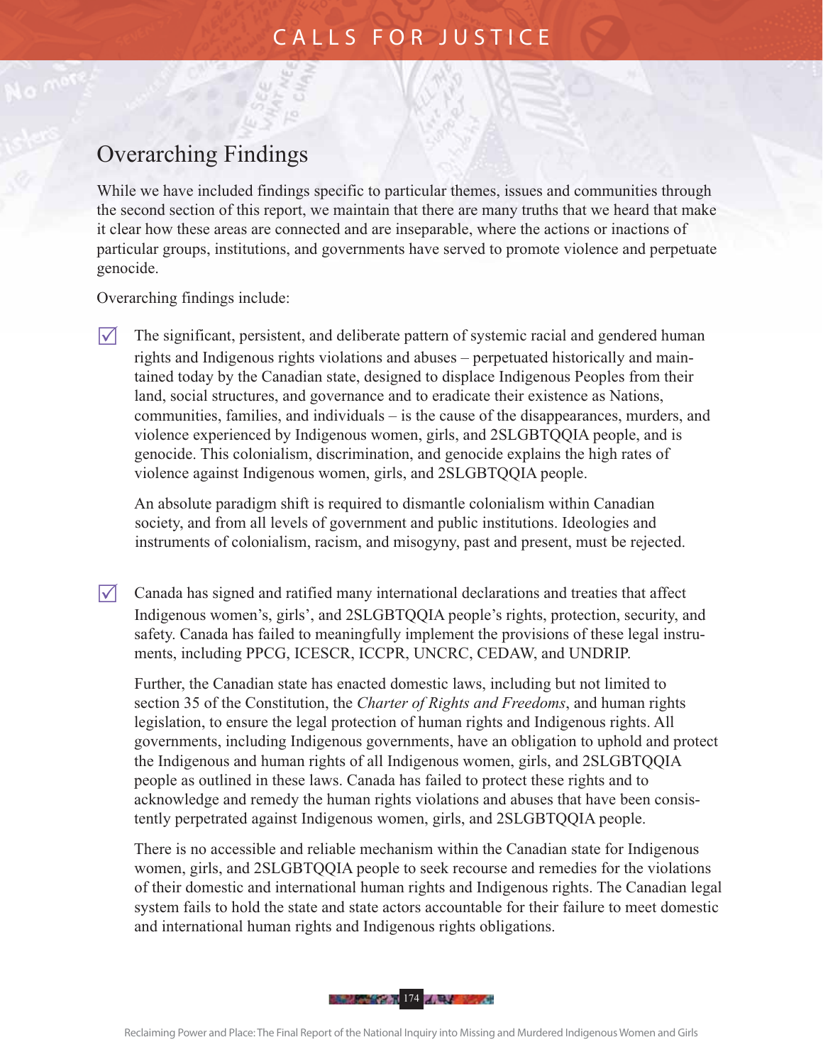## Overarching Findings

While we have included findings specific to particular themes, issues and communities through the second section of this report, we maintain that there are many truths that we heard that make it clear how these areas are connected and are inseparable, where the actions or inactions of particular groups, institutions, and governments have served to promote violence and perpetuate genocide.

Overarching findings include:

- ☑ The significant, persistent, and deliberate pattern of systemic racial and gendered human rights and Indigenous rights violations and abuses – perpetuated historically and maintained today by the Canadian state, designed to displace Indigenous Peoples from their land, social structures, and governance and to eradicate their existence as Nations, communities, families, and individuals – is the cause of the disappearances, murders, and violence experienced by Indigenous women, girls, and 2SLGBTQQIA people, and is genocide. This colonialism, discrimination, and genocide explains the high rates of violence against Indigenous women, girls, and 2SLGBTQQIA people.

  An absolute paradigm shift is required to dismantle colonialism within Canadian society, and from all levels of government and public institutions. Ideologies and instruments of colonialism, racism, and misogyny, past and present, must be rejected.

- ☑ Canada has signed and ratified many international declarations and treaties that affect Indigenous women's, girls', and 2SLGBTQQIA people's rights, protection, security, and safety. Canada has failed to meaningfully implement the provisions of these legal instruments, including PPCG, ICESCR, ICCPR, UNCRC, CEDAW, and UNDRIP.

  Further, the Canadian state has enacted domestic laws, including but not limited to section 35 of the Constitution, the *Charter of Rights and Freedoms*, and human rights legislation, to ensure the legal protection of human rights and Indigenous rights. All governments, including Indigenous governments, have an obligation to uphold and protect the Indigenous and human rights of all Indigenous women, girls, and 2SLGBTQQIA people as outlined in these laws. Canada has failed to protect these rights and to acknowledge and remedy the human rights violations and abuses that have been consistently perpetrated against Indigenous women, girls, and 2SLGBTQQIA people.

  There is no accessible and reliable mechanism within the Canadian state for Indigenous women, girls, and 2SLGBTQQIA people to seek recourse and remedies for the violations of their domestic and international human rights and Indigenous rights. The Canadian legal system fails to hold the state and state actors accountable for their failure to meet domestic and international human rights and Indigenous rights obligations.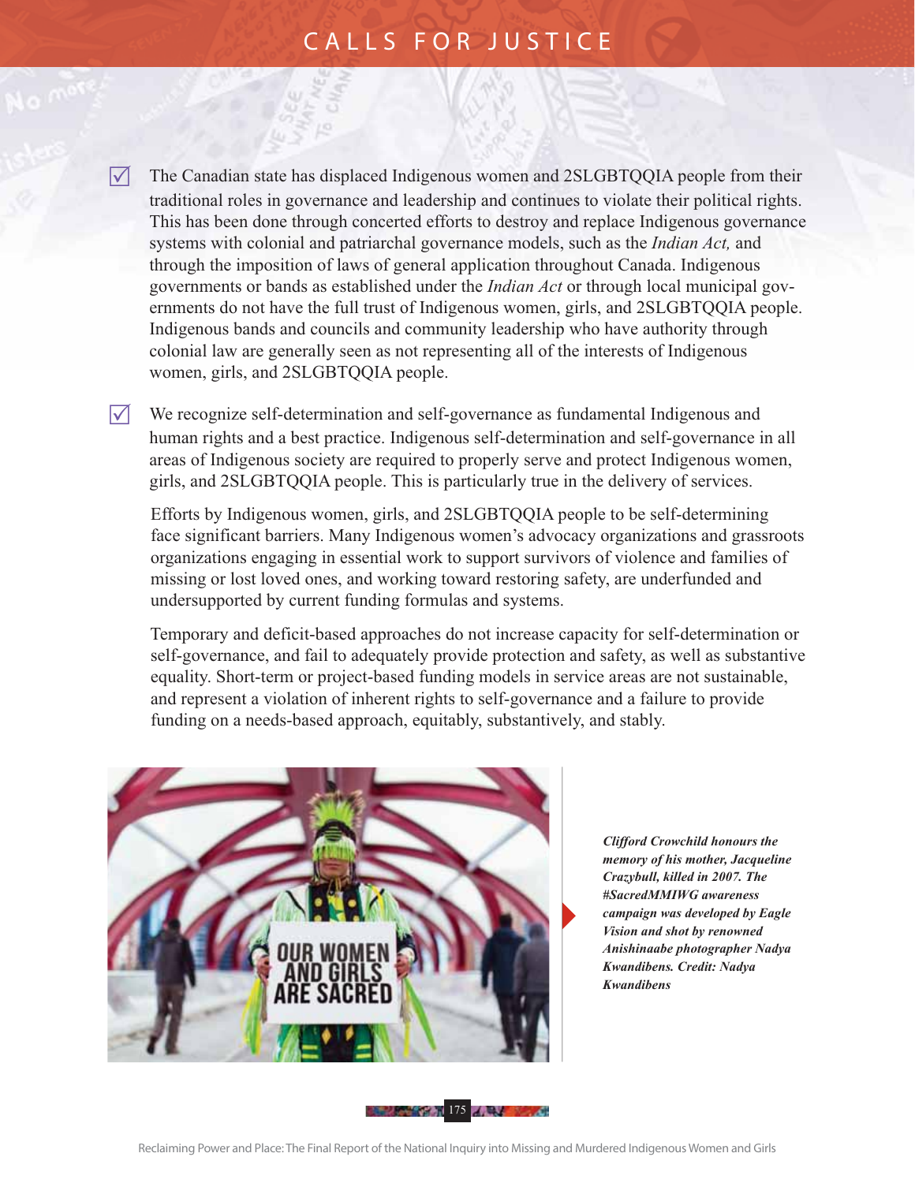☑ The Canadian state has displaced Indigenous women and 2SLGBTQQIA people from their traditional roles in governance and leadership and continues to violate their political rights. This has been done through concerted efforts to destroy and replace Indigenous governance systems with colonial and patriarchal governance models, such as the *Indian Act,* and through the imposition of laws of general application throughout Canada. Indigenous governments or bands as established under the *Indian Act* or through local municipal governments do not have the full trust of Indigenous women, girls, and 2SLGBTQQIA people. Indigenous bands and councils and community leadership who have authority through colonial law are generally seen as not representing all of the interests of Indigenous women, girls, and 2SLGBTQQIA people.

☑ We recognize self-determination and self-governance as fundamental Indigenous and human rights and a best practice. Indigenous self-determination and self-governance in all areas of Indigenous society are required to properly serve and protect Indigenous women, girls, and 2SLGBTQQIA people. This is particularly true in the delivery of services.

Efforts by Indigenous women, girls, and 2SLGBTQQIA people to be self-determining face significant barriers. Many Indigenous women's advocacy organizations and grassroots organizations engaging in essential work to support survivors of violence and families of missing or lost loved ones, and working toward restoring safety, are underfunded and undersupported by current funding formulas and systems.

Temporary and deficit-based approaches do not increase capacity for self-determination or self-governance, and fail to adequately provide protection and safety, as well as substantive equality. Short-term or project-based funding models in service areas are not sustainable, and represent a violation of inherent rights to self-governance and a failure to provide funding on a needs-based approach, equitably, substantively, and stably.

***Clifford Crowchild honours the memory of his mother, Jacqueline Crazybull, killed in 2007. The #SacredMMIWG awareness campaign was developed by Eagle Vision and shot by renowned Anishinaabe photographer Nadya Kwandibens. Credit: Nadya Kwandibens***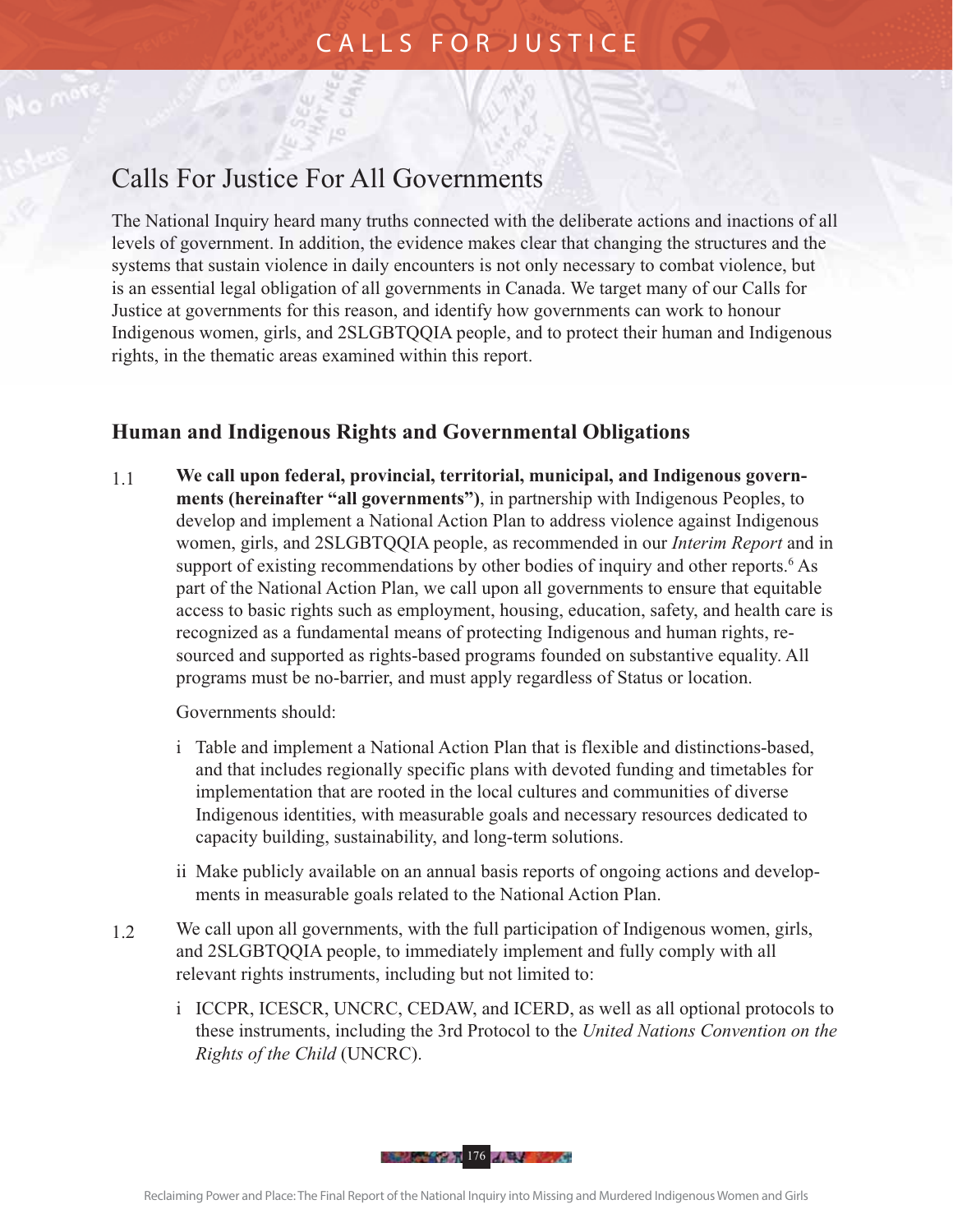## Calls For Justice For All Governments

The National Inquiry heard many truths connected with the deliberate actions and inactions of all levels of government. In addition, the evidence makes clear that changing the structures and the systems that sustain violence in daily encounters is not only necessary to combat violence, but is an essential legal obligation of all governments in Canada. We target many of our Calls for Justice at governments for this reason, and identify how governments can work to honour Indigenous women, girls, and 2SLGBTQQIA people, and to protect their human and Indigenous rights, in the thematic areas examined within this report.

### Human and Indigenous Rights and Governmental Obligations

1.1 **We call upon federal, provincial, territorial, municipal, and Indigenous governments (hereinafter "all governments")**, in partnership with Indigenous Peoples, to develop and implement a National Action Plan to address violence against Indigenous women, girls, and 2SLGBTQQIA people, as recommended in our *Interim Report* and in support of existing recommendations by other bodies of inquiry and other reports.[6] As part of the National Action Plan, we call upon all governments to ensure that equitable access to basic rights such as employment, housing, education, safety, and health care is recognized as a fundamental means of protecting Indigenous and human rights, resourced and supported as rights-based programs founded on substantive equality. All programs must be no-barrier, and must apply regardless of Status or location.

Governments should:

i Table and implement a National Action Plan that is flexible and distinctions-based, and that includes regionally specific plans with devoted funding and timetables for implementation that are rooted in the local cultures and communities of diverse Indigenous identities, with measurable goals and necessary resources dedicated to capacity building, sustainability, and long-term solutions.

ii Make publicly available on an annual basis reports of ongoing actions and developments in measurable goals related to the National Action Plan.

1.2 We call upon all governments, with the full participation of Indigenous women, girls, and 2SLGBTQQIA people, to immediately implement and fully comply with all relevant rights instruments, including but not limited to:

i ICCPR, ICESCR, UNCRC, CEDAW, and ICERD, as well as all optional protocols to these instruments, including the 3rd Protocol to the *United Nations Convention on the Rights of the Child* (UNCRC).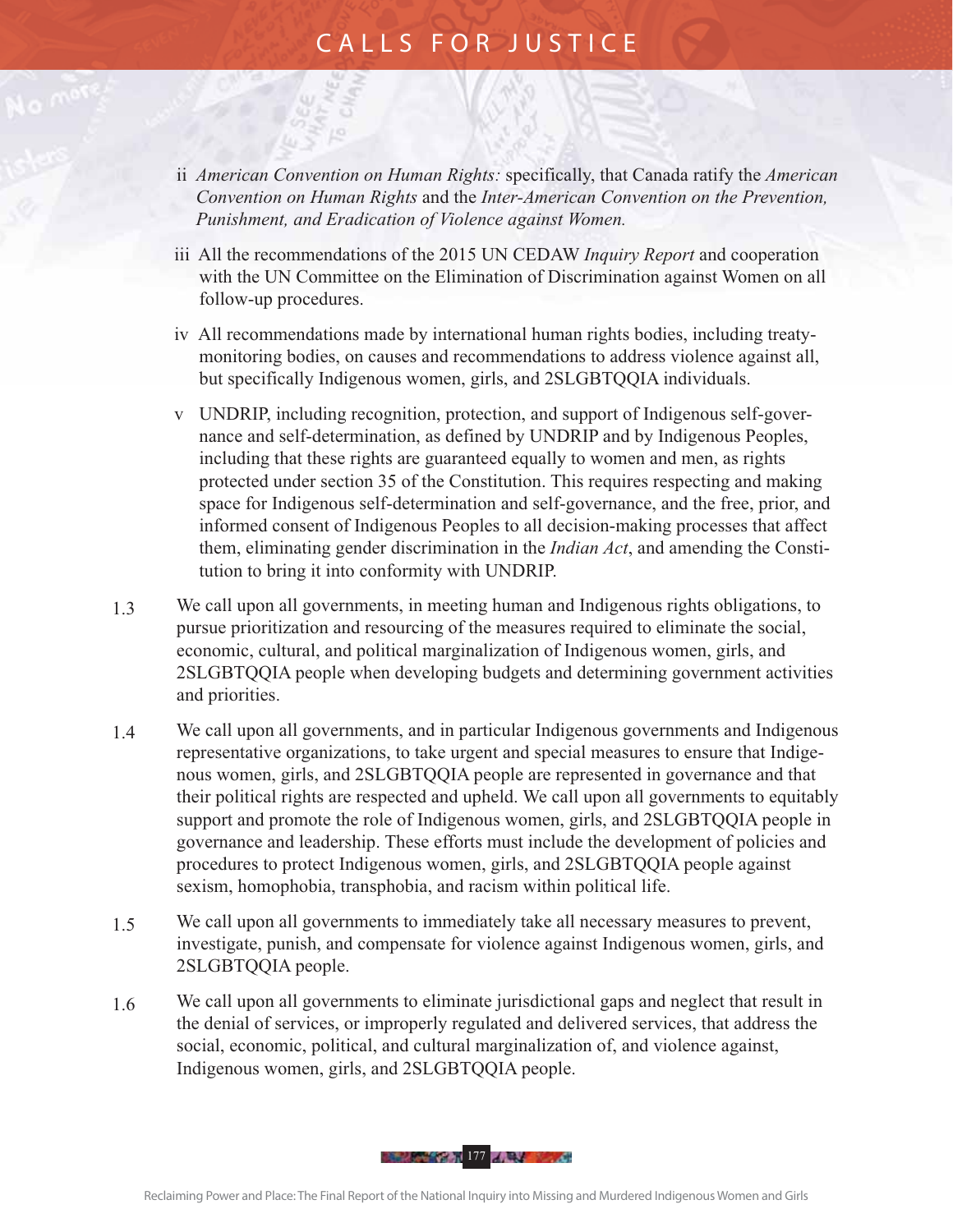ii *American Convention on Human Rights:* specifically, that Canada ratify the *American Convention on Human Rights* and the *Inter-American Convention on the Prevention, Punishment, and Eradication of Violence against Women.*

iii All the recommendations of the 2015 UN CEDAW *Inquiry Report* and cooperation with the UN Committee on the Elimination of Discrimination against Women on all follow-up procedures.

iv All recommendations made by international human rights bodies, including treaty-monitoring bodies, on causes and recommendations to address violence against all, but specifically Indigenous women, girls, and 2SLGBTQQIA individuals.

v UNDRIP, including recognition, protection, and support of Indigenous self-governance and self-determination, as defined by UNDRIP and by Indigenous Peoples, including that these rights are guaranteed equally to women and men, as rights protected under section 35 of the Constitution. This requires respecting and making space for Indigenous self-determination and self-governance, and the free, prior, and informed consent of Indigenous Peoples to all decision-making processes that affect them, eliminating gender discrimination in the *Indian Act*, and amending the Constitution to bring it into conformity with UNDRIP.

1.3 We call upon all governments, in meeting human and Indigenous rights obligations, to pursue prioritization and resourcing of the measures required to eliminate the social, economic, cultural, and political marginalization of Indigenous women, girls, and 2SLGBTQQIA people when developing budgets and determining government activities and priorities.

1.4 We call upon all governments, and in particular Indigenous governments and Indigenous representative organizations, to take urgent and special measures to ensure that Indigenous women, girls, and 2SLGBTQQIA people are represented in governance and that their political rights are respected and upheld. We call upon all governments to equitably support and promote the role of Indigenous women, girls, and 2SLGBTQQIA people in governance and leadership. These efforts must include the development of policies and procedures to protect Indigenous women, girls, and 2SLGBTQQIA people against sexism, homophobia, transphobia, and racism within political life.

1.5 We call upon all governments to immediately take all necessary measures to prevent, investigate, punish, and compensate for violence against Indigenous women, girls, and 2SLGBTQQIA people.

1.6 We call upon all governments to eliminate jurisdictional gaps and neglect that result in the denial of services, or improperly regulated and delivered services, that address the social, economic, political, and cultural marginalization of, and violence against, Indigenous women, girls, and 2SLGBTQQIA people.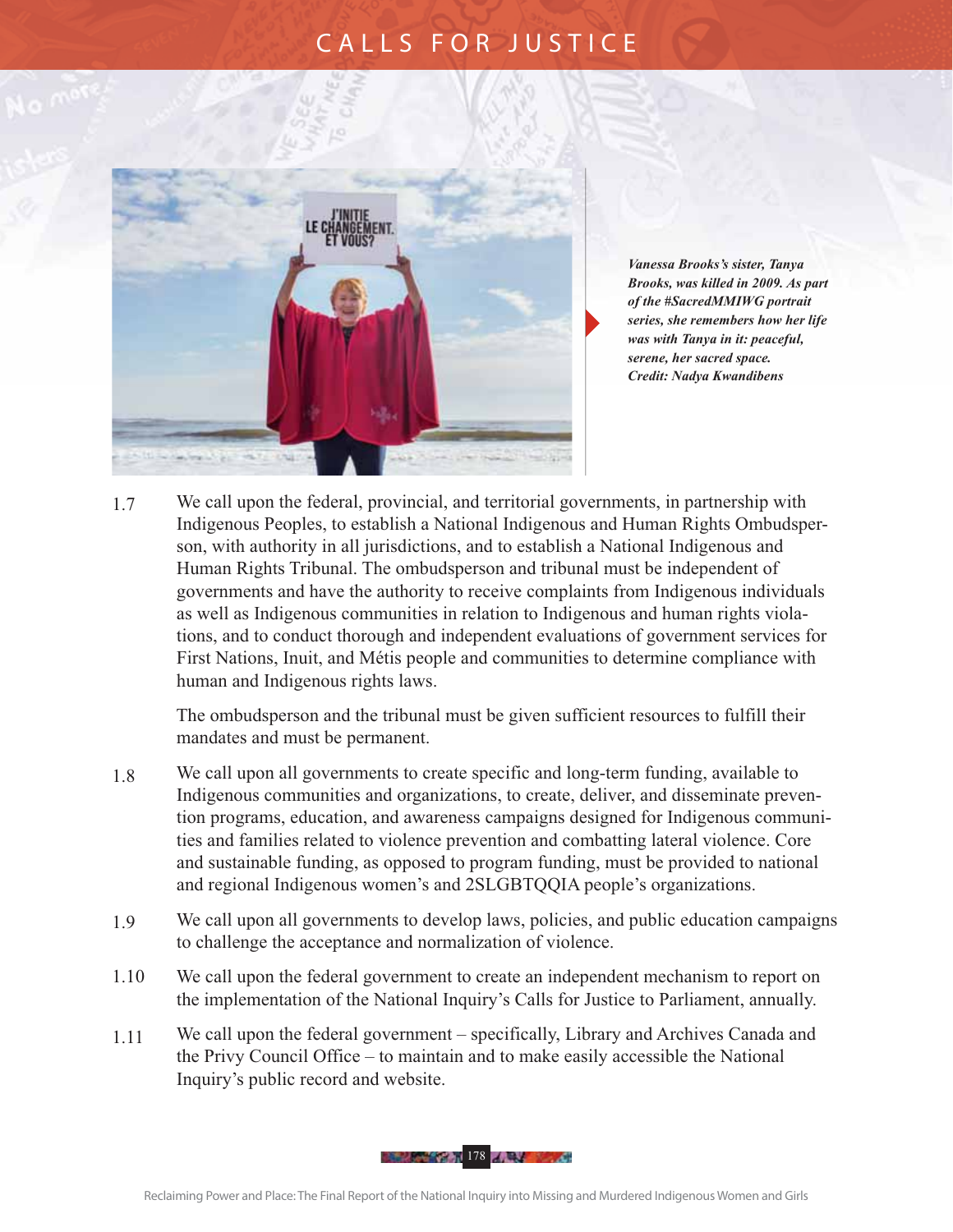*Vanessa Brooks's sister, Tanya Brooks, was killed in 2009. As part of the #SacredMMIWG portrait series, she remembers how her life was with Tanya in it: peaceful, serene, her sacred space. Credit: Nadya Kwandibens*

1.7 We call upon the federal, provincial, and territorial governments, in partnership with Indigenous Peoples, to establish a National Indigenous and Human Rights Ombudsperson, with authority in all jurisdictions, and to establish a National Indigenous and Human Rights Tribunal. The ombudsperson and tribunal must be independent of governments and have the authority to receive complaints from Indigenous individuals as well as Indigenous communities in relation to Indigenous and human rights violations, and to conduct thorough and independent evaluations of government services for First Nations, Inuit, and Métis people and communities to determine compliance with human and Indigenous rights laws.

The ombudsperson and the tribunal must be given sufficient resources to fulfill their mandates and must be permanent.

1.8 We call upon all governments to create specific and long-term funding, available to Indigenous communities and organizations, to create, deliver, and disseminate prevention programs, education, and awareness campaigns designed for Indigenous communities and families related to violence prevention and combatting lateral violence. Core and sustainable funding, as opposed to program funding, must be provided to national and regional Indigenous women's and 2SLGBTQQIA people's organizations.

1.9 We call upon all governments to develop laws, policies, and public education campaigns to challenge the acceptance and normalization of violence.

1.10 We call upon the federal government to create an independent mechanism to report on the implementation of the National Inquiry's Calls for Justice to Parliament, annually.

1.11 We call upon the federal government – specifically, Library and Archives Canada and the Privy Council Office – to maintain and to make easily accessible the National Inquiry's public record and website.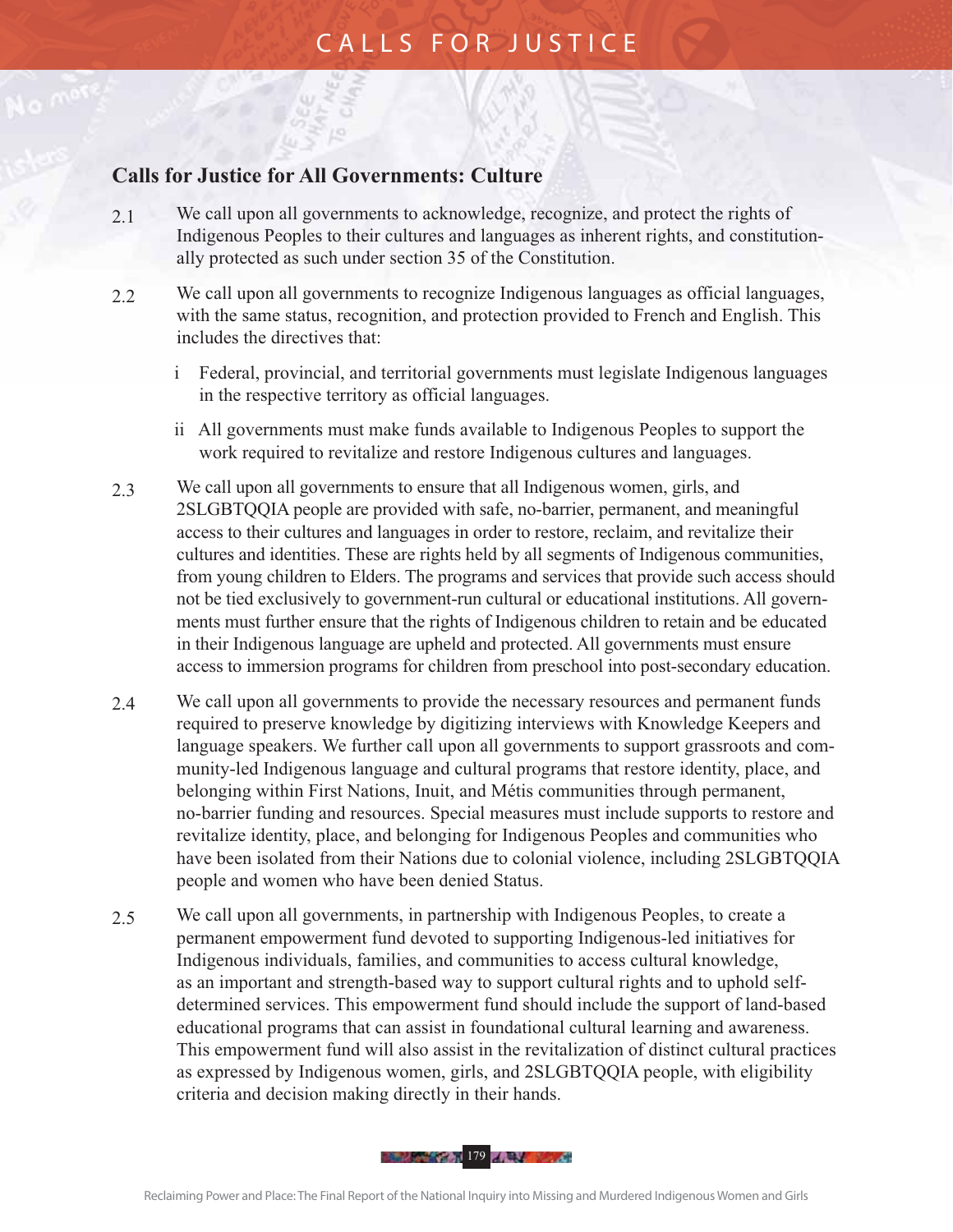## Calls for Justice for All Governments: Culture

2.1 We call upon all governments to acknowledge, recognize, and protect the rights of Indigenous Peoples to their cultures and languages as inherent rights, and constitutionally protected as such under section 35 of the Constitution.

2.2 We call upon all governments to recognize Indigenous languages as official languages, with the same status, recognition, and protection provided to French and English. This includes the directives that:

- i Federal, provincial, and territorial governments must legislate Indigenous languages in the respective territory as official languages.
- ii All governments must make funds available to Indigenous Peoples to support the work required to revitalize and restore Indigenous cultures and languages.

2.3 We call upon all governments to ensure that all Indigenous women, girls, and 2SLGBTQQIA people are provided with safe, no-barrier, permanent, and meaningful access to their cultures and languages in order to restore, reclaim, and revitalize their cultures and identities. These are rights held by all segments of Indigenous communities, from young children to Elders. The programs and services that provide such access should not be tied exclusively to government-run cultural or educational institutions. All governments must further ensure that the rights of Indigenous children to retain and be educated in their Indigenous language are upheld and protected. All governments must ensure access to immersion programs for children from preschool into post-secondary education.

2.4 We call upon all governments to provide the necessary resources and permanent funds required to preserve knowledge by digitizing interviews with Knowledge Keepers and language speakers. We further call upon all governments to support grassroots and community-led Indigenous language and cultural programs that restore identity, place, and belonging within First Nations, Inuit, and Métis communities through permanent, no-barrier funding and resources. Special measures must include supports to restore and revitalize identity, place, and belonging for Indigenous Peoples and communities who have been isolated from their Nations due to colonial violence, including 2SLGBTQQIA people and women who have been denied Status.

2.5 We call upon all governments, in partnership with Indigenous Peoples, to create a permanent empowerment fund devoted to supporting Indigenous-led initiatives for Indigenous individuals, families, and communities to access cultural knowledge, as an important and strength-based way to support cultural rights and to uphold self-determined services. This empowerment fund should include the support of land-based educational programs that can assist in foundational cultural learning and awareness. This empowerment fund will also assist in the revitalization of distinct cultural practices as expressed by Indigenous women, girls, and 2SLGBTQQIA people, with eligibility criteria and decision making directly in their hands.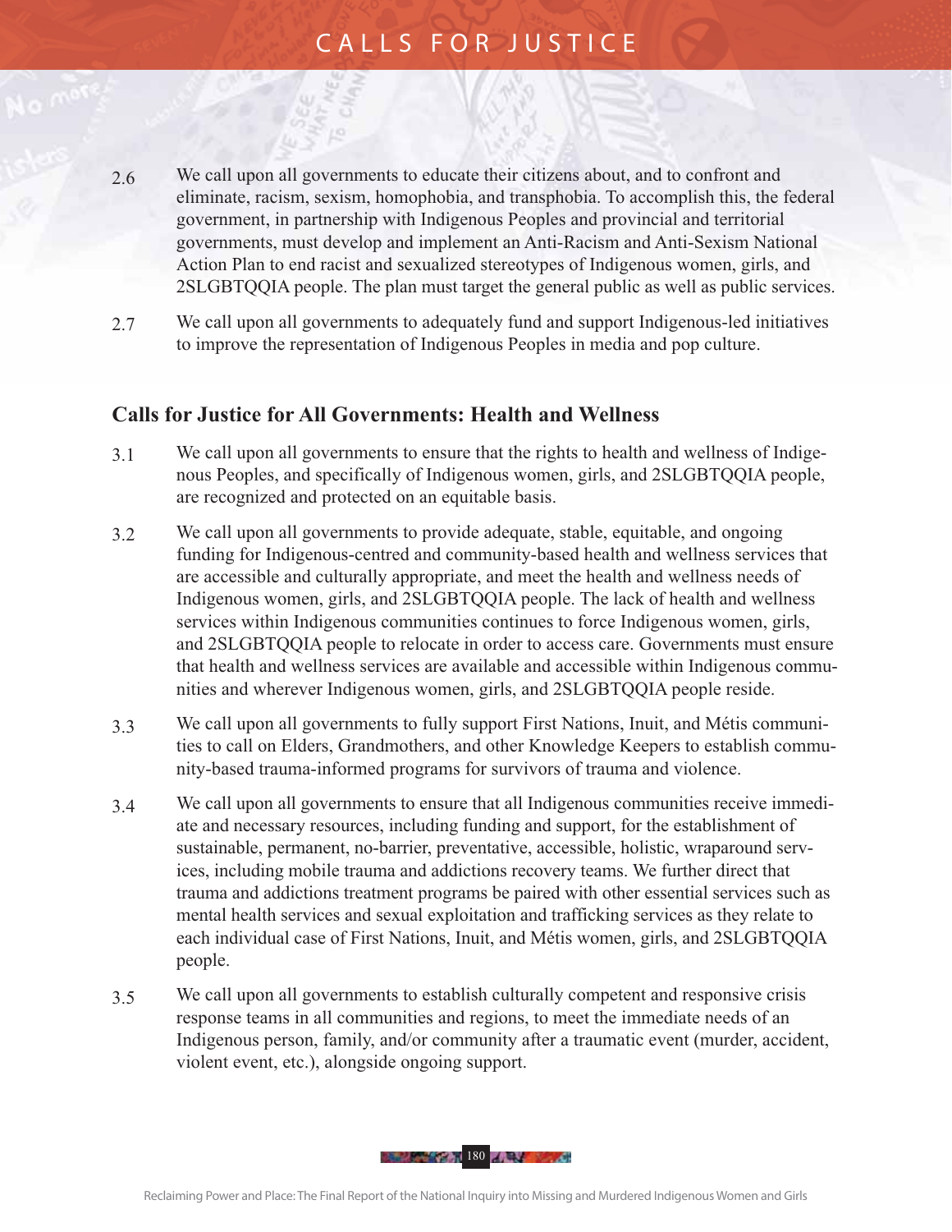2.6 We call upon all governments to educate their citizens about, and to confront and eliminate, racism, sexism, homophobia, and transphobia. To accomplish this, the federal government, in partnership with Indigenous Peoples and provincial and territorial governments, must develop and implement an Anti-Racism and Anti-Sexism National Action Plan to end racist and sexualized stereotypes of Indigenous women, girls, and 2SLGBTQQIA people. The plan must target the general public as well as public services.

2.7 We call upon all governments to adequately fund and support Indigenous-led initiatives to improve the representation of Indigenous Peoples in media and pop culture.

## Calls for Justice for All Governments: Health and Wellness

3.1 We call upon all governments to ensure that the rights to health and wellness of Indigenous Peoples, and specifically of Indigenous women, girls, and 2SLGBTQQIA people, are recognized and protected on an equitable basis.

3.2 We call upon all governments to provide adequate, stable, equitable, and ongoing funding for Indigenous-centred and community-based health and wellness services that are accessible and culturally appropriate, and meet the health and wellness needs of Indigenous women, girls, and 2SLGBTQQIA people. The lack of health and wellness services within Indigenous communities continues to force Indigenous women, girls, and 2SLGBTQQIA people to relocate in order to access care. Governments must ensure that health and wellness services are available and accessible within Indigenous communities and wherever Indigenous women, girls, and 2SLGBTQQIA people reside.

3.3 We call upon all governments to fully support First Nations, Inuit, and Métis communities to call on Elders, Grandmothers, and other Knowledge Keepers to establish community-based trauma-informed programs for survivors of trauma and violence.

3.4 We call upon all governments to ensure that all Indigenous communities receive immediate and necessary resources, including funding and support, for the establishment of sustainable, permanent, no-barrier, preventative, accessible, holistic, wraparound services, including mobile trauma and addictions recovery teams. We further direct that trauma and addictions treatment programs be paired with other essential services such as mental health services and sexual exploitation and trafficking services as they relate to each individual case of First Nations, Inuit, and Métis women, girls, and 2SLGBTQQIA people.

3.5 We call upon all governments to establish culturally competent and responsive crisis response teams in all communities and regions, to meet the immediate needs of an Indigenous person, family, and/or community after a traumatic event (murder, accident, violent event, etc.), alongside ongoing support.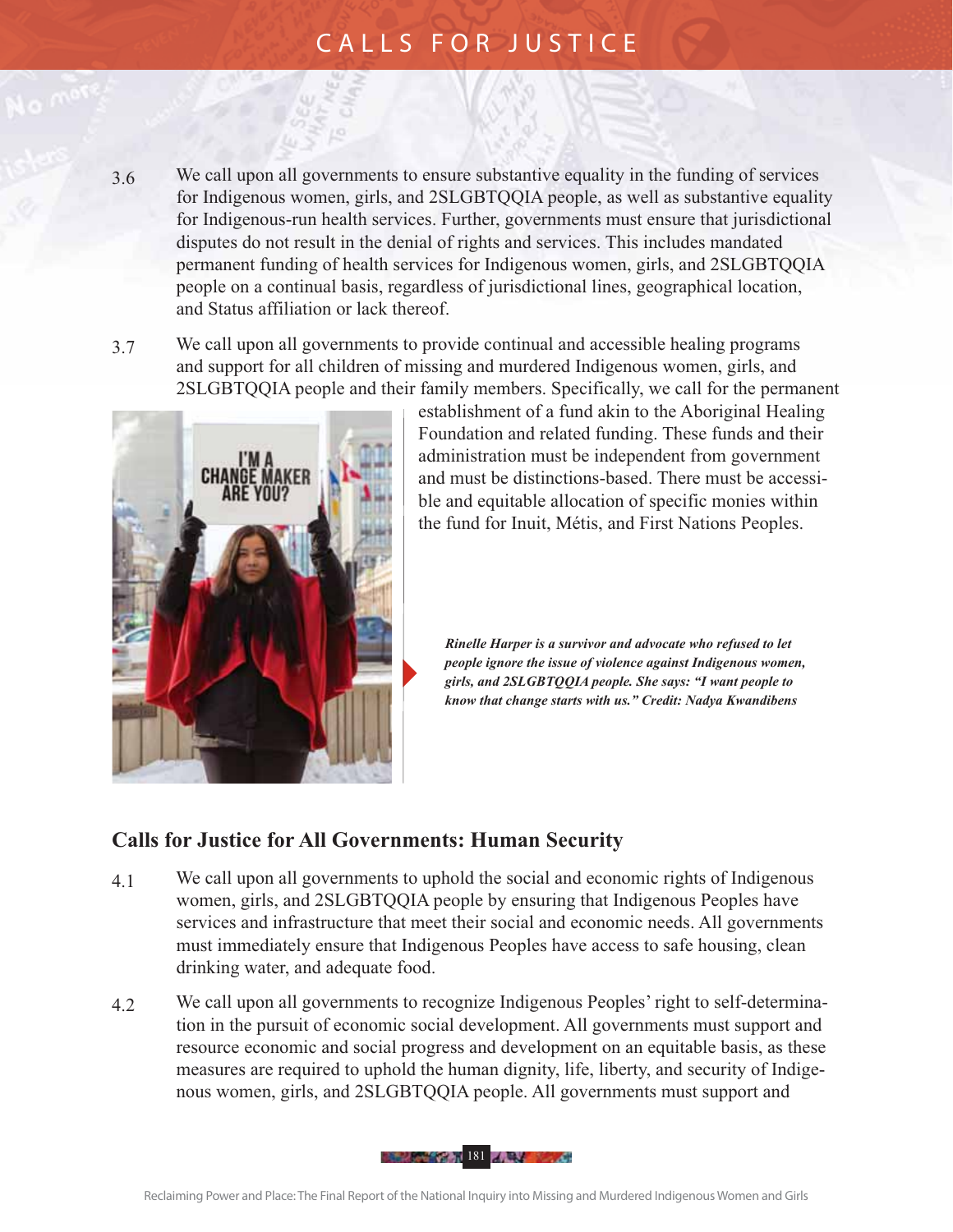3.6 We call upon all governments to ensure substantive equality in the funding of services for Indigenous women, girls, and 2SLGBTQQIA people, as well as substantive equality for Indigenous-run health services. Further, governments must ensure that jurisdictional disputes do not result in the denial of rights and services. This includes mandated permanent funding of health services for Indigenous women, girls, and 2SLGBTQQIA people on a continual basis, regardless of jurisdictional lines, geographical location, and Status affiliation or lack thereof.

3.7 We call upon all governments to provide continual and accessible healing programs and support for all children of missing and murdered Indigenous women, girls, and 2SLGBTQQIA people and their family members. Specifically, we call for the permanent establishment of a fund akin to the Aboriginal Healing Foundation and related funding. These funds and their administration must be independent from government and must be distinctions-based. There must be accessible and equitable allocation of specific monies within the fund for Inuit, Métis, and First Nations Peoples.

***Rinelle Harper is a survivor and advocate who refused to let people ignore the issue of violence against Indigenous women, girls, and 2SLGBTQQIA people. She says: "I want people to know that change starts with us." Credit: Nadya Kwandibens***

## Calls for Justice for All Governments: Human Security

4.1 We call upon all governments to uphold the social and economic rights of Indigenous women, girls, and 2SLGBTQQIA people by ensuring that Indigenous Peoples have services and infrastructure that meet their social and economic needs. All governments must immediately ensure that Indigenous Peoples have access to safe housing, clean drinking water, and adequate food.

4.2 We call upon all governments to recognize Indigenous Peoples' right to self-determination in the pursuit of economic social development. All governments must support and resource economic and social progress and development on an equitable basis, as these measures are required to uphold the human dignity, life, liberty, and security of Indigenous women, girls, and 2SLGBTQQIA people. All governments must support and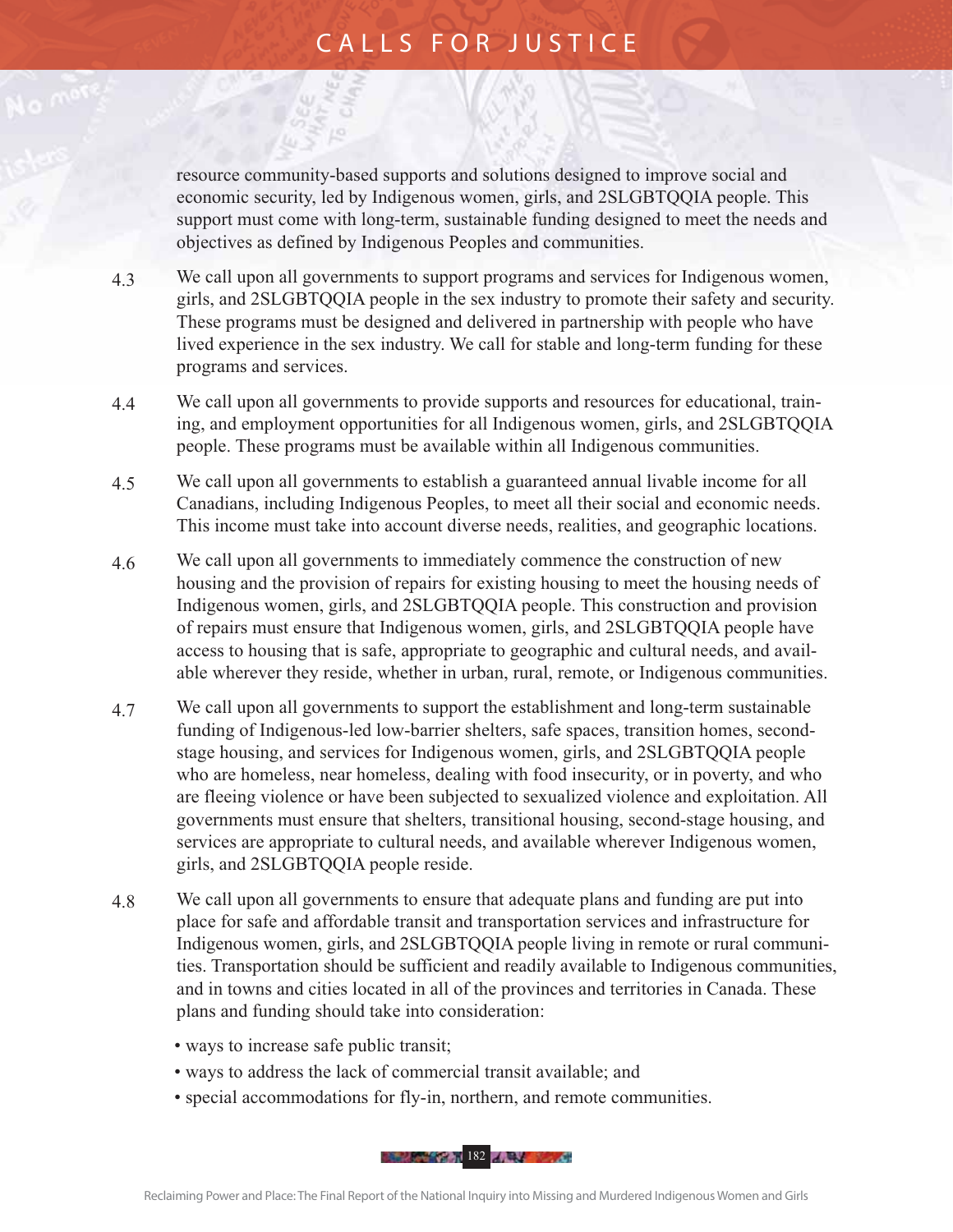resource community-based supports and solutions designed to improve social and economic security, led by Indigenous women, girls, and 2SLGBTQQIA people. This support must come with long-term, sustainable funding designed to meet the needs and objectives as defined by Indigenous Peoples and communities.

4.3 We call upon all governments to support programs and services for Indigenous women, girls, and 2SLGBTQQIA people in the sex industry to promote their safety and security. These programs must be designed and delivered in partnership with people who have lived experience in the sex industry. We call for stable and long-term funding for these programs and services.

4.4 We call upon all governments to provide supports and resources for educational, training, and employment opportunities for all Indigenous women, girls, and 2SLGBTQQIA people. These programs must be available within all Indigenous communities.

4.5 We call upon all governments to establish a guaranteed annual livable income for all Canadians, including Indigenous Peoples, to meet all their social and economic needs. This income must take into account diverse needs, realities, and geographic locations.

4.6 We call upon all governments to immediately commence the construction of new housing and the provision of repairs for existing housing to meet the housing needs of Indigenous women, girls, and 2SLGBTQQIA people. This construction and provision of repairs must ensure that Indigenous women, girls, and 2SLGBTQQIA people have access to housing that is safe, appropriate to geographic and cultural needs, and available wherever they reside, whether in urban, rural, remote, or Indigenous communities.

4.7 We call upon all governments to support the establishment and long-term sustainable funding of Indigenous-led low-barrier shelters, safe spaces, transition homes, second-stage housing, and services for Indigenous women, girls, and 2SLGBTQQIA people who are homeless, near homeless, dealing with food insecurity, or in poverty, and who are fleeing violence or have been subjected to sexualized violence and exploitation. All governments must ensure that shelters, transitional housing, second-stage housing, and services are appropriate to cultural needs, and available wherever Indigenous women, girls, and 2SLGBTQQIA people reside.

4.8 We call upon all governments to ensure that adequate plans and funding are put into place for safe and affordable transit and transportation services and infrastructure for Indigenous women, girls, and 2SLGBTQQIA people living in remote or rural communities. Transportation should be sufficient and readily available to Indigenous communities, and in towns and cities located in all of the provinces and territories in Canada. These plans and funding should take into consideration:

- ways to increase safe public transit;
- ways to address the lack of commercial transit available; and
- special accommodations for fly-in, northern, and remote communities.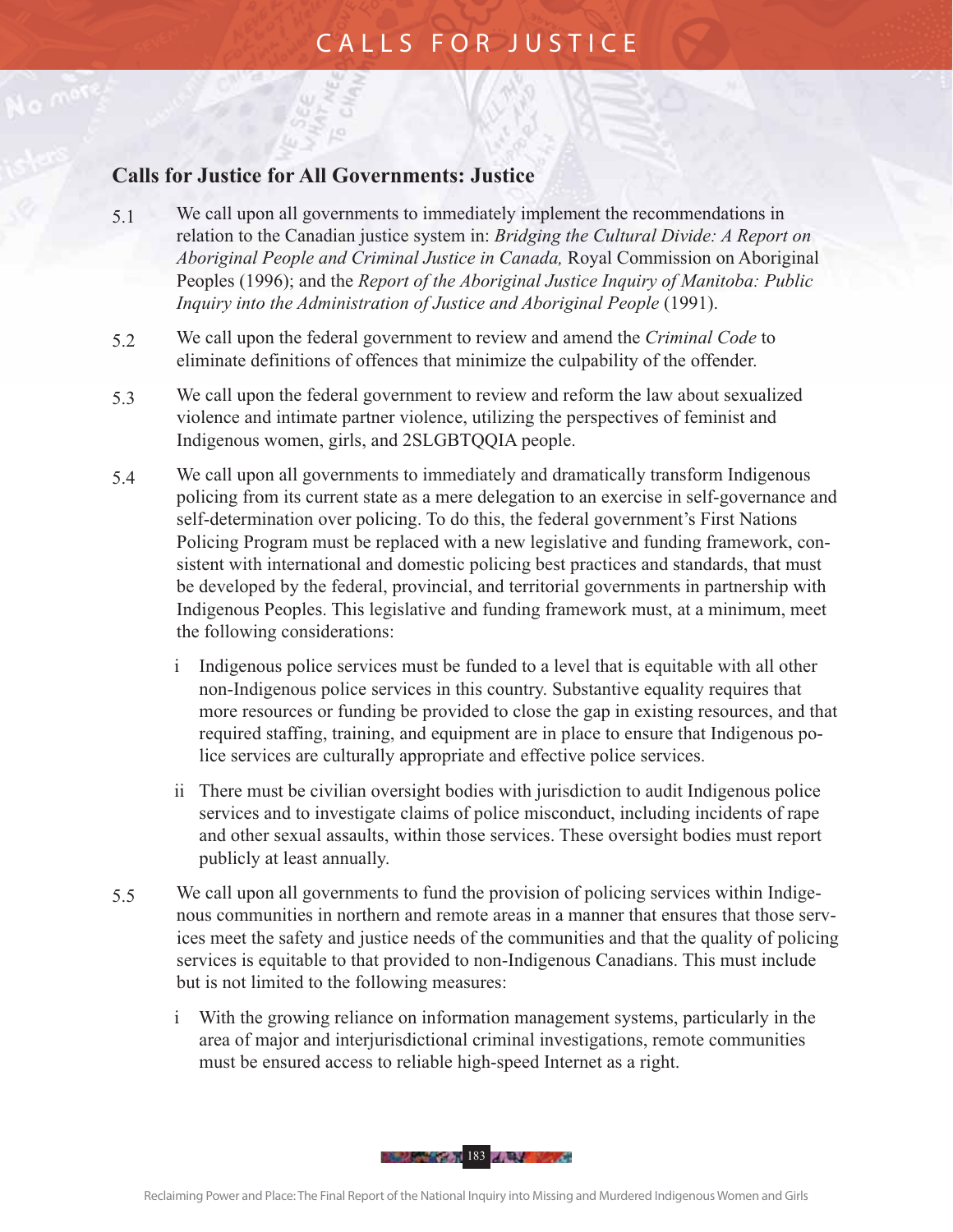## Calls for Justice for All Governments: Justice

5.1 We call upon all governments to immediately implement the recommendations in relation to the Canadian justice system in: *Bridging the Cultural Divide: A Report on Aboriginal People and Criminal Justice in Canada,* Royal Commission on Aboriginal Peoples (1996); and the *Report of the Aboriginal Justice Inquiry of Manitoba: Public Inquiry into the Administration of Justice and Aboriginal People* (1991).

5.2 We call upon the federal government to review and amend the *Criminal Code* to eliminate definitions of offences that minimize the culpability of the offender.

5.3 We call upon the federal government to review and reform the law about sexualized violence and intimate partner violence, utilizing the perspectives of feminist and Indigenous women, girls, and 2SLGBTQQIA people.

5.4 We call upon all governments to immediately and dramatically transform Indigenous policing from its current state as a mere delegation to an exercise in self-governance and self-determination over policing. To do this, the federal government's First Nations Policing Program must be replaced with a new legislative and funding framework, consistent with international and domestic policing best practices and standards, that must be developed by the federal, provincial, and territorial governments in partnership with Indigenous Peoples. This legislative and funding framework must, at a minimum, meet the following considerations:

   i Indigenous police services must be funded to a level that is equitable with all other non-Indigenous police services in this country. Substantive equality requires that more resources or funding be provided to close the gap in existing resources, and that required staffing, training, and equipment are in place to ensure that Indigenous police services are culturally appropriate and effective police services.

   ii There must be civilian oversight bodies with jurisdiction to audit Indigenous police services and to investigate claims of police misconduct, including incidents of rape and other sexual assaults, within those services. These oversight bodies must report publicly at least annually.

5.5 We call upon all governments to fund the provision of policing services within Indigenous communities in northern and remote areas in a manner that ensures that those services meet the safety and justice needs of the communities and that the quality of policing services is equitable to that provided to non-Indigenous Canadians. This must include but is not limited to the following measures:

   i With the growing reliance on information management systems, particularly in the area of major and interjurisdictional criminal investigations, remote communities must be ensured access to reliable high-speed Internet as a right.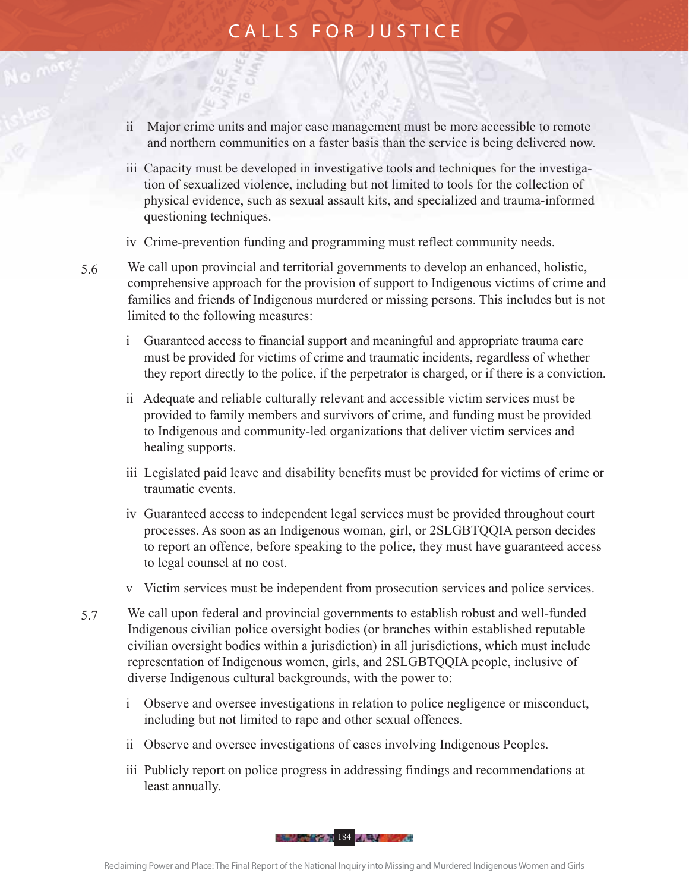ii Major crime units and major case management must be more accessible to remote and northern communities on a faster basis than the service is being delivered now.

iii Capacity must be developed in investigative tools and techniques for the investigation of sexualized violence, including but not limited to tools for the collection of physical evidence, such as sexual assault kits, and specialized and trauma-informed questioning techniques.

iv Crime-prevention funding and programming must reflect community needs.

5.6 We call upon provincial and territorial governments to develop an enhanced, holistic, comprehensive approach for the provision of support to Indigenous victims of crime and families and friends of Indigenous murdered or missing persons. This includes but is not limited to the following measures:

i Guaranteed access to financial support and meaningful and appropriate trauma care must be provided for victims of crime and traumatic incidents, regardless of whether they report directly to the police, if the perpetrator is charged, or if there is a conviction.

ii Adequate and reliable culturally relevant and accessible victim services must be provided to family members and survivors of crime, and funding must be provided to Indigenous and community-led organizations that deliver victim services and healing supports.

iii Legislated paid leave and disability benefits must be provided for victims of crime or traumatic events.

iv Guaranteed access to independent legal services must be provided throughout court processes. As soon as an Indigenous woman, girl, or 2SLGBTQQIA person decides to report an offence, before speaking to the police, they must have guaranteed access to legal counsel at no cost.

v Victim services must be independent from prosecution services and police services.

5.7 We call upon federal and provincial governments to establish robust and well-funded Indigenous civilian police oversight bodies (or branches within established reputable civilian oversight bodies within a jurisdiction) in all jurisdictions, which must include representation of Indigenous women, girls, and 2SLGBTQQIA people, inclusive of diverse Indigenous cultural backgrounds, with the power to:

i Observe and oversee investigations in relation to police negligence or misconduct, including but not limited to rape and other sexual offences.

ii Observe and oversee investigations of cases involving Indigenous Peoples.

iii Publicly report on police progress in addressing findings and recommendations at least annually.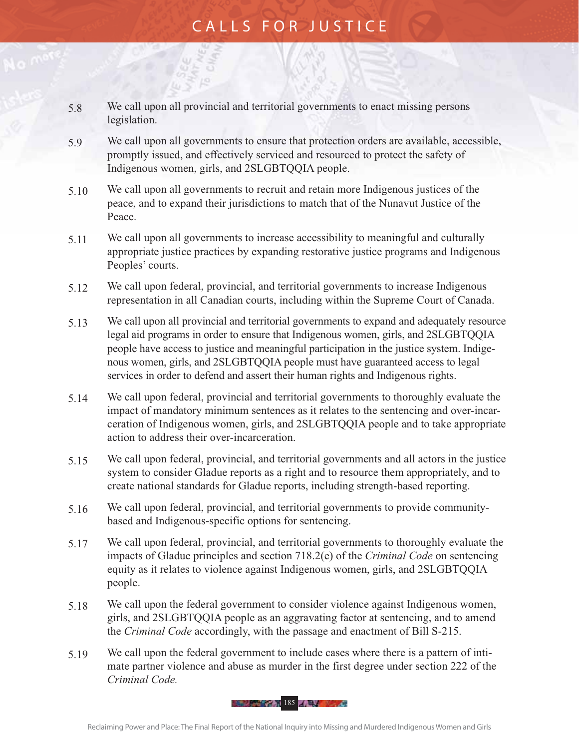5.8 We call upon all provincial and territorial governments to enact missing persons legislation.

5.9 We call upon all governments to ensure that protection orders are available, accessible, promptly issued, and effectively serviced and resourced to protect the safety of Indigenous women, girls, and 2SLGBTQQIA people.

5.10 We call upon all governments to recruit and retain more Indigenous justices of the peace, and to expand their jurisdictions to match that of the Nunavut Justice of the Peace.

5.11 We call upon all governments to increase accessibility to meaningful and culturally appropriate justice practices by expanding restorative justice programs and Indigenous Peoples' courts.

5.12 We call upon federal, provincial, and territorial governments to increase Indigenous representation in all Canadian courts, including within the Supreme Court of Canada.

5.13 We call upon all provincial and territorial governments to expand and adequately resource legal aid programs in order to ensure that Indigenous women, girls, and 2SLGBTQQIA people have access to justice and meaningful participation in the justice system. Indigenous women, girls, and 2SLGBTQQIA people must have guaranteed access to legal services in order to defend and assert their human rights and Indigenous rights.

5.14 We call upon federal, provincial and territorial governments to thoroughly evaluate the impact of mandatory minimum sentences as it relates to the sentencing and over-incarceration of Indigenous women, girls, and 2SLGBTQQIA people and to take appropriate action to address their over-incarceration.

5.15 We call upon federal, provincial, and territorial governments and all actors in the justice system to consider Gladue reports as a right and to resource them appropriately, and to create national standards for Gladue reports, including strength-based reporting.

5.16 We call upon federal, provincial, and territorial governments to provide community-based and Indigenous-specific options for sentencing.

5.17 We call upon federal, provincial, and territorial governments to thoroughly evaluate the impacts of Gladue principles and section 718.2(e) of the *Criminal Code* on sentencing equity as it relates to violence against Indigenous women, girls, and 2SLGBTQQIA people.

5.18 We call upon the federal government to consider violence against Indigenous women, girls, and 2SLGBTQQIA people as an aggravating factor at sentencing, and to amend the *Criminal Code* accordingly, with the passage and enactment of Bill S-215.

5.19 We call upon the federal government to include cases where there is a pattern of intimate partner violence and abuse as murder in the first degree under section 222 of the *Criminal Code.*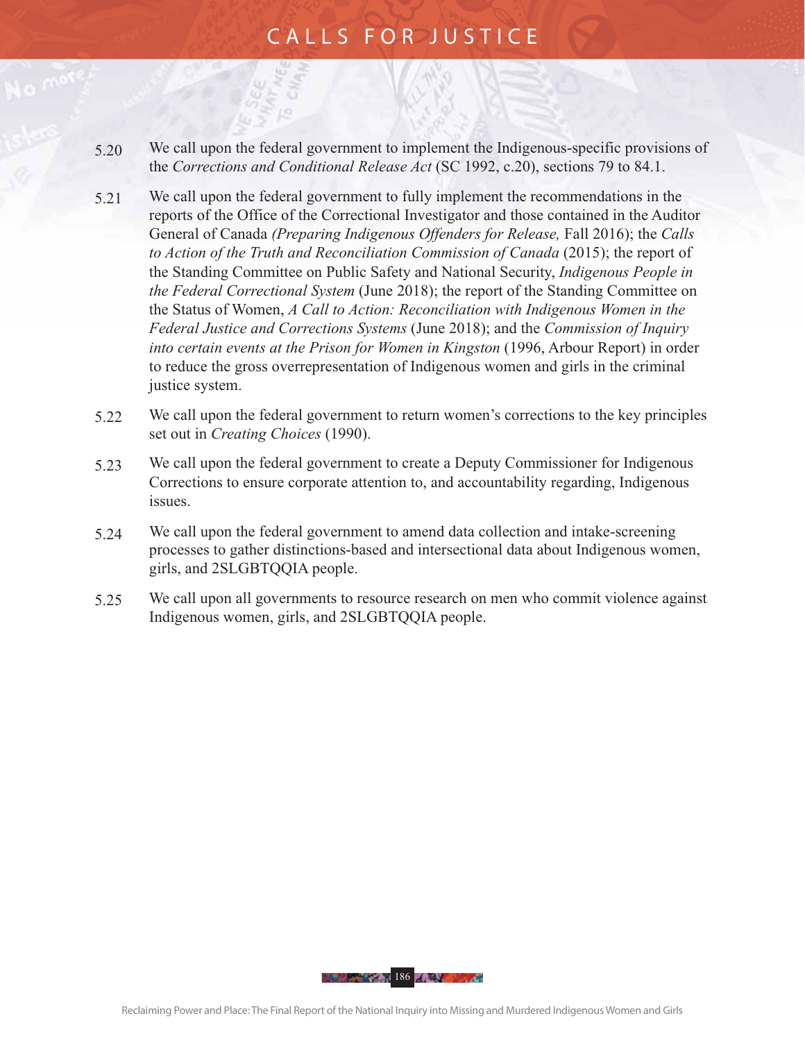5.20 We call upon the federal government to implement the Indigenous-specific provisions of the *Corrections and Conditional Release Act* (SC 1992, c.20), sections 79 to 84.1.

5.21 We call upon the federal government to fully implement the recommendations in the reports of the Office of the Correctional Investigator and those contained in the Auditor General of Canada *(Preparing Indigenous Offenders for Release,* Fall 2016); the *Calls to Action of the Truth and Reconciliation Commission of Canada* (2015); the report of the Standing Committee on Public Safety and National Security, *Indigenous People in the Federal Correctional System* (June 2018); the report of the Standing Committee on the Status of Women, *A Call to Action: Reconciliation with Indigenous Women in the Federal Justice and Corrections Systems* (June 2018); and the *Commission of Inquiry into certain events at the Prison for Women in Kingston* (1996, Arbour Report) in order to reduce the gross overrepresentation of Indigenous women and girls in the criminal justice system.

5.22 We call upon the federal government to return women's corrections to the key principles set out in *Creating Choices* (1990).

5.23 We call upon the federal government to create a Deputy Commissioner for Indigenous Corrections to ensure corporate attention to, and accountability regarding, Indigenous issues.

5.24 We call upon the federal government to amend data collection and intake-screening processes to gather distinctions-based and intersectional data about Indigenous women, girls, and 2SLGBTQQIA people.

5.25 We call upon all governments to resource research on men who commit violence against Indigenous women, girls, and 2SLGBTQQIA people.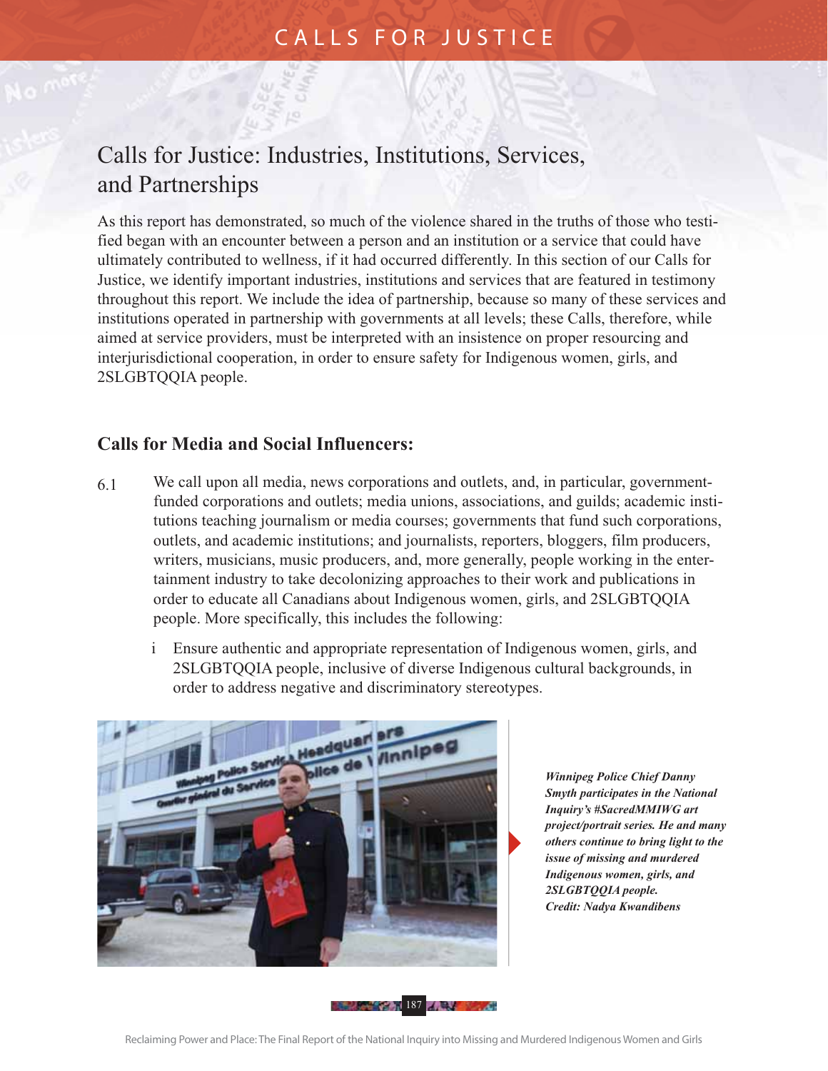# Calls for Justice: Industries, Institutions, Services, and Partnerships

As this report has demonstrated, so much of the violence shared in the truths of those who testified began with an encounter between a person and an institution or a service that could have ultimately contributed to wellness, if it had occurred differently. In this section of our Calls for Justice, we identify important industries, institutions and services that are featured in testimony throughout this report. We include the idea of partnership, because so many of these services and institutions operated in partnership with governments at all levels; these Calls, therefore, while aimed at service providers, must be interpreted with an insistence on proper resourcing and interjurisdictional cooperation, in order to ensure safety for Indigenous women, girls, and 2SLGBTQQIA people.

## Calls for Media and Social Influencers:

6.1 We call upon all media, news corporations and outlets, and, in particular, government-funded corporations and outlets; media unions, associations, and guilds; academic institutions teaching journalism or media courses; governments that fund such corporations, outlets, and academic institutions; and journalists, reporters, bloggers, film producers, writers, musicians, music producers, and, more generally, people working in the entertainment industry to take decolonizing approaches to their work and publications in order to educate all Canadians about Indigenous women, girls, and 2SLGBTQQIA people. More specifically, this includes the following:

i Ensure authentic and appropriate representation of Indigenous women, girls, and 2SLGBTQQIA people, inclusive of diverse Indigenous cultural backgrounds, in order to address negative and discriminatory stereotypes.

***Winnipeg Police Chief Danny Smyth participates in the National Inquiry's #SacredMMIWG art project/portrait series. He and many others continue to bring light to the issue of missing and murdered Indigenous women, girls, and 2SLGBTQQIA people. Credit: Nadya Kwandibens***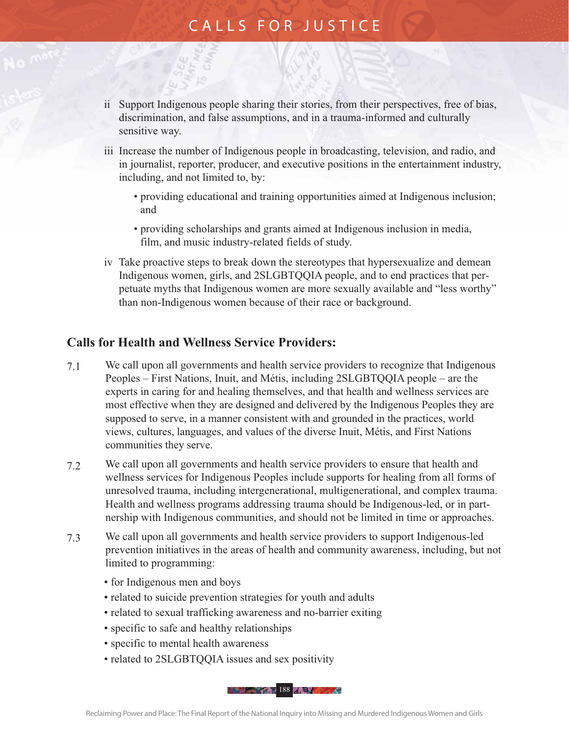ii Support Indigenous people sharing their stories, from their perspectives, free of bias, discrimination, and false assumptions, and in a trauma-informed and culturally sensitive way.

iii Increase the number of Indigenous people in broadcasting, television, and radio, and in journalist, reporter, producer, and executive positions in the entertainment industry, including, and not limited to, by:

- providing educational and training opportunities aimed at Indigenous inclusion; and
- providing scholarships and grants aimed at Indigenous inclusion in media, film, and music industry-related fields of study.

iv Take proactive steps to break down the stereotypes that hypersexualize and demean Indigenous women, girls, and 2SLGBTQQIA people, and to end practices that perpetuate myths that Indigenous women are more sexually available and "less worthy" than non-Indigenous women because of their race or background.

## Calls for Health and Wellness Service Providers:

7.1 We call upon all governments and health service providers to recognize that Indigenous Peoples – First Nations, Inuit, and Métis, including 2SLGBTQQIA people – are the experts in caring for and healing themselves, and that health and wellness services are most effective when they are designed and delivered by the Indigenous Peoples they are supposed to serve, in a manner consistent with and grounded in the practices, world views, cultures, languages, and values of the diverse Inuit, Métis, and First Nations communities they serve.

7.2 We call upon all governments and health service providers to ensure that health and wellness services for Indigenous Peoples include supports for healing from all forms of unresolved trauma, including intergenerational, multigenerational, and complex trauma. Health and wellness programs addressing trauma should be Indigenous-led, or in partnership with Indigenous communities, and should not be limited in time or approaches.

7.3 We call upon all governments and health service providers to support Indigenous-led prevention initiatives in the areas of health and community awareness, including, but not limited to programming:

- for Indigenous men and boys
- related to suicide prevention strategies for youth and adults
- related to sexual trafficking awareness and no-barrier exiting
- specific to safe and healthy relationships
- specific to mental health awareness
- related to 2SLGBTQQIA issues and sex positivity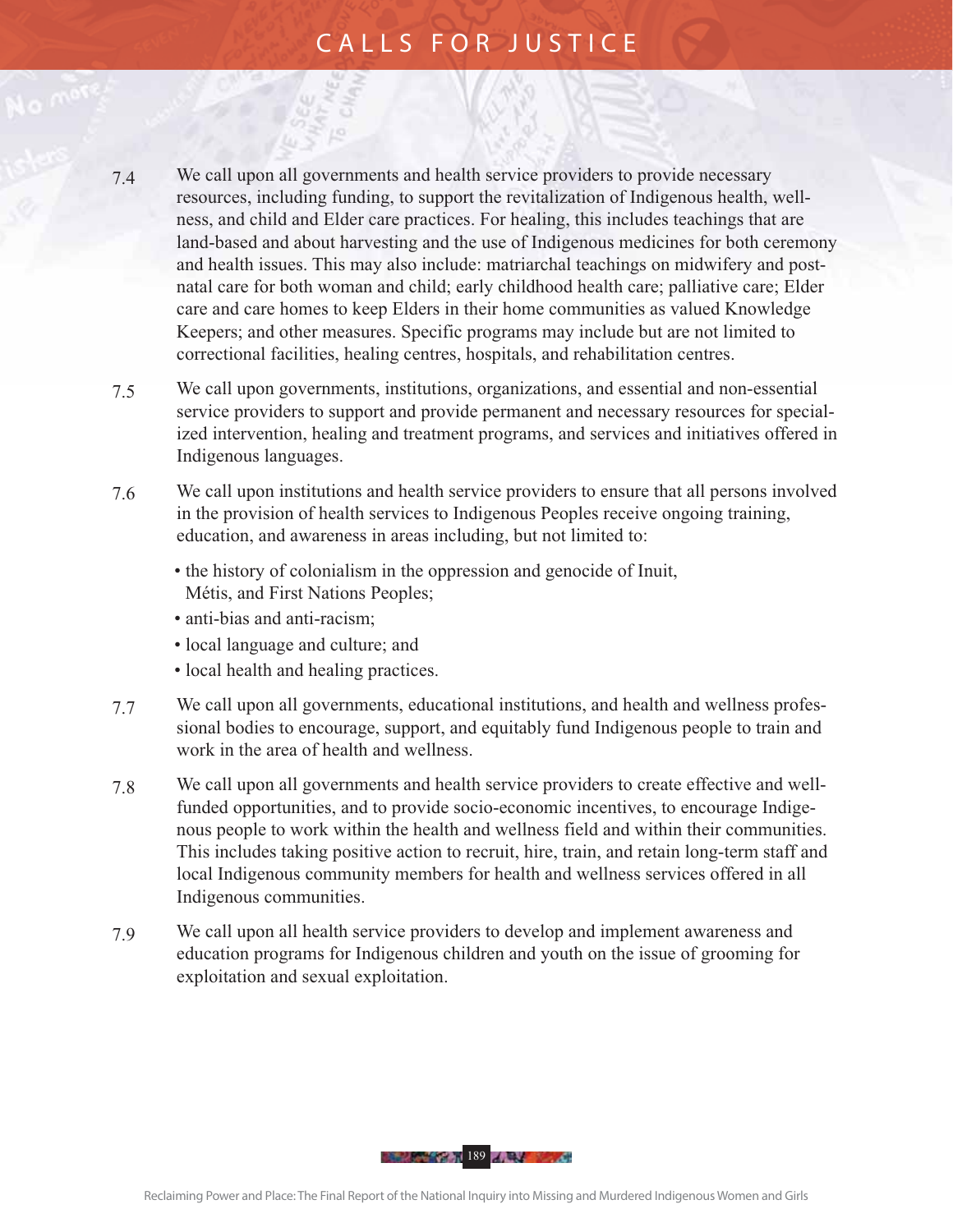7.4 We call upon all governments and health service providers to provide necessary resources, including funding, to support the revitalization of Indigenous health, wellness, and child and Elder care practices. For healing, this includes teachings that are land-based and about harvesting and the use of Indigenous medicines for both ceremony and health issues. This may also include: matriarchal teachings on midwifery and postnatal care for both woman and child; early childhood health care; palliative care; Elder care and care homes to keep Elders in their home communities as valued Knowledge Keepers; and other measures. Specific programs may include but are not limited to correctional facilities, healing centres, hospitals, and rehabilitation centres.

7.5 We call upon governments, institutions, organizations, and essential and non-essential service providers to support and provide permanent and necessary resources for specialized intervention, healing and treatment programs, and services and initiatives offered in Indigenous languages.

7.6 We call upon institutions and health service providers to ensure that all persons involved in the provision of health services to Indigenous Peoples receive ongoing training, education, and awareness in areas including, but not limited to:

- the history of colonialism in the oppression and genocide of Inuit, Métis, and First Nations Peoples;
- anti-bias and anti-racism;
- local language and culture; and
- local health and healing practices.

7.7 We call upon all governments, educational institutions, and health and wellness professional bodies to encourage, support, and equitably fund Indigenous people to train and work in the area of health and wellness.

7.8 We call upon all governments and health service providers to create effective and well-funded opportunities, and to provide socio-economic incentives, to encourage Indigenous people to work within the health and wellness field and within their communities. This includes taking positive action to recruit, hire, train, and retain long-term staff and local Indigenous community members for health and wellness services offered in all Indigenous communities.

7.9 We call upon all health service providers to develop and implement awareness and education programs for Indigenous children and youth on the issue of grooming for exploitation and sexual exploitation.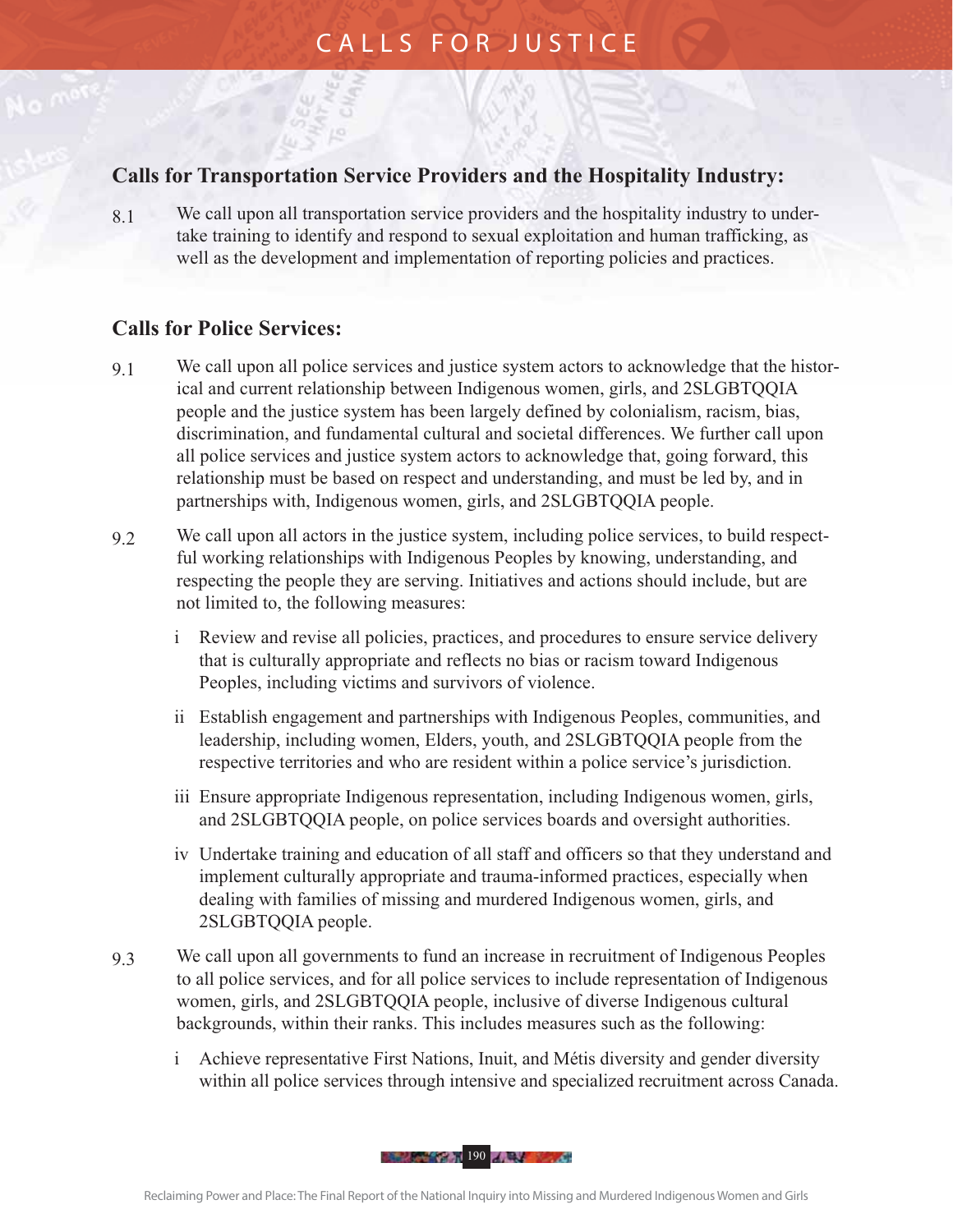## Calls for Transportation Service Providers and the Hospitality Industry:

8.1 We call upon all transportation service providers and the hospitality industry to undertake training to identify and respond to sexual exploitation and human trafficking, as well as the development and implementation of reporting policies and practices.

## Calls for Police Services:

9.1 We call upon all police services and justice system actors to acknowledge that the historical and current relationship between Indigenous women, girls, and 2SLGBTQQIA people and the justice system has been largely defined by colonialism, racism, bias, discrimination, and fundamental cultural and societal differences. We further call upon all police services and justice system actors to acknowledge that, going forward, this relationship must be based on respect and understanding, and must be led by, and in partnerships with, Indigenous women, girls, and 2SLGBTQQIA people.

9.2 We call upon all actors in the justice system, including police services, to build respectful working relationships with Indigenous Peoples by knowing, understanding, and respecting the people they are serving. Initiatives and actions should include, but are not limited to, the following measures:

i Review and revise all policies, practices, and procedures to ensure service delivery that is culturally appropriate and reflects no bias or racism toward Indigenous Peoples, including victims and survivors of violence.

ii Establish engagement and partnerships with Indigenous Peoples, communities, and leadership, including women, Elders, youth, and 2SLGBTQQIA people from the respective territories and who are resident within a police service's jurisdiction.

iii Ensure appropriate Indigenous representation, including Indigenous women, girls, and 2SLGBTQQIA people, on police services boards and oversight authorities.

iv Undertake training and education of all staff and officers so that they understand and implement culturally appropriate and trauma-informed practices, especially when dealing with families of missing and murdered Indigenous women, girls, and 2SLGBTQQIA people.

9.3 We call upon all governments to fund an increase in recruitment of Indigenous Peoples to all police services, and for all police services to include representation of Indigenous women, girls, and 2SLGBTQQIA people, inclusive of diverse Indigenous cultural backgrounds, within their ranks. This includes measures such as the following:

i Achieve representative First Nations, Inuit, and Métis diversity and gender diversity within all police services through intensive and specialized recruitment across Canada.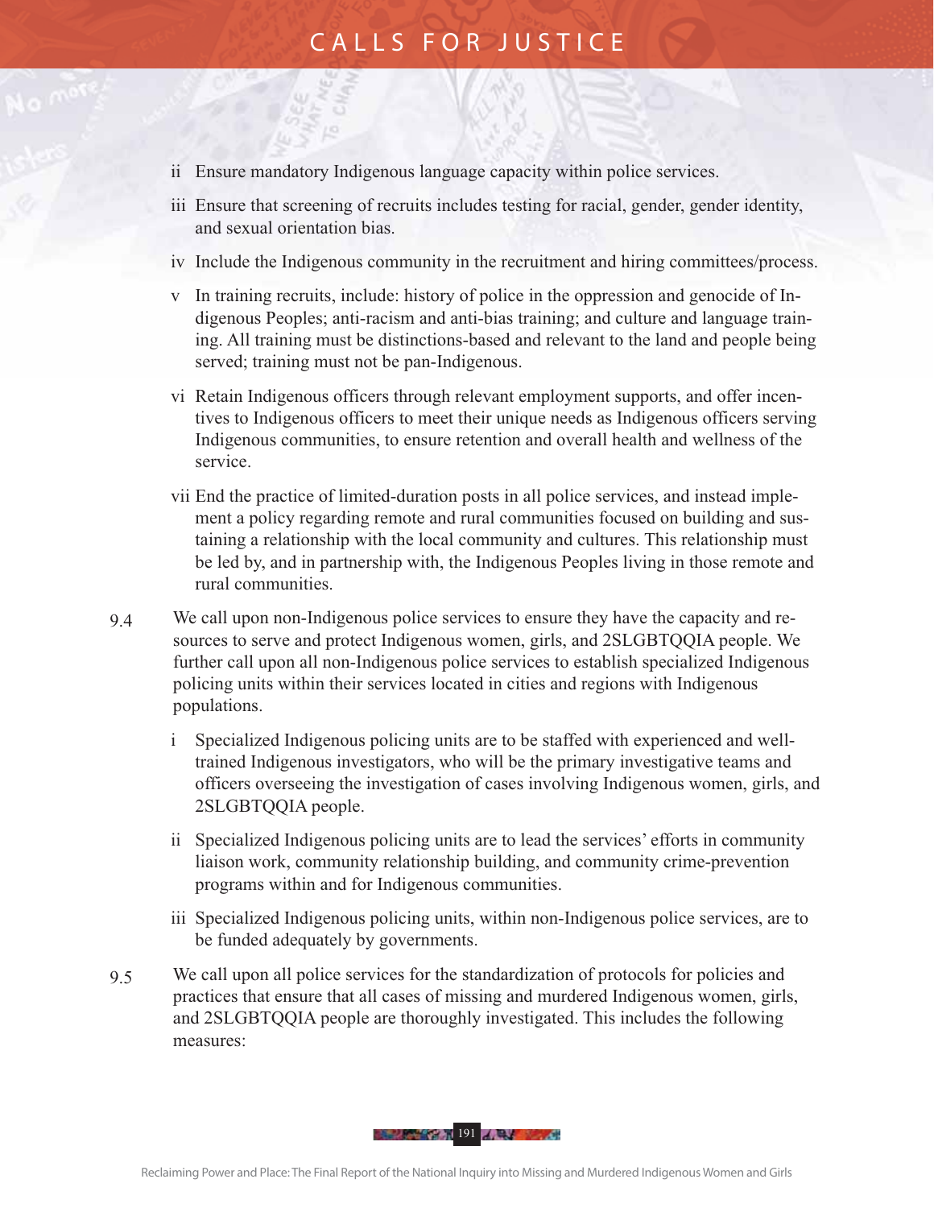ii Ensure mandatory Indigenous language capacity within police services.

iii Ensure that screening of recruits includes testing for racial, gender, gender identity, and sexual orientation bias.

iv Include the Indigenous community in the recruitment and hiring committees/process.

v In training recruits, include: history of police in the oppression and genocide of Indigenous Peoples; anti-racism and anti-bias training; and culture and language training. All training must be distinctions-based and relevant to the land and people being served; training must not be pan-Indigenous.

vi Retain Indigenous officers through relevant employment supports, and offer incentives to Indigenous officers to meet their unique needs as Indigenous officers serving Indigenous communities, to ensure retention and overall health and wellness of the service.

vii End the practice of limited-duration posts in all police services, and instead implement a policy regarding remote and rural communities focused on building and sustaining a relationship with the local community and cultures. This relationship must be led by, and in partnership with, the Indigenous Peoples living in those remote and rural communities.

9.4 We call upon non-Indigenous police services to ensure they have the capacity and resources to serve and protect Indigenous women, girls, and 2SLGBTQQIA people. We further call upon all non-Indigenous police services to establish specialized Indigenous policing units within their services located in cities and regions with Indigenous populations.

i Specialized Indigenous policing units are to be staffed with experienced and well-trained Indigenous investigators, who will be the primary investigative teams and officers overseeing the investigation of cases involving Indigenous women, girls, and 2SLGBTQQIA people.

ii Specialized Indigenous policing units are to lead the services' efforts in community liaison work, community relationship building, and community crime-prevention programs within and for Indigenous communities.

iii Specialized Indigenous policing units, within non-Indigenous police services, are to be funded adequately by governments.

9.5 We call upon all police services for the standardization of protocols for policies and practices that ensure that all cases of missing and murdered Indigenous women, girls, and 2SLGBTQQIA people are thoroughly investigated. This includes the following measures: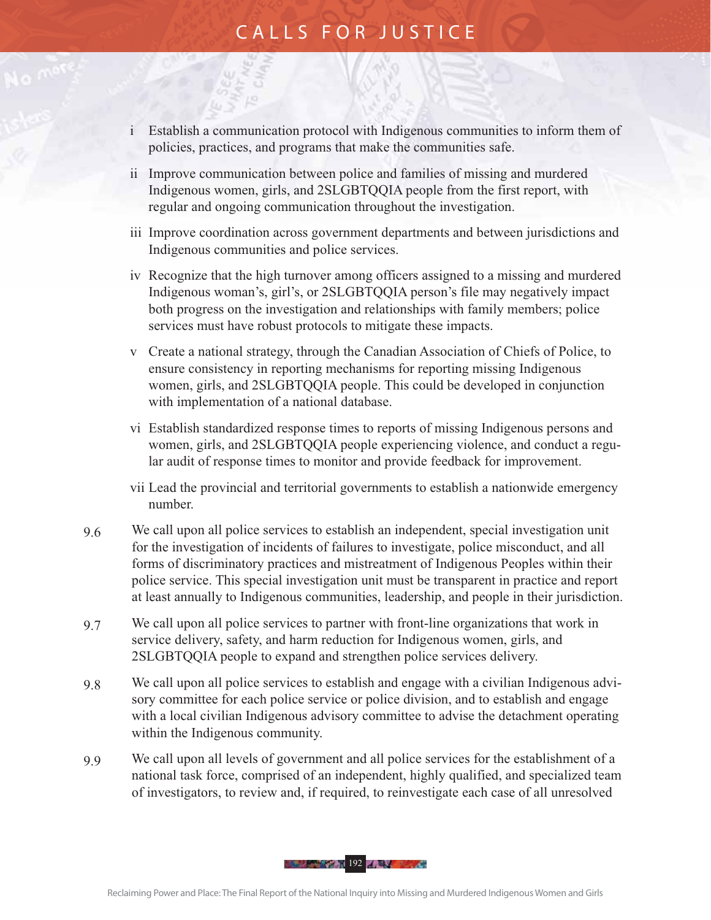i Establish a communication protocol with Indigenous communities to inform them of policies, practices, and programs that make the communities safe.

ii Improve communication between police and families of missing and murdered Indigenous women, girls, and 2SLGBTQQIA people from the first report, with regular and ongoing communication throughout the investigation.

iii Improve coordination across government departments and between jurisdictions and Indigenous communities and police services.

iv Recognize that the high turnover among officers assigned to a missing and murdered Indigenous woman's, girl's, or 2SLGBTQQIA person's file may negatively impact both progress on the investigation and relationships with family members; police services must have robust protocols to mitigate these impacts.

v Create a national strategy, through the Canadian Association of Chiefs of Police, to ensure consistency in reporting mechanisms for reporting missing Indigenous women, girls, and 2SLGBTQQIA people. This could be developed in conjunction with implementation of a national database.

vi Establish standardized response times to reports of missing Indigenous persons and women, girls, and 2SLGBTQQIA people experiencing violence, and conduct a regular audit of response times to monitor and provide feedback for improvement.

vii Lead the provincial and territorial governments to establish a nationwide emergency number.

9.6 We call upon all police services to establish an independent, special investigation unit for the investigation of incidents of failures to investigate, police misconduct, and all forms of discriminatory practices and mistreatment of Indigenous Peoples within their police service. This special investigation unit must be transparent in practice and report at least annually to Indigenous communities, leadership, and people in their jurisdiction.

9.7 We call upon all police services to partner with front-line organizations that work in service delivery, safety, and harm reduction for Indigenous women, girls, and 2SLGBTQQIA people to expand and strengthen police services delivery.

9.8 We call upon all police services to establish and engage with a civilian Indigenous advisory committee for each police service or police division, and to establish and engage with a local civilian Indigenous advisory committee to advise the detachment operating within the Indigenous community.

9.9 We call upon all levels of government and all police services for the establishment of a national task force, comprised of an independent, highly qualified, and specialized team of investigators, to review and, if required, to reinvestigate each case of all unresolved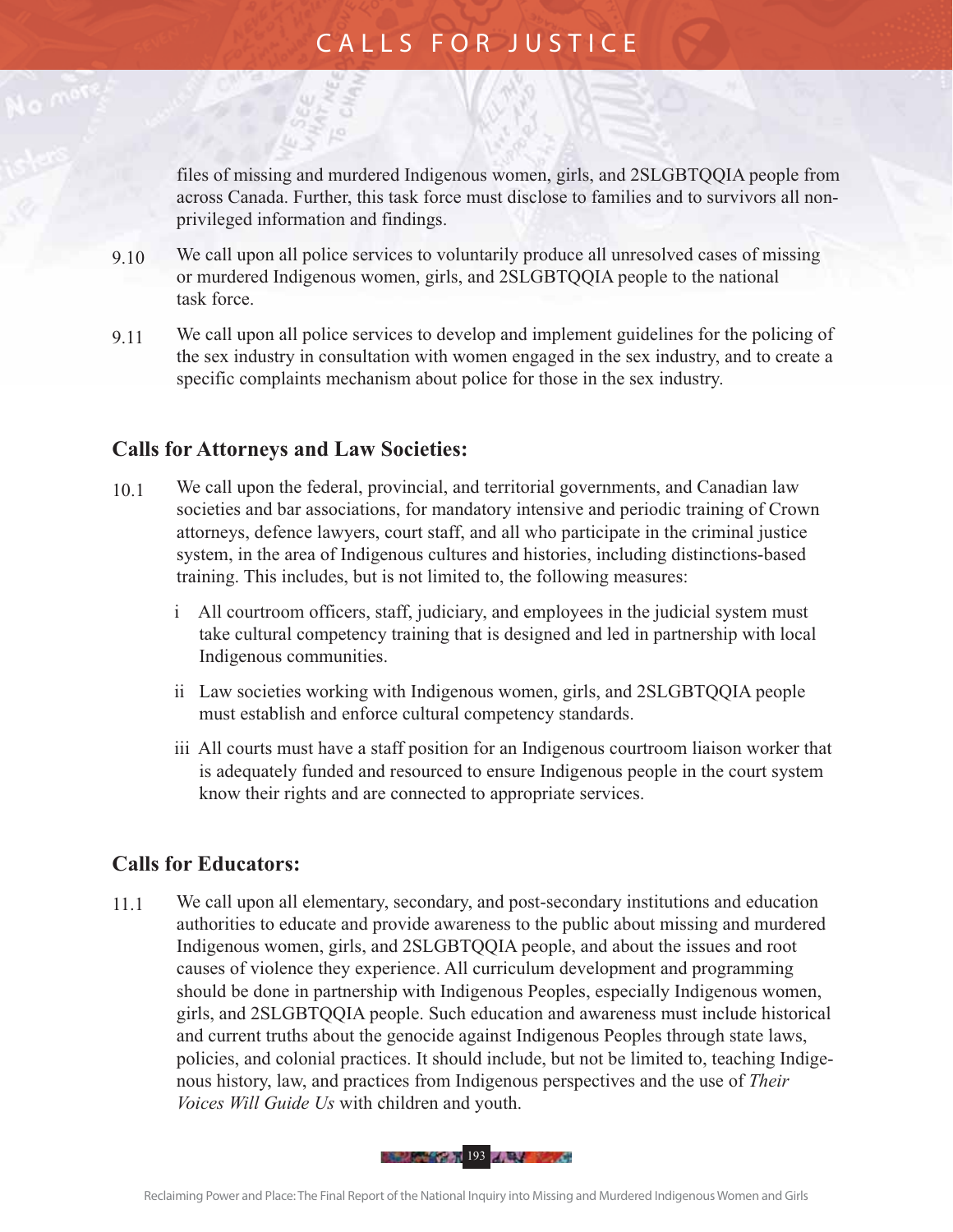files of missing and murdered Indigenous women, girls, and 2SLGBTQQIA people from across Canada. Further, this task force must disclose to families and to survivors all non-privileged information and findings.

9.10 We call upon all police services to voluntarily produce all unresolved cases of missing or murdered Indigenous women, girls, and 2SLGBTQQIA people to the national task force.

9.11 We call upon all police services to develop and implement guidelines for the policing of the sex industry in consultation with women engaged in the sex industry, and to create a specific complaints mechanism about police for those in the sex industry.

## Calls for Attorneys and Law Societies:

10.1 We call upon the federal, provincial, and territorial governments, and Canadian law societies and bar associations, for mandatory intensive and periodic training of Crown attorneys, defence lawyers, court staff, and all who participate in the criminal justice system, in the area of Indigenous cultures and histories, including distinctions-based training. This includes, but is not limited to, the following measures:

i All courtroom officers, staff, judiciary, and employees in the judicial system must take cultural competency training that is designed and led in partnership with local Indigenous communities.

ii Law societies working with Indigenous women, girls, and 2SLGBTQQIA people must establish and enforce cultural competency standards.

iii All courts must have a staff position for an Indigenous courtroom liaison worker that is adequately funded and resourced to ensure Indigenous people in the court system know their rights and are connected to appropriate services.

## Calls for Educators:

11.1 We call upon all elementary, secondary, and post-secondary institutions and education authorities to educate and provide awareness to the public about missing and murdered Indigenous women, girls, and 2SLGBTQQIA people, and about the issues and root causes of violence they experience. All curriculum development and programming should be done in partnership with Indigenous Peoples, especially Indigenous women, girls, and 2SLGBTQQIA people. Such education and awareness must include historical and current truths about the genocide against Indigenous Peoples through state laws, policies, and colonial practices. It should include, but not be limited to, teaching Indigenous history, law, and practices from Indigenous perspectives and the use of *Their Voices Will Guide Us* with children and youth.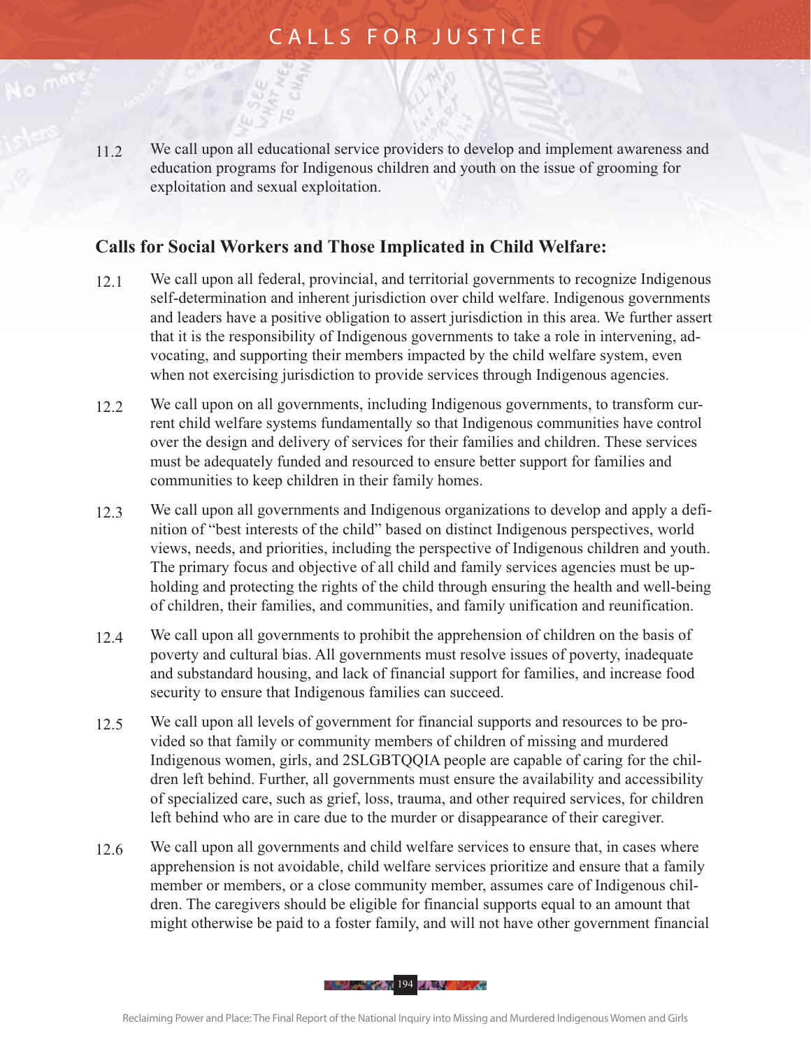11.2 We call upon all educational service providers to develop and implement awareness and education programs for Indigenous children and youth on the issue of grooming for exploitation and sexual exploitation.

## Calls for Social Workers and Those Implicated in Child Welfare:

12.1 We call upon all federal, provincial, and territorial governments to recognize Indigenous self-determination and inherent jurisdiction over child welfare. Indigenous governments and leaders have a positive obligation to assert jurisdiction in this area. We further assert that it is the responsibility of Indigenous governments to take a role in intervening, advocating, and supporting their members impacted by the child welfare system, even when not exercising jurisdiction to provide services through Indigenous agencies.

12.2 We call upon on all governments, including Indigenous governments, to transform current child welfare systems fundamentally so that Indigenous communities have control over the design and delivery of services for their families and children. These services must be adequately funded and resourced to ensure better support for families and communities to keep children in their family homes.

12.3 We call upon all governments and Indigenous organizations to develop and apply a definition of "best interests of the child" based on distinct Indigenous perspectives, world views, needs, and priorities, including the perspective of Indigenous children and youth. The primary focus and objective of all child and family services agencies must be upholding and protecting the rights of the child through ensuring the health and well-being of children, their families, and communities, and family unification and reunification.

12.4 We call upon all governments to prohibit the apprehension of children on the basis of poverty and cultural bias. All governments must resolve issues of poverty, inadequate and substandard housing, and lack of financial support for families, and increase food security to ensure that Indigenous families can succeed.

12.5 We call upon all levels of government for financial supports and resources to be provided so that family or community members of children of missing and murdered Indigenous women, girls, and 2SLGBTQQIA people are capable of caring for the children left behind. Further, all governments must ensure the availability and accessibility of specialized care, such as grief, loss, trauma, and other required services, for children left behind who are in care due to the murder or disappearance of their caregiver.

12.6 We call upon all governments and child welfare services to ensure that, in cases where apprehension is not avoidable, child welfare services prioritize and ensure that a family member or members, or a close community member, assumes care of Indigenous children. The caregivers should be eligible for financial supports equal to an amount that might otherwise be paid to a foster family, and will not have other government financial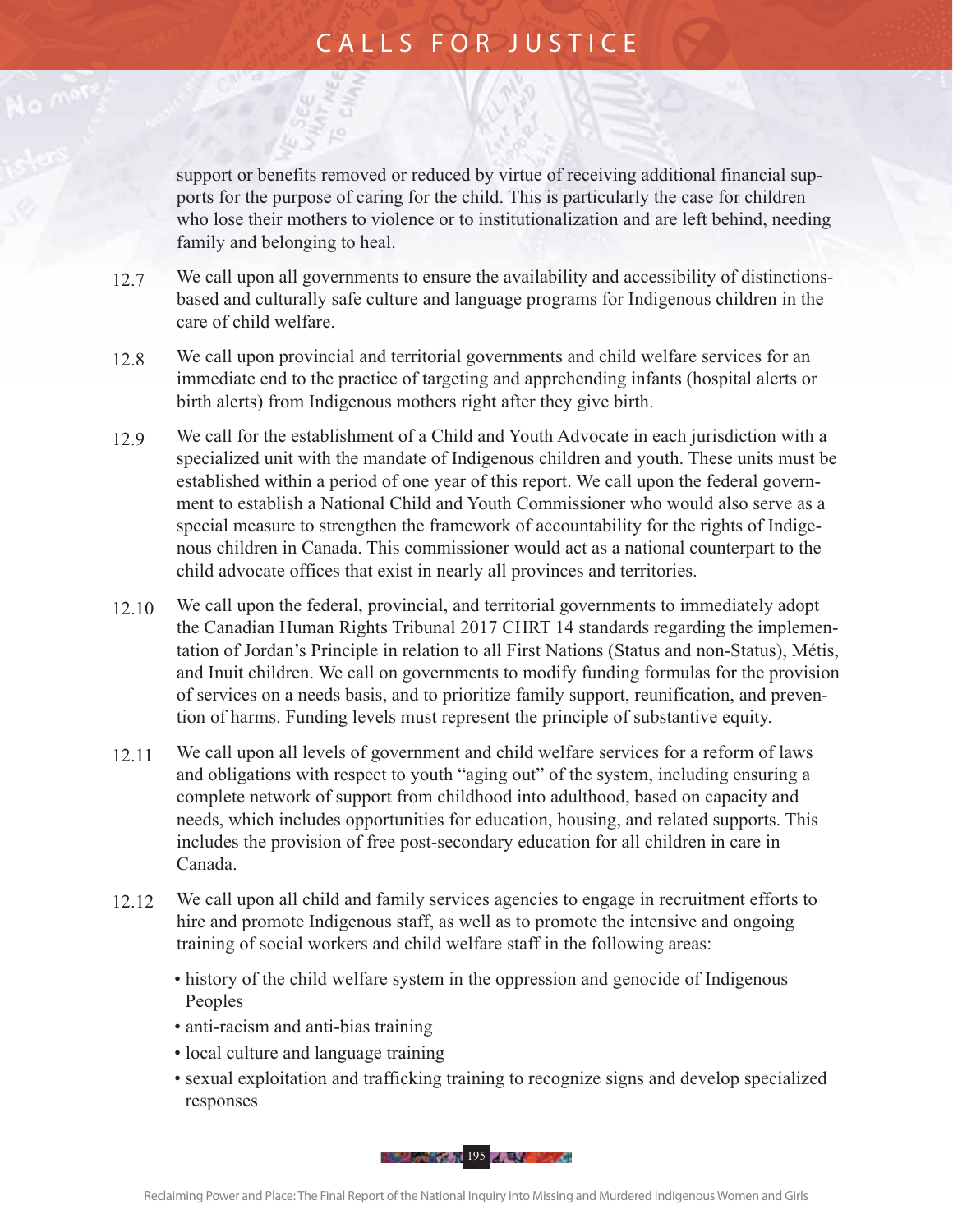support or benefits removed or reduced by virtue of receiving additional financial supports for the purpose of caring for the child. This is particularly the case for children who lose their mothers to violence or to institutionalization and are left behind, needing family and belonging to heal.

12.7 We call upon all governments to ensure the availability and accessibility of distinctions-based and culturally safe culture and language programs for Indigenous children in the care of child welfare.

12.8 We call upon provincial and territorial governments and child welfare services for an immediate end to the practice of targeting and apprehending infants (hospital alerts or birth alerts) from Indigenous mothers right after they give birth.

12.9 We call for the establishment of a Child and Youth Advocate in each jurisdiction with a specialized unit with the mandate of Indigenous children and youth. These units must be established within a period of one year of this report. We call upon the federal government to establish a National Child and Youth Commissioner who would also serve as a special measure to strengthen the framework of accountability for the rights of Indigenous children in Canada. This commissioner would act as a national counterpart to the child advocate offices that exist in nearly all provinces and territories.

12.10 We call upon the federal, provincial, and territorial governments to immediately adopt the Canadian Human Rights Tribunal 2017 CHRT 14 standards regarding the implementation of Jordan's Principle in relation to all First Nations (Status and non-Status), Métis, and Inuit children. We call on governments to modify funding formulas for the provision of services on a needs basis, and to prioritize family support, reunification, and prevention of harms. Funding levels must represent the principle of substantive equity.

12.11 We call upon all levels of government and child welfare services for a reform of laws and obligations with respect to youth "aging out" of the system, including ensuring a complete network of support from childhood into adulthood, based on capacity and needs, which includes opportunities for education, housing, and related supports. This includes the provision of free post-secondary education for all children in care in Canada.

12.12 We call upon all child and family services agencies to engage in recruitment efforts to hire and promote Indigenous staff, as well as to promote the intensive and ongoing training of social workers and child welfare staff in the following areas:

- history of the child welfare system in the oppression and genocide of Indigenous Peoples
- anti-racism and anti-bias training
- local culture and language training
- sexual exploitation and trafficking training to recognize signs and develop specialized responses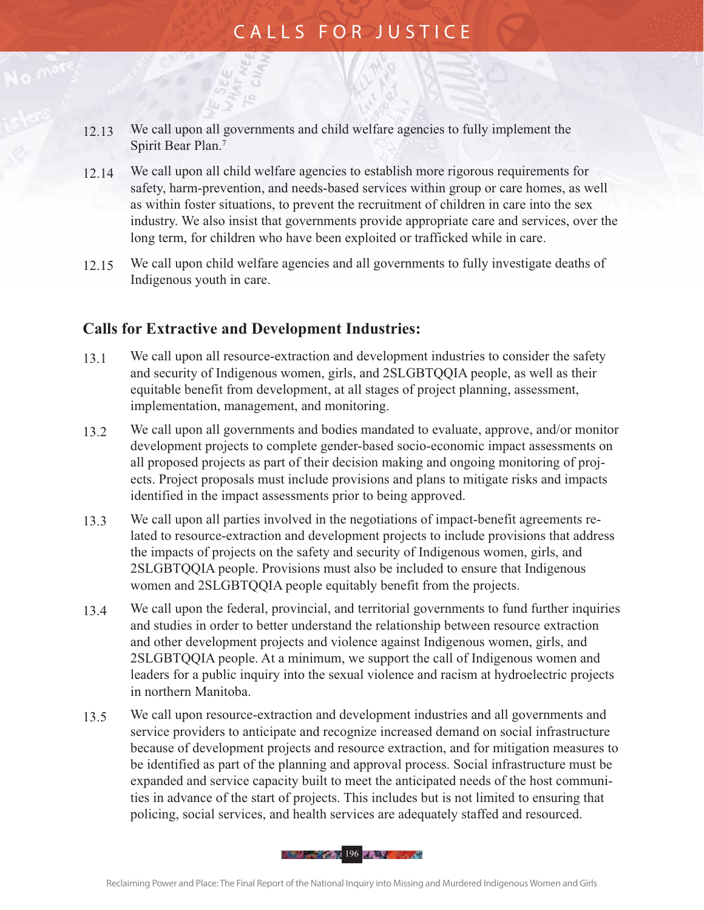12.13 We call upon all governments and child welfare agencies to fully implement the Spirit Bear Plan.[7]

12.14 We call upon all child welfare agencies to establish more rigorous requirements for safety, harm-prevention, and needs-based services within group or care homes, as well as within foster situations, to prevent the recruitment of children in care into the sex industry. We also insist that governments provide appropriate care and services, over the long term, for children who have been exploited or trafficked while in care.

12.15 We call upon child welfare agencies and all governments to fully investigate deaths of Indigenous youth in care.

### Calls for Extractive and Development Industries:

13.1 We call upon all resource-extraction and development industries to consider the safety and security of Indigenous women, girls, and 2SLGBTQQIA people, as well as their equitable benefit from development, at all stages of project planning, assessment, implementation, management, and monitoring.

13.2 We call upon all governments and bodies mandated to evaluate, approve, and/or monitor development projects to complete gender-based socio-economic impact assessments on all proposed projects as part of their decision making and ongoing monitoring of projects. Project proposals must include provisions and plans to mitigate risks and impacts identified in the impact assessments prior to being approved.

13.3 We call upon all parties involved in the negotiations of impact-benefit agreements related to resource-extraction and development projects to include provisions that address the impacts of projects on the safety and security of Indigenous women, girls, and 2SLGBTQQIA people. Provisions must also be included to ensure that Indigenous women and 2SLGBTQQIA people equitably benefit from the projects.

13.4 We call upon the federal, provincial, and territorial governments to fund further inquiries and studies in order to better understand the relationship between resource extraction and other development projects and violence against Indigenous women, girls, and 2SLGBTQQIA people. At a minimum, we support the call of Indigenous women and leaders for a public inquiry into the sexual violence and racism at hydroelectric projects in northern Manitoba.

13.5 We call upon resource-extraction and development industries and all governments and service providers to anticipate and recognize increased demand on social infrastructure because of development projects and resource extraction, and for mitigation measures to be identified as part of the planning and approval process. Social infrastructure must be expanded and service capacity built to meet the anticipated needs of the host communities in advance of the start of projects. This includes but is not limited to ensuring that policing, social services, and health services are adequately staffed and resourced.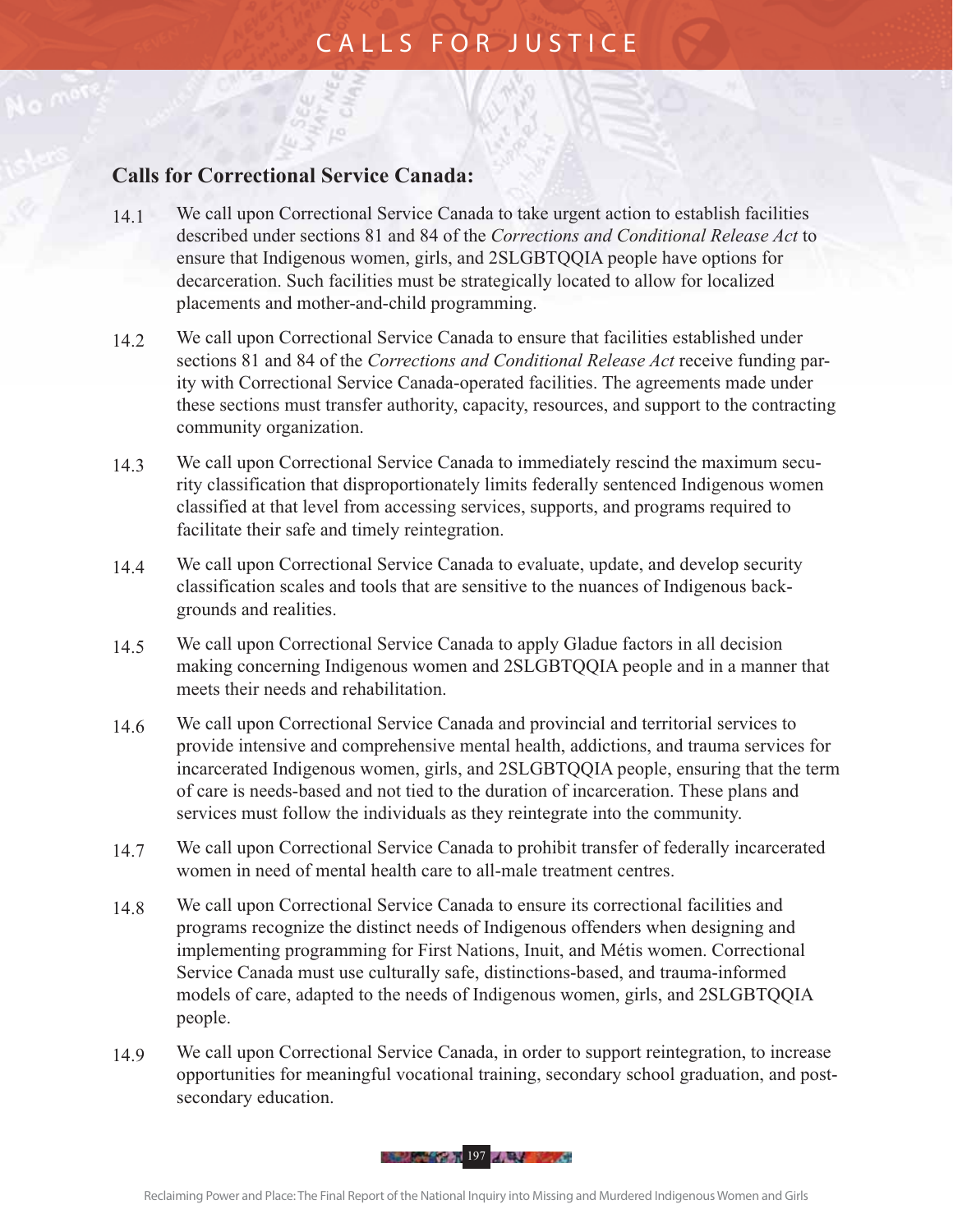## Calls for Correctional Service Canada:

14.1 We call upon Correctional Service Canada to take urgent action to establish facilities described under sections 81 and 84 of the *Corrections and Conditional Release Act* to ensure that Indigenous women, girls, and 2SLGBTQQIA people have options for decarceration. Such facilities must be strategically located to allow for localized placements and mother-and-child programming.

14.2 We call upon Correctional Service Canada to ensure that facilities established under sections 81 and 84 of the *Corrections and Conditional Release Act* receive funding parity with Correctional Service Canada-operated facilities. The agreements made under these sections must transfer authority, capacity, resources, and support to the contracting community organization.

14.3 We call upon Correctional Service Canada to immediately rescind the maximum security classification that disproportionately limits federally sentenced Indigenous women classified at that level from accessing services, supports, and programs required to facilitate their safe and timely reintegration.

14.4 We call upon Correctional Service Canada to evaluate, update, and develop security classification scales and tools that are sensitive to the nuances of Indigenous backgrounds and realities.

14.5 We call upon Correctional Service Canada to apply Gladue factors in all decision making concerning Indigenous women and 2SLGBTQQIA people and in a manner that meets their needs and rehabilitation.

14.6 We call upon Correctional Service Canada and provincial and territorial services to provide intensive and comprehensive mental health, addictions, and trauma services for incarcerated Indigenous women, girls, and 2SLGBTQQIA people, ensuring that the term of care is needs-based and not tied to the duration of incarceration. These plans and services must follow the individuals as they reintegrate into the community.

14.7 We call upon Correctional Service Canada to prohibit transfer of federally incarcerated women in need of mental health care to all-male treatment centres.

14.8 We call upon Correctional Service Canada to ensure its correctional facilities and programs recognize the distinct needs of Indigenous offenders when designing and implementing programming for First Nations, Inuit, and Métis women. Correctional Service Canada must use culturally safe, distinctions-based, and trauma-informed models of care, adapted to the needs of Indigenous women, girls, and 2SLGBTQQIA people.

14.9 We call upon Correctional Service Canada, in order to support reintegration, to increase opportunities for meaningful vocational training, secondary school graduation, and post-secondary education.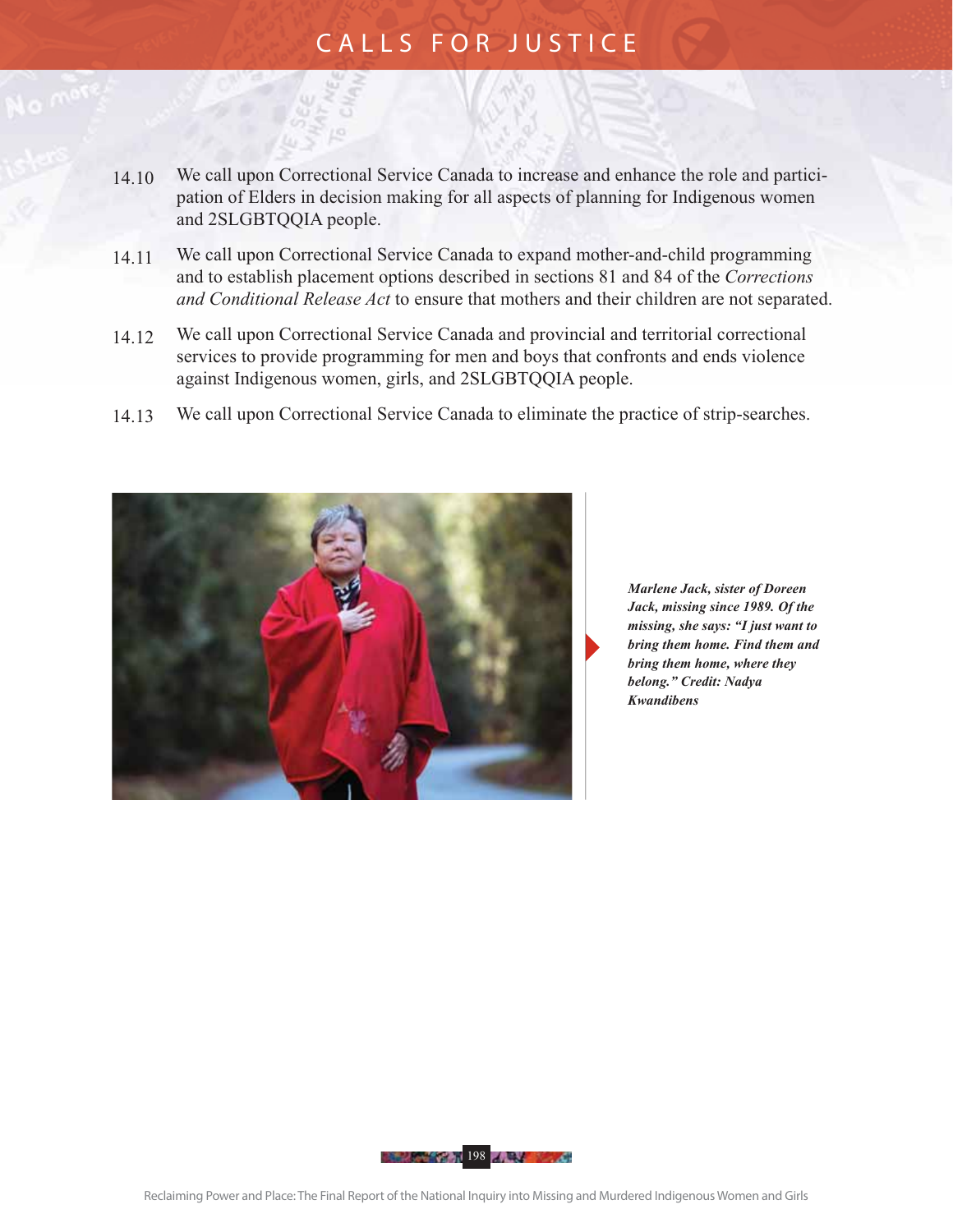14.10 We call upon Correctional Service Canada to increase and enhance the role and participation of Elders in decision making for all aspects of planning for Indigenous women and 2SLGBTQQIA people.

14.11 We call upon Correctional Service Canada to expand mother-and-child programming and to establish placement options described in sections 81 and 84 of the *Corrections and Conditional Release Act* to ensure that mothers and their children are not separated.

14.12 We call upon Correctional Service Canada and provincial and territorial correctional services to provide programming for men and boys that confronts and ends violence against Indigenous women, girls, and 2SLGBTQQIA people.

14.13 We call upon Correctional Service Canada to eliminate the practice of strip-searches.

***Marlene Jack, sister of Doreen Jack, missing since 1989. Of the missing, she says: "I just want to bring them home. Find them and bring them home, where they belong." Credit: Nadya Kwandibens***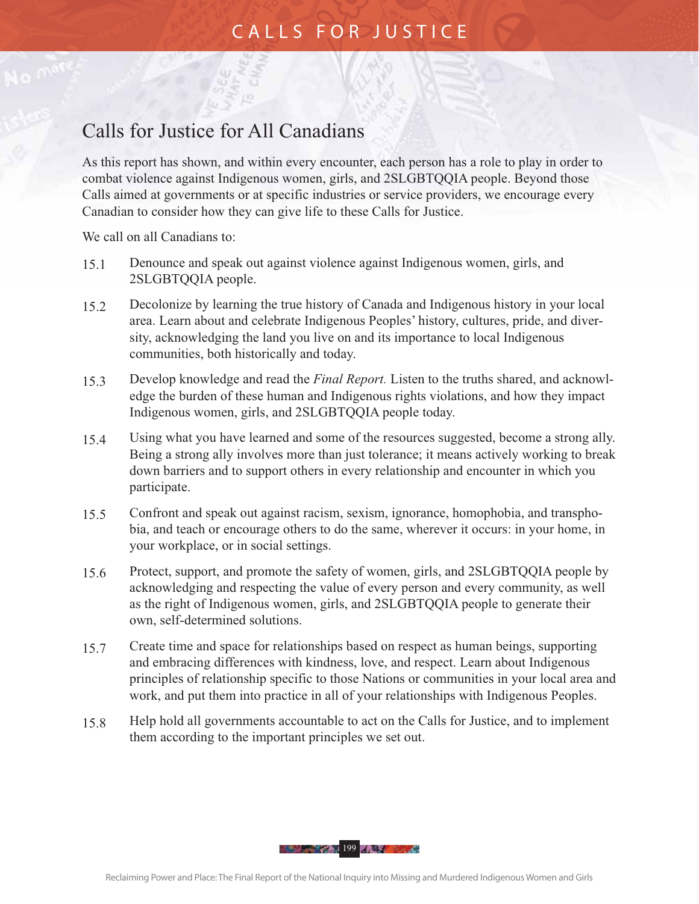## Calls for Justice for All Canadians

As this report has shown, and within every encounter, each person has a role to play in order to combat violence against Indigenous women, girls, and 2SLGBTQQIA people. Beyond those Calls aimed at governments or at specific industries or service providers, we encourage every Canadian to consider how they can give life to these Calls for Justice.

We call on all Canadians to:

15.1 Denounce and speak out against violence against Indigenous women, girls, and 2SLGBTQQIA people.

15.2 Decolonize by learning the true history of Canada and Indigenous history in your local area. Learn about and celebrate Indigenous Peoples' history, cultures, pride, and diversity, acknowledging the land you live on and its importance to local Indigenous communities, both historically and today.

15.3 Develop knowledge and read the *Final Report.* Listen to the truths shared, and acknowledge the burden of these human and Indigenous rights violations, and how they impact Indigenous women, girls, and 2SLGBTQQIA people today.

15.4 Using what you have learned and some of the resources suggested, become a strong ally. Being a strong ally involves more than just tolerance; it means actively working to break down barriers and to support others in every relationship and encounter in which you participate.

15.5 Confront and speak out against racism, sexism, ignorance, homophobia, and transphobia, and teach or encourage others to do the same, wherever it occurs: in your home, in your workplace, or in social settings.

15.6 Protect, support, and promote the safety of women, girls, and 2SLGBTQQIA people by acknowledging and respecting the value of every person and every community, as well as the right of Indigenous women, girls, and 2SLGBTQQIA people to generate their own, self-determined solutions.

15.7 Create time and space for relationships based on respect as human beings, supporting and embracing differences with kindness, love, and respect. Learn about Indigenous principles of relationship specific to those Nations or communities in your local area and work, and put them into practice in all of your relationships with Indigenous Peoples.

15.8 Help hold all governments accountable to act on the Calls for Justice, and to implement them according to the important principles we set out.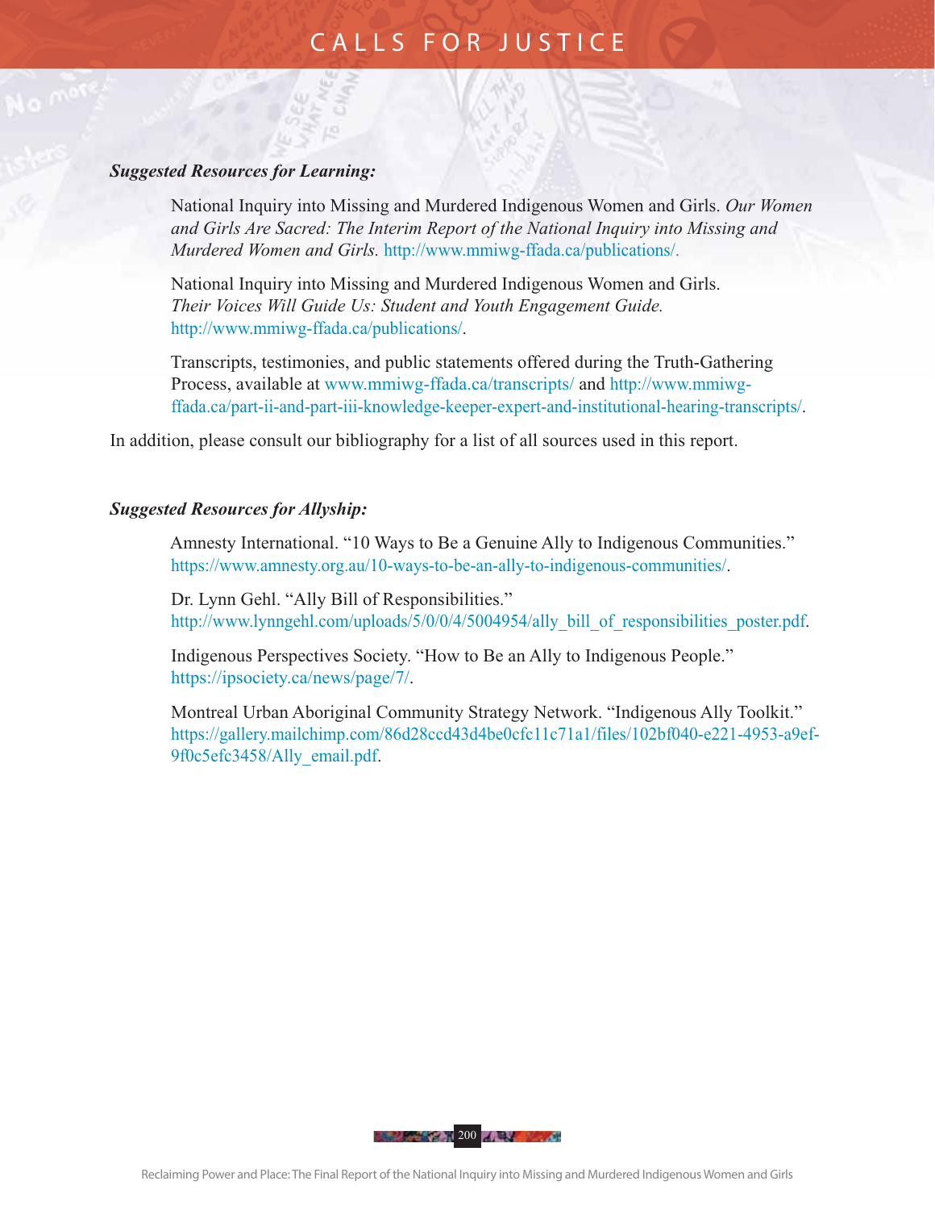***Suggested Resources for Learning:***

National Inquiry into Missing and Murdered Indigenous Women and Girls. *Our Women and Girls Are Sacred: The Interim Report of the National Inquiry into Missing and Murdered Women and Girls.* http://www.mmiwg-ffada.ca/publications/.

National Inquiry into Missing and Murdered Indigenous Women and Girls. *Their Voices Will Guide Us: Student and Youth Engagement Guide.* http://www.mmiwg-ffada.ca/publications/.

Transcripts, testimonies, and public statements offered during the Truth-Gathering Process, available at www.mmiwg-ffada.ca/transcripts/ and http://www.mmiwg-ffada.ca/part-ii-and-part-iii-knowledge-keeper-expert-and-institutional-hearing-transcripts/.

In addition, please consult our bibliography for a list of all sources used in this report.

***Suggested Resources for Allyship:***

Amnesty International. "10 Ways to Be a Genuine Ally to Indigenous Communities." https://www.amnesty.org.au/10-ways-to-be-an-ally-to-indigenous-communities/.

Dr. Lynn Gehl. "Ally Bill of Responsibilities." http://www.lynngehl.com/uploads/5/0/0/4/5004954/ally_bill_of_responsibilities_poster.pdf.

Indigenous Perspectives Society. "How to Be an Ally to Indigenous People." https://ipsociety.ca/news/page/7/.

Montreal Urban Aboriginal Community Strategy Network. "Indigenous Ally Toolkit." https://gallery.mailchimp.com/86d28ccd43d4be0cfc11c71a1/files/102bf040-e221-4953-a9ef-9f0c5efc3458/Ally_email.pdf.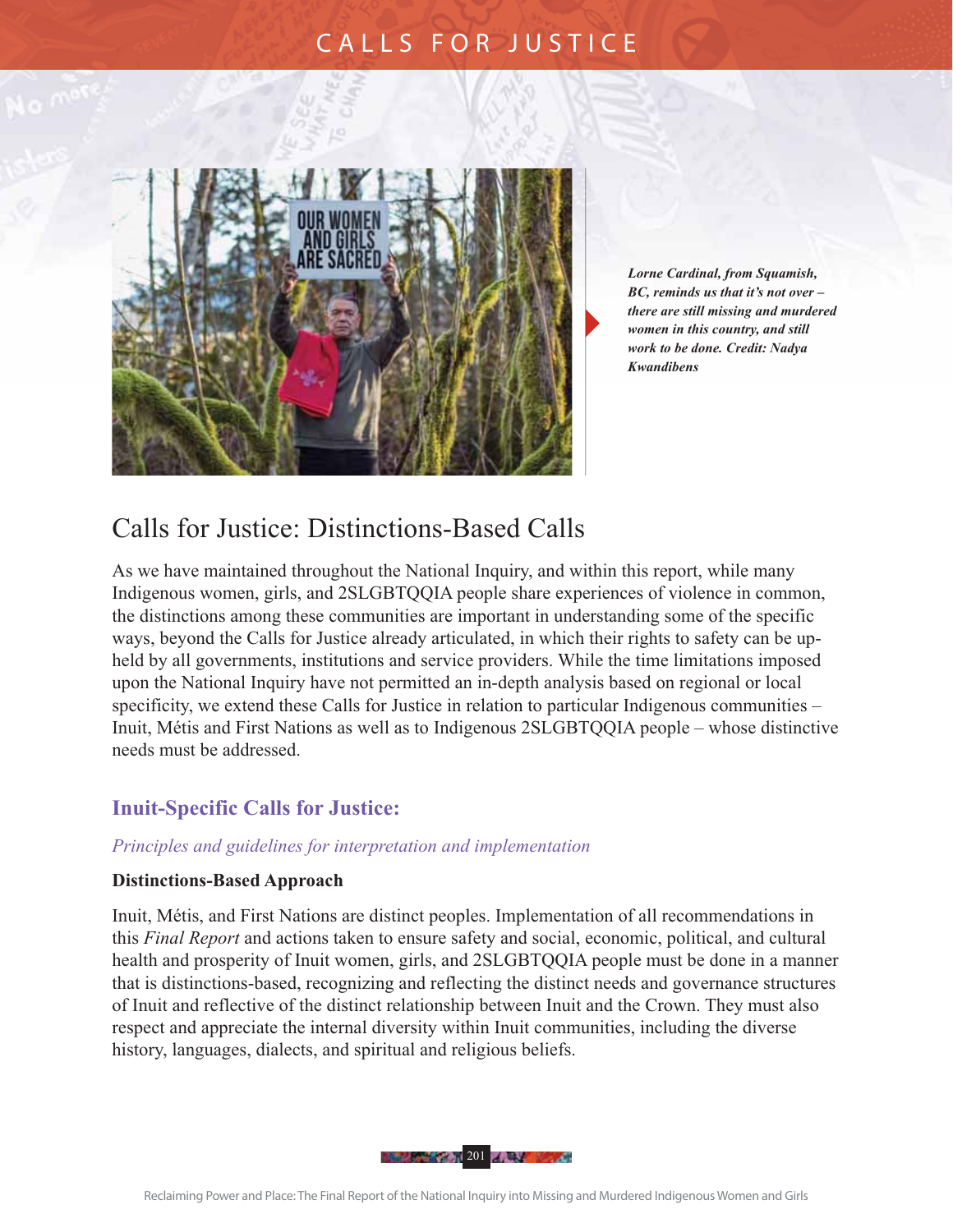*Lorne Cardinal, from Squamish, BC, reminds us that it's not over – there are still missing and murdered women in this country, and still work to be done. Credit: Nadya Kwandibens*

# Calls for Justice: Distinctions-Based Calls

As we have maintained throughout the National Inquiry, and within this report, while many Indigenous women, girls, and 2SLGBTQQIA people share experiences of violence in common, the distinctions among these communities are important in understanding some of the specific ways, beyond the Calls for Justice already articulated, in which their rights to safety can be upheld by all governments, institutions and service providers. While the time limitations imposed upon the National Inquiry have not permitted an in-depth analysis based on regional or local specificity, we extend these Calls for Justice in relation to particular Indigenous communities – Inuit, Métis and First Nations as well as to Indigenous 2SLGBTQQIA people – whose distinctive needs must be addressed.

## Inuit-Specific Calls for Justice:

*Principles and guidelines for interpretation and implementation*

**Distinctions-Based Approach**

Inuit, Métis, and First Nations are distinct peoples. Implementation of all recommendations in this *Final Report* and actions taken to ensure safety and social, economic, political, and cultural health and prosperity of Inuit women, girls, and 2SLGBTQQIA people must be done in a manner that is distinctions-based, recognizing and reflecting the distinct needs and governance structures of Inuit and reflective of the distinct relationship between Inuit and the Crown. They must also respect and appreciate the internal diversity within Inuit communities, including the diverse history, languages, dialects, and spiritual and religious beliefs.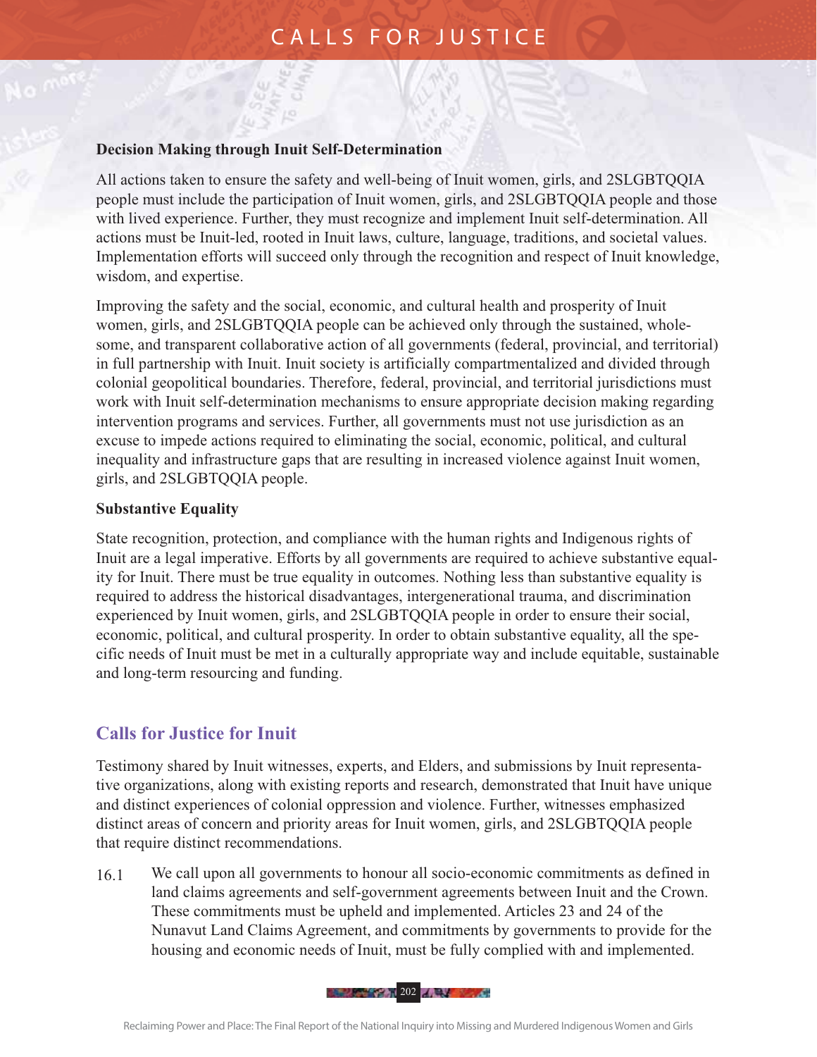**Decision Making through Inuit Self-Determination**

All actions taken to ensure the safety and well-being of Inuit women, girls, and 2SLGBTQQIA people must include the participation of Inuit women, girls, and 2SLGBTQQIA people and those with lived experience. Further, they must recognize and implement Inuit self-determination. All actions must be Inuit-led, rooted in Inuit laws, culture, language, traditions, and societal values. Implementation efforts will succeed only through the recognition and respect of Inuit knowledge, wisdom, and expertise.

Improving the safety and the social, economic, and cultural health and prosperity of Inuit women, girls, and 2SLGBTQQIA people can be achieved only through the sustained, wholesome, and transparent collaborative action of all governments (federal, provincial, and territorial) in full partnership with Inuit. Inuit society is artificially compartmentalized and divided through colonial geopolitical boundaries. Therefore, federal, provincial, and territorial jurisdictions must work with Inuit self-determination mechanisms to ensure appropriate decision making regarding intervention programs and services. Further, all governments must not use jurisdiction as an excuse to impede actions required to eliminating the social, economic, political, and cultural inequality and infrastructure gaps that are resulting in increased violence against Inuit women, girls, and 2SLGBTQQIA people.

**Substantive Equality**

State recognition, protection, and compliance with the human rights and Indigenous rights of Inuit are a legal imperative. Efforts by all governments are required to achieve substantive equality for Inuit. There must be true equality in outcomes. Nothing less than substantive equality is required to address the historical disadvantages, intergenerational trauma, and discrimination experienced by Inuit women, girls, and 2SLGBTQQIA people in order to ensure their social, economic, political, and cultural prosperity. In order to obtain substantive equality, all the specific needs of Inuit must be met in a culturally appropriate way and include equitable, sustainable and long-term resourcing and funding.

## Calls for Justice for Inuit

Testimony shared by Inuit witnesses, experts, and Elders, and submissions by Inuit representative organizations, along with existing reports and research, demonstrated that Inuit have unique and distinct experiences of colonial oppression and violence. Further, witnesses emphasized distinct areas of concern and priority areas for Inuit women, girls, and 2SLGBTQQIA people that require distinct recommendations.

16.1 We call upon all governments to honour all socio-economic commitments as defined in land claims agreements and self-government agreements between Inuit and the Crown. These commitments must be upheld and implemented. Articles 23 and 24 of the Nunavut Land Claims Agreement, and commitments by governments to provide for the housing and economic needs of Inuit, must be fully complied with and implemented.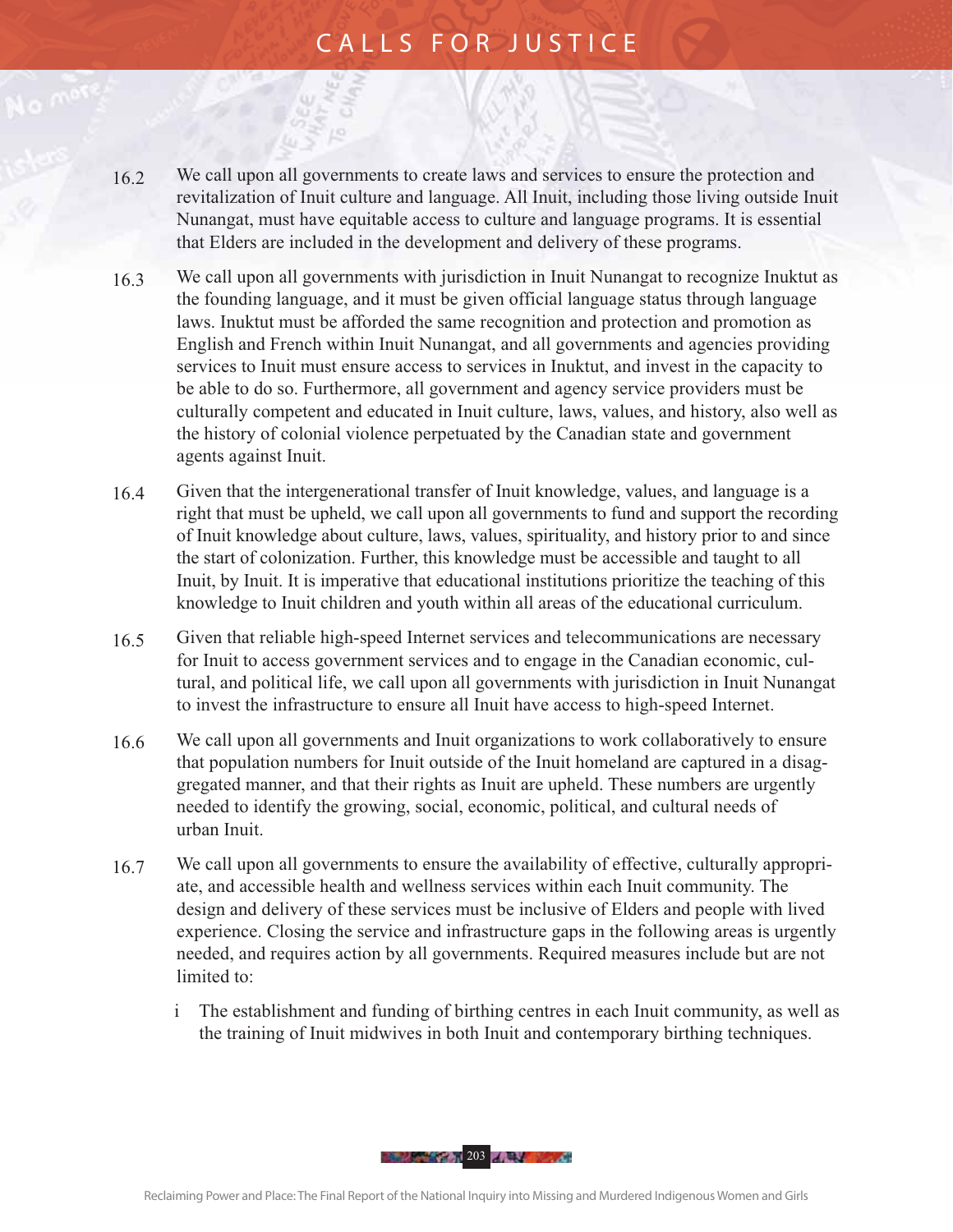16.2 We call upon all governments to create laws and services to ensure the protection and revitalization of Inuit culture and language. All Inuit, including those living outside Inuit Nunangat, must have equitable access to culture and language programs. It is essential that Elders are included in the development and delivery of these programs.

16.3 We call upon all governments with jurisdiction in Inuit Nunangat to recognize Inuktut as the founding language, and it must be given official language status through language laws. Inuktut must be afforded the same recognition and protection and promotion as English and French within Inuit Nunangat, and all governments and agencies providing services to Inuit must ensure access to services in Inuktut, and invest in the capacity to be able to do so. Furthermore, all government and agency service providers must be culturally competent and educated in Inuit culture, laws, values, and history, also well as the history of colonial violence perpetuated by the Canadian state and government agents against Inuit.

16.4 Given that the intergenerational transfer of Inuit knowledge, values, and language is a right that must be upheld, we call upon all governments to fund and support the recording of Inuit knowledge about culture, laws, values, spirituality, and history prior to and since the start of colonization. Further, this knowledge must be accessible and taught to all Inuit, by Inuit. It is imperative that educational institutions prioritize the teaching of this knowledge to Inuit children and youth within all areas of the educational curriculum.

16.5 Given that reliable high-speed Internet services and telecommunications are necessary for Inuit to access government services and to engage in the Canadian economic, cultural, and political life, we call upon all governments with jurisdiction in Inuit Nunangat to invest the infrastructure to ensure all Inuit have access to high-speed Internet.

16.6 We call upon all governments and Inuit organizations to work collaboratively to ensure that population numbers for Inuit outside of the Inuit homeland are captured in a disaggregated manner, and that their rights as Inuit are upheld. These numbers are urgently needed to identify the growing, social, economic, political, and cultural needs of urban Inuit.

16.7 We call upon all governments to ensure the availability of effective, culturally appropriate, and accessible health and wellness services within each Inuit community. The design and delivery of these services must be inclusive of Elders and people with lived experience. Closing the service and infrastructure gaps in the following areas is urgently needed, and requires action by all governments. Required measures include but are not limited to:

i The establishment and funding of birthing centres in each Inuit community, as well as the training of Inuit midwives in both Inuit and contemporary birthing techniques.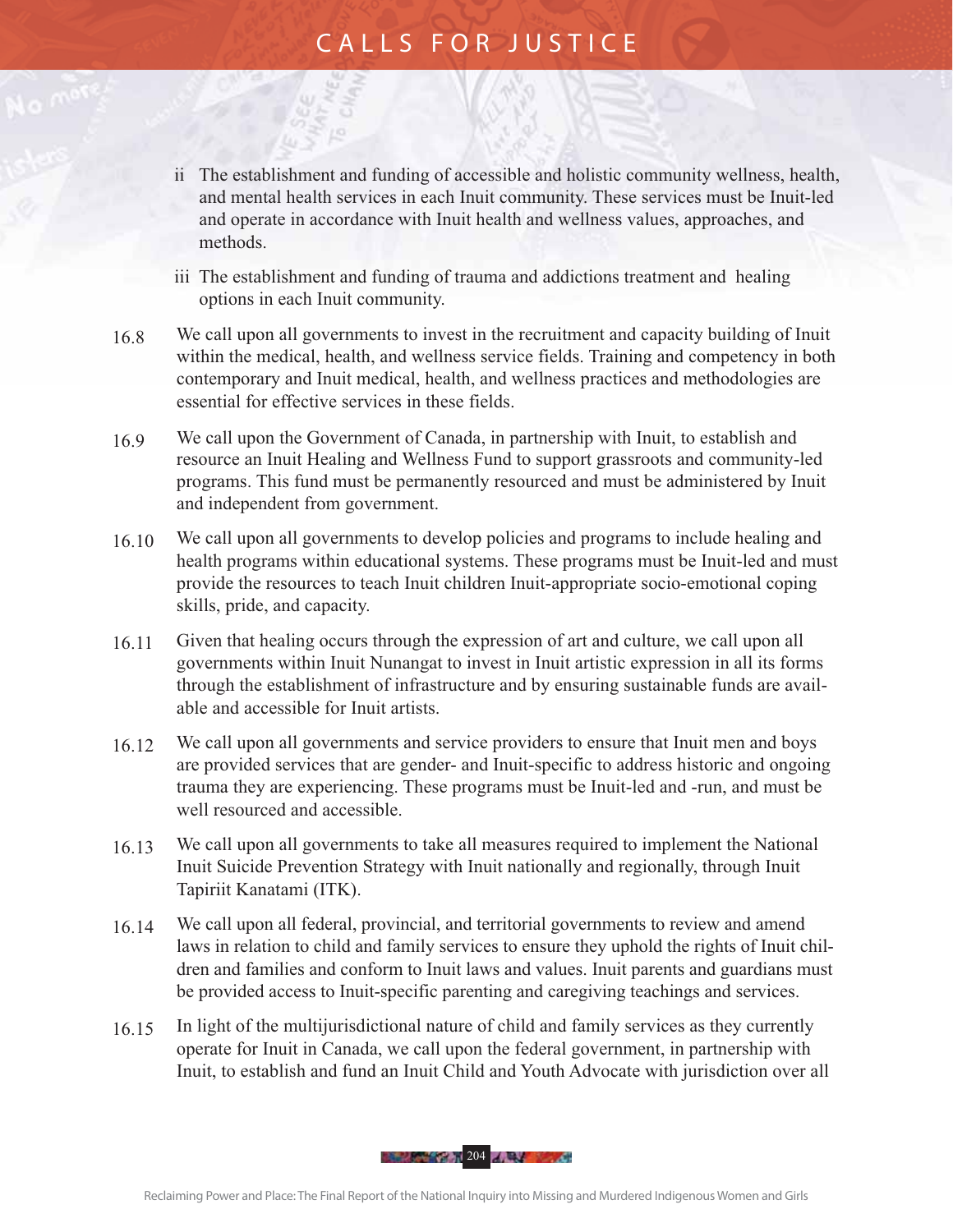ii The establishment and funding of accessible and holistic community wellness, health, and mental health services in each Inuit community. These services must be Inuit-led and operate in accordance with Inuit health and wellness values, approaches, and methods.

   iii The establishment and funding of trauma and addictions treatment and healing options in each Inuit community.

16.8 We call upon all governments to invest in the recruitment and capacity building of Inuit within the medical, health, and wellness service fields. Training and competency in both contemporary and Inuit medical, health, and wellness practices and methodologies are essential for effective services in these fields.

16.9 We call upon the Government of Canada, in partnership with Inuit, to establish and resource an Inuit Healing and Wellness Fund to support grassroots and community-led programs. This fund must be permanently resourced and must be administered by Inuit and independent from government.

16.10 We call upon all governments to develop policies and programs to include healing and health programs within educational systems. These programs must be Inuit-led and must provide the resources to teach Inuit children Inuit-appropriate socio-emotional coping skills, pride, and capacity.

16.11 Given that healing occurs through the expression of art and culture, we call upon all governments within Inuit Nunangat to invest in Inuit artistic expression in all its forms through the establishment of infrastructure and by ensuring sustainable funds are available and accessible for Inuit artists.

16.12 We call upon all governments and service providers to ensure that Inuit men and boys are provided services that are gender- and Inuit-specific to address historic and ongoing trauma they are experiencing. These programs must be Inuit-led and -run, and must be well resourced and accessible.

16.13 We call upon all governments to take all measures required to implement the National Inuit Suicide Prevention Strategy with Inuit nationally and regionally, through Inuit Tapiriit Kanatami (ITK).

16.14 We call upon all federal, provincial, and territorial governments to review and amend laws in relation to child and family services to ensure they uphold the rights of Inuit children and families and conform to Inuit laws and values. Inuit parents and guardians must be provided access to Inuit-specific parenting and caregiving teachings and services.

16.15 In light of the multijurisdictional nature of child and family services as they currently operate for Inuit in Canada, we call upon the federal government, in partnership with Inuit, to establish and fund an Inuit Child and Youth Advocate with jurisdiction over all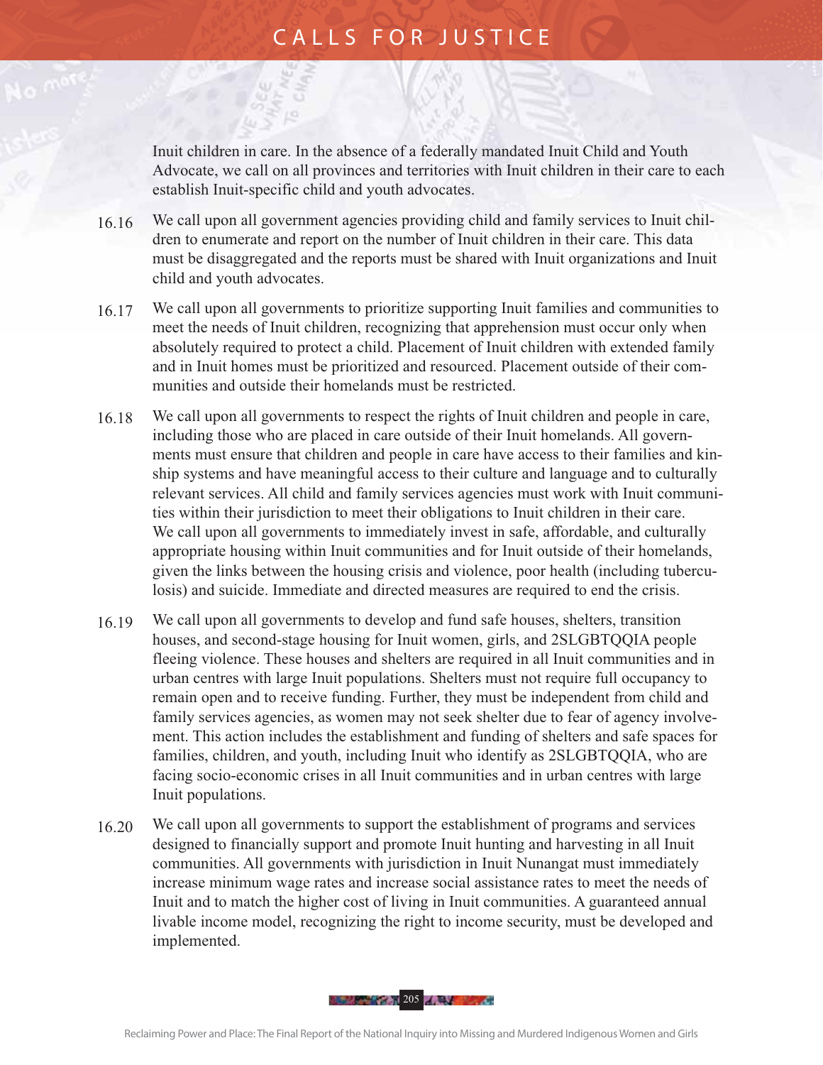Inuit children in care. In the absence of a federally mandated Inuit Child and Youth Advocate, we call on all provinces and territories with Inuit children in their care to each establish Inuit-specific child and youth advocates.

16.16 We call upon all government agencies providing child and family services to Inuit children to enumerate and report on the number of Inuit children in their care. This data must be disaggregated and the reports must be shared with Inuit organizations and Inuit child and youth advocates.

16.17 We call upon all governments to prioritize supporting Inuit families and communities to meet the needs of Inuit children, recognizing that apprehension must occur only when absolutely required to protect a child. Placement of Inuit children with extended family and in Inuit homes must be prioritized and resourced. Placement outside of their communities and outside their homelands must be restricted.

16.18 We call upon all governments to respect the rights of Inuit children and people in care, including those who are placed in care outside of their Inuit homelands. All governments must ensure that children and people in care have access to their families and kinship systems and have meaningful access to their culture and language and to culturally relevant services. All child and family services agencies must work with Inuit communities within their jurisdiction to meet their obligations to Inuit children in their care. We call upon all governments to immediately invest in safe, affordable, and culturally appropriate housing within Inuit communities and for Inuit outside of their homelands, given the links between the housing crisis and violence, poor health (including tuberculosis) and suicide. Immediate and directed measures are required to end the crisis.

16.19 We call upon all governments to develop and fund safe houses, shelters, transition houses, and second-stage housing for Inuit women, girls, and 2SLGBTQQIA people fleeing violence. These houses and shelters are required in all Inuit communities and in urban centres with large Inuit populations. Shelters must not require full occupancy to remain open and to receive funding. Further, they must be independent from child and family services agencies, as women may not seek shelter due to fear of agency involvement. This action includes the establishment and funding of shelters and safe spaces for families, children, and youth, including Inuit who identify as 2SLGBTQQIA, who are facing socio-economic crises in all Inuit communities and in urban centres with large Inuit populations.

16.20 We call upon all governments to support the establishment of programs and services designed to financially support and promote Inuit hunting and harvesting in all Inuit communities. All governments with jurisdiction in Inuit Nunangat must immediately increase minimum wage rates and increase social assistance rates to meet the needs of Inuit and to match the higher cost of living in Inuit communities. A guaranteed annual livable income model, recognizing the right to income security, must be developed and implemented.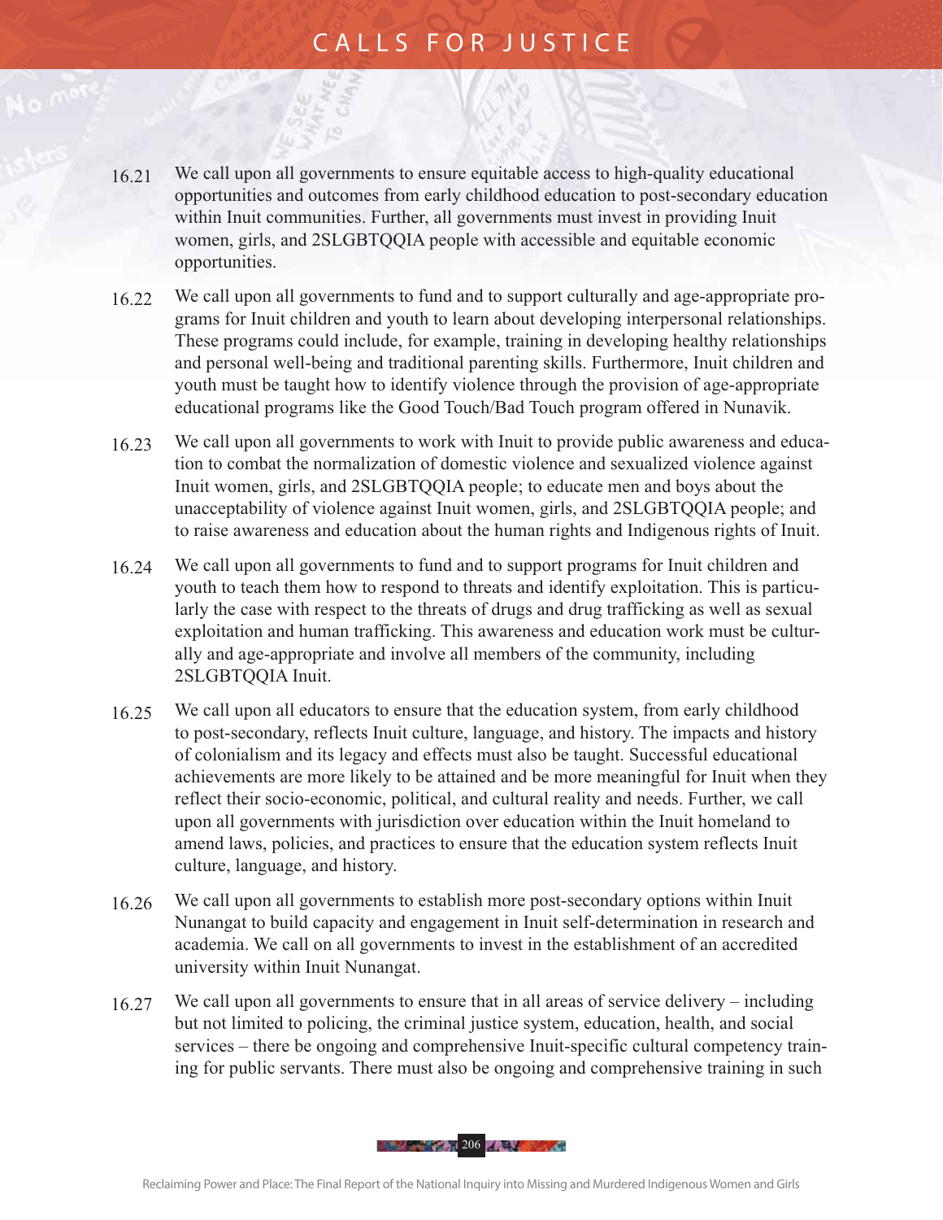16.21 We call upon all governments to ensure equitable access to high-quality educational opportunities and outcomes from early childhood education to post-secondary education within Inuit communities. Further, all governments must invest in providing Inuit women, girls, and 2SLGBTQQIA people with accessible and equitable economic opportunities.

16.22 We call upon all governments to fund and to support culturally and age-appropriate programs for Inuit children and youth to learn about developing interpersonal relationships. These programs could include, for example, training in developing healthy relationships and personal well-being and traditional parenting skills. Furthermore, Inuit children and youth must be taught how to identify violence through the provision of age-appropriate educational programs like the Good Touch/Bad Touch program offered in Nunavik.

16.23 We call upon all governments to work with Inuit to provide public awareness and education to combat the normalization of domestic violence and sexualized violence against Inuit women, girls, and 2SLGBTQQIA people; to educate men and boys about the unacceptability of violence against Inuit women, girls, and 2SLGBTQQIA people; and to raise awareness and education about the human rights and Indigenous rights of Inuit.

16.24 We call upon all governments to fund and to support programs for Inuit children and youth to teach them how to respond to threats and identify exploitation. This is particularly the case with respect to the threats of drugs and drug trafficking as well as sexual exploitation and human trafficking. This awareness and education work must be culturally and age-appropriate and involve all members of the community, including 2SLGBTQQIA Inuit.

16.25 We call upon all educators to ensure that the education system, from early childhood to post-secondary, reflects Inuit culture, language, and history. The impacts and history of colonialism and its legacy and effects must also be taught. Successful educational achievements are more likely to be attained and be more meaningful for Inuit when they reflect their socio-economic, political, and cultural reality and needs. Further, we call upon all governments with jurisdiction over education within the Inuit homeland to amend laws, policies, and practices to ensure that the education system reflects Inuit culture, language, and history.

16.26 We call upon all governments to establish more post-secondary options within Inuit Nunangat to build capacity and engagement in Inuit self-determination in research and academia. We call on all governments to invest in the establishment of an accredited university within Inuit Nunangat.

16.27 We call upon all governments to ensure that in all areas of service delivery – including but not limited to policing, the criminal justice system, education, health, and social services – there be ongoing and comprehensive Inuit-specific cultural competency training for public servants. There must also be ongoing and comprehensive training in such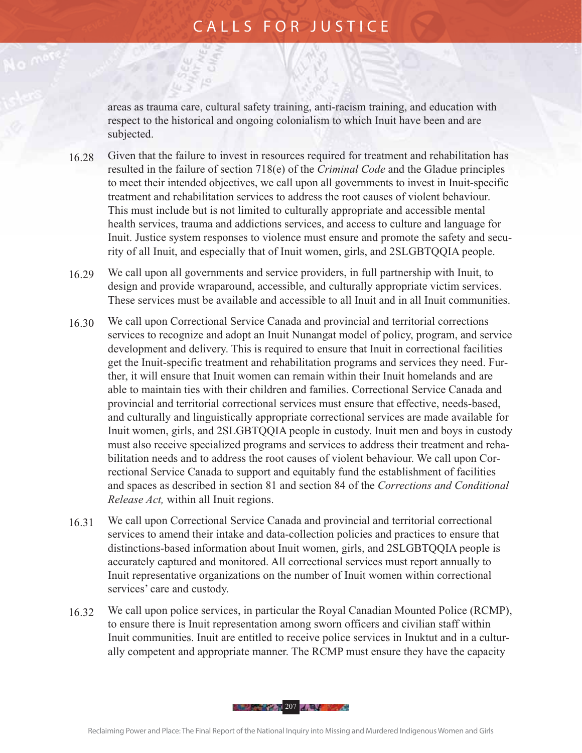areas as trauma care, cultural safety training, anti-racism training, and education with respect to the historical and ongoing colonialism to which Inuit have been and are subjected.

16.28 Given that the failure to invest in resources required for treatment and rehabilitation has resulted in the failure of section 718(e) of the *Criminal Code* and the Gladue principles to meet their intended objectives, we call upon all governments to invest in Inuit-specific treatment and rehabilitation services to address the root causes of violent behaviour. This must include but is not limited to culturally appropriate and accessible mental health services, trauma and addictions services, and access to culture and language for Inuit. Justice system responses to violence must ensure and promote the safety and security of all Inuit, and especially that of Inuit women, girls, and 2SLGBTQQIA people.

16.29 We call upon all governments and service providers, in full partnership with Inuit, to design and provide wraparound, accessible, and culturally appropriate victim services. These services must be available and accessible to all Inuit and in all Inuit communities.

16.30 We call upon Correctional Service Canada and provincial and territorial corrections services to recognize and adopt an Inuit Nunangat model of policy, program, and service development and delivery. This is required to ensure that Inuit in correctional facilities get the Inuit-specific treatment and rehabilitation programs and services they need. Further, it will ensure that Inuit women can remain within their Inuit homelands and are able to maintain ties with their children and families. Correctional Service Canada and provincial and territorial correctional services must ensure that effective, needs-based, and culturally and linguistically appropriate correctional services are made available for Inuit women, girls, and 2SLGBTQQIA people in custody. Inuit men and boys in custody must also receive specialized programs and services to address their treatment and rehabilitation needs and to address the root causes of violent behaviour. We call upon Correctional Service Canada to support and equitably fund the establishment of facilities and spaces as described in section 81 and section 84 of the *Corrections and Conditional Release Act,* within all Inuit regions.

16.31 We call upon Correctional Service Canada and provincial and territorial correctional services to amend their intake and data-collection policies and practices to ensure that distinctions-based information about Inuit women, girls, and 2SLGBTQQIA people is accurately captured and monitored. All correctional services must report annually to Inuit representative organizations on the number of Inuit women within correctional services' care and custody.

16.32 We call upon police services, in particular the Royal Canadian Mounted Police (RCMP), to ensure there is Inuit representation among sworn officers and civilian staff within Inuit communities. Inuit are entitled to receive police services in Inuktut and in a culturally competent and appropriate manner. The RCMP must ensure they have the capacity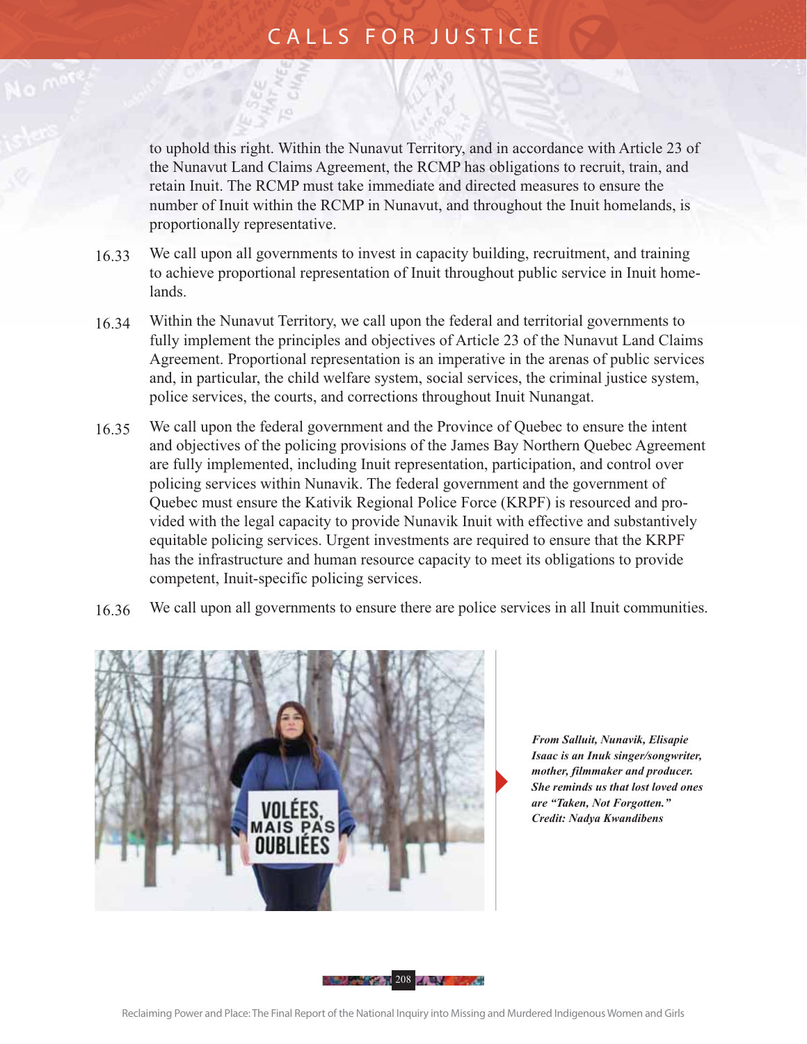to uphold this right. Within the Nunavut Territory, and in accordance with Article 23 of the Nunavut Land Claims Agreement, the RCMP has obligations to recruit, train, and retain Inuit. The RCMP must take immediate and directed measures to ensure the number of Inuit within the RCMP in Nunavut, and throughout the Inuit homelands, is proportionally representative.

16.33 We call upon all governments to invest in capacity building, recruitment, and training to achieve proportional representation of Inuit throughout public service in Inuit homelands.

16.34 Within the Nunavut Territory, we call upon the federal and territorial governments to fully implement the principles and objectives of Article 23 of the Nunavut Land Claims Agreement. Proportional representation is an imperative in the arenas of public services and, in particular, the child welfare system, social services, the criminal justice system, police services, the courts, and corrections throughout Inuit Nunangat.

16.35 We call upon the federal government and the Province of Quebec to ensure the intent and objectives of the policing provisions of the James Bay Northern Quebec Agreement are fully implemented, including Inuit representation, participation, and control over policing services within Nunavik. The federal government and the government of Quebec must ensure the Kativik Regional Police Force (KRPF) is resourced and provided with the legal capacity to provide Nunavik Inuit with effective and substantively equitable policing services. Urgent investments are required to ensure that the KRPF has the infrastructure and human resource capacity to meet its obligations to provide competent, Inuit-specific policing services.

16.36 We call upon all governments to ensure there are police services in all Inuit communities.

***From Salluit, Nunavik, Elisapie Isaac is an Inuk singer/songwriter, mother, filmmaker and producer. She reminds us that lost loved ones are "Taken, Not Forgotten." Credit: Nadya Kwandibens***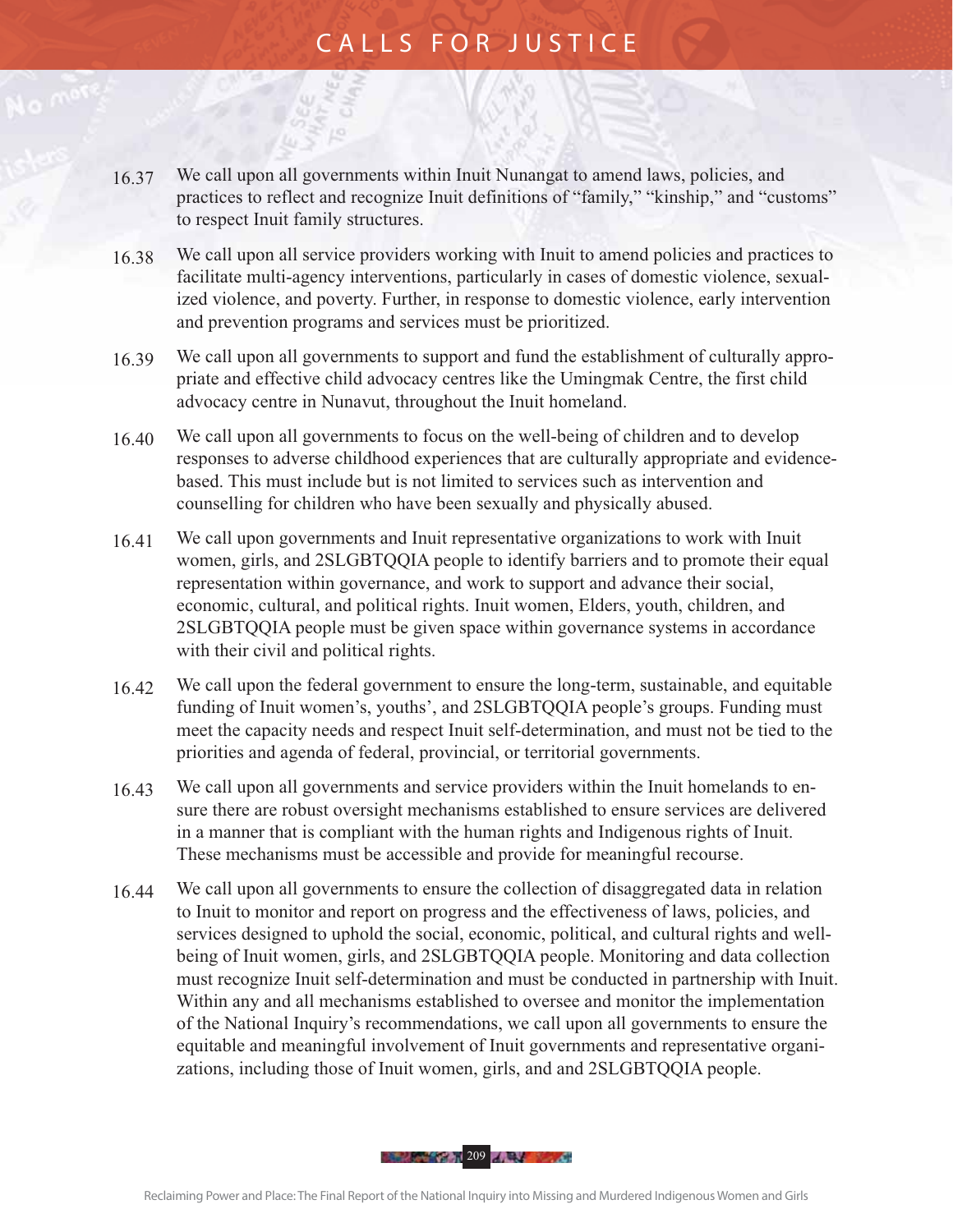16.37 We call upon all governments within Inuit Nunangat to amend laws, policies, and practices to reflect and recognize Inuit definitions of "family," "kinship," and "customs" to respect Inuit family structures.

16.38 We call upon all service providers working with Inuit to amend policies and practices to facilitate multi-agency interventions, particularly in cases of domestic violence, sexualized violence, and poverty. Further, in response to domestic violence, early intervention and prevention programs and services must be prioritized.

16.39 We call upon all governments to support and fund the establishment of culturally appropriate and effective child advocacy centres like the Umingmak Centre, the first child advocacy centre in Nunavut, throughout the Inuit homeland.

16.40 We call upon all governments to focus on the well-being of children and to develop responses to adverse childhood experiences that are culturally appropriate and evidence-based. This must include but is not limited to services such as intervention and counselling for children who have been sexually and physically abused.

16.41 We call upon governments and Inuit representative organizations to work with Inuit women, girls, and 2SLGBTQQIA people to identify barriers and to promote their equal representation within governance, and work to support and advance their social, economic, cultural, and political rights. Inuit women, Elders, youth, children, and 2SLGBTQQIA people must be given space within governance systems in accordance with their civil and political rights.

16.42 We call upon the federal government to ensure the long-term, sustainable, and equitable funding of Inuit women's, youths', and 2SLGBTQQIA people's groups. Funding must meet the capacity needs and respect Inuit self-determination, and must not be tied to the priorities and agenda of federal, provincial, or territorial governments.

16.43 We call upon all governments and service providers within the Inuit homelands to ensure there are robust oversight mechanisms established to ensure services are delivered in a manner that is compliant with the human rights and Indigenous rights of Inuit. These mechanisms must be accessible and provide for meaningful recourse.

16.44 We call upon all governments to ensure the collection of disaggregated data in relation to Inuit to monitor and report on progress and the effectiveness of laws, policies, and services designed to uphold the social, economic, political, and cultural rights and well-being of Inuit women, girls, and 2SLGBTQQIA people. Monitoring and data collection must recognize Inuit self-determination and must be conducted in partnership with Inuit. Within any and all mechanisms established to oversee and monitor the implementation of the National Inquiry's recommendations, we call upon all governments to ensure the equitable and meaningful involvement of Inuit governments and representative organizations, including those of Inuit women, girls, and and 2SLGBTQQIA people.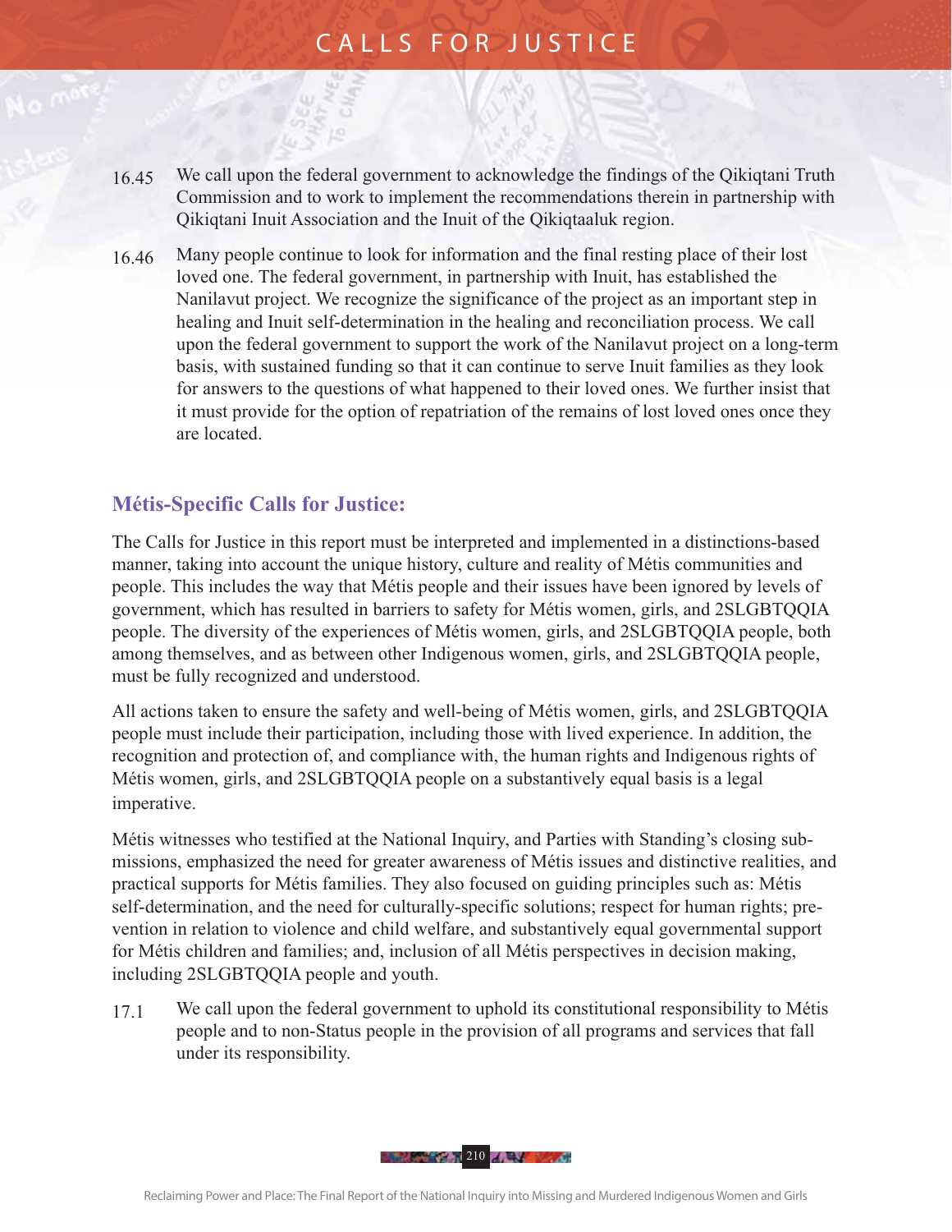16.45 We call upon the federal government to acknowledge the findings of the Qikiqtani Truth Commission and to work to implement the recommendations therein in partnership with Qikiqtani Inuit Association and the Inuit of the Qikiqtaaluk region.

16.46 Many people continue to look for information and the final resting place of their lost loved one. The federal government, in partnership with Inuit, has established the Nanilavut project. We recognize the significance of the project as an important step in healing and Inuit self-determination in the healing and reconciliation process. We call upon the federal government to support the work of the Nanilavut project on a long-term basis, with sustained funding so that it can continue to serve Inuit families as they look for answers to the questions of what happened to their loved ones. We further insist that it must provide for the option of repatriation of the remains of lost loved ones once they are located.

## Métis-Specific Calls for Justice:

The Calls for Justice in this report must be interpreted and implemented in a distinctions-based manner, taking into account the unique history, culture and reality of Métis communities and people. This includes the way that Métis people and their issues have been ignored by levels of government, which has resulted in barriers to safety for Métis women, girls, and 2SLGBTQQIA people. The diversity of the experiences of Métis women, girls, and 2SLGBTQQIA people, both among themselves, and as between other Indigenous women, girls, and 2SLGBTQQIA people, must be fully recognized and understood.

All actions taken to ensure the safety and well-being of Métis women, girls, and 2SLGBTQQIA people must include their participation, including those with lived experience. In addition, the recognition and protection of, and compliance with, the human rights and Indigenous rights of Métis women, girls, and 2SLGBTQQIA people on a substantively equal basis is a legal imperative.

Métis witnesses who testified at the National Inquiry, and Parties with Standing's closing submissions, emphasized the need for greater awareness of Métis issues and distinctive realities, and practical supports for Métis families. They also focused on guiding principles such as: Métis self-determination, and the need for culturally-specific solutions; respect for human rights; prevention in relation to violence and child welfare, and substantively equal governmental support for Métis children and families; and, inclusion of all Métis perspectives in decision making, including 2SLGBTQQIA people and youth.

17.1 We call upon the federal government to uphold its constitutional responsibility to Métis people and to non-Status people in the provision of all programs and services that fall under its responsibility.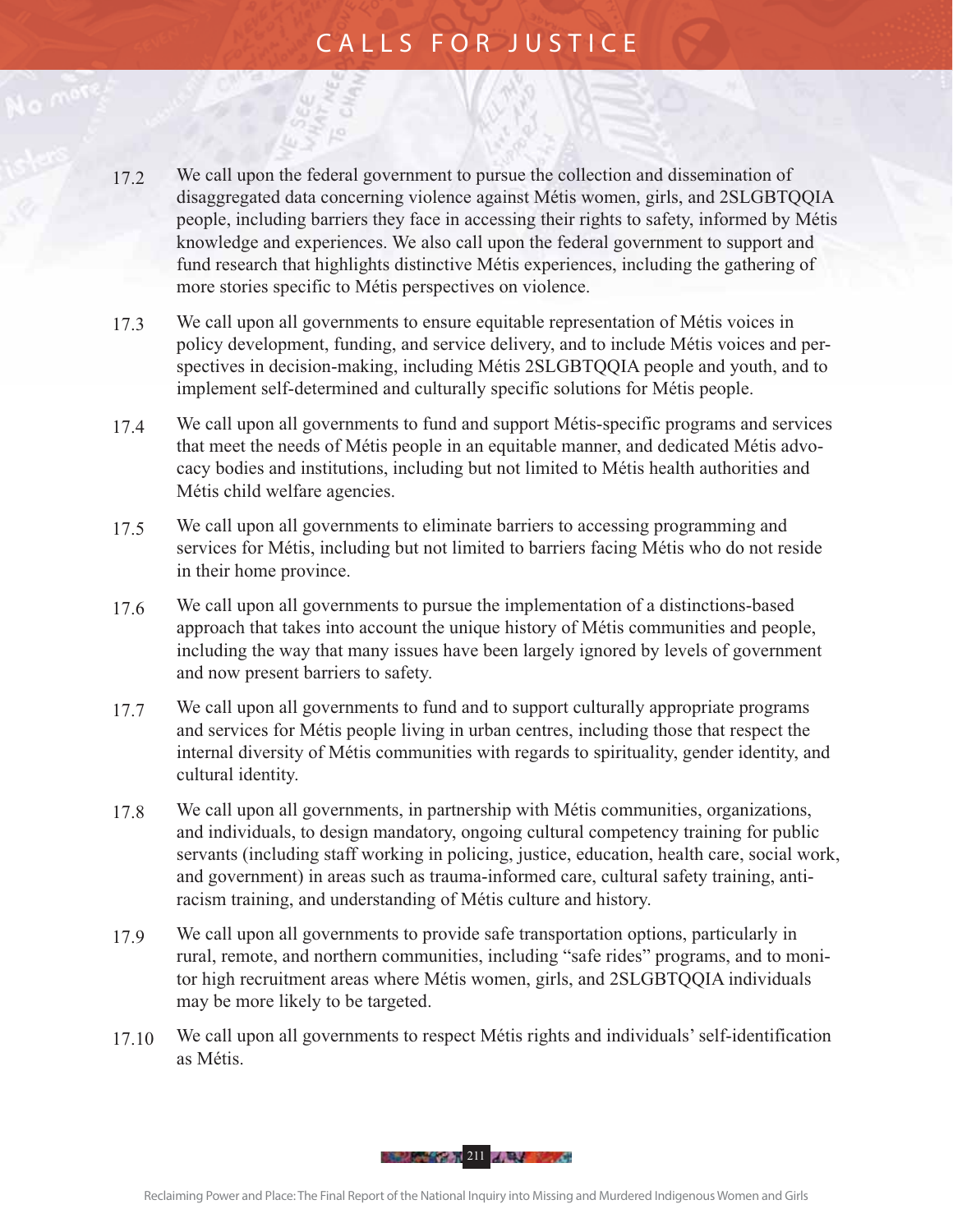17.2 We call upon the federal government to pursue the collection and dissemination of disaggregated data concerning violence against Métis women, girls, and 2SLGBTQQIA people, including barriers they face in accessing their rights to safety, informed by Métis knowledge and experiences. We also call upon the federal government to support and fund research that highlights distinctive Métis experiences, including the gathering of more stories specific to Métis perspectives on violence.

17.3 We call upon all governments to ensure equitable representation of Métis voices in policy development, funding, and service delivery, and to include Métis voices and perspectives in decision-making, including Métis 2SLGBTQQIA people and youth, and to implement self-determined and culturally specific solutions for Métis people.

17.4 We call upon all governments to fund and support Métis-specific programs and services that meet the needs of Métis people in an equitable manner, and dedicated Métis advocacy bodies and institutions, including but not limited to Métis health authorities and Métis child welfare agencies.

17.5 We call upon all governments to eliminate barriers to accessing programming and services for Métis, including but not limited to barriers facing Métis who do not reside in their home province.

17.6 We call upon all governments to pursue the implementation of a distinctions-based approach that takes into account the unique history of Métis communities and people, including the way that many issues have been largely ignored by levels of government and now present barriers to safety.

17.7 We call upon all governments to fund and to support culturally appropriate programs and services for Métis people living in urban centres, including those that respect the internal diversity of Métis communities with regards to spirituality, gender identity, and cultural identity.

17.8 We call upon all governments, in partnership with Métis communities, organizations, and individuals, to design mandatory, ongoing cultural competency training for public servants (including staff working in policing, justice, education, health care, social work, and government) in areas such as trauma-informed care, cultural safety training, anti-racism training, and understanding of Métis culture and history.

17.9 We call upon all governments to provide safe transportation options, particularly in rural, remote, and northern communities, including "safe rides" programs, and to monitor high recruitment areas where Métis women, girls, and 2SLGBTQQIA individuals may be more likely to be targeted.

17.10 We call upon all governments to respect Métis rights and individuals' self-identification as Métis.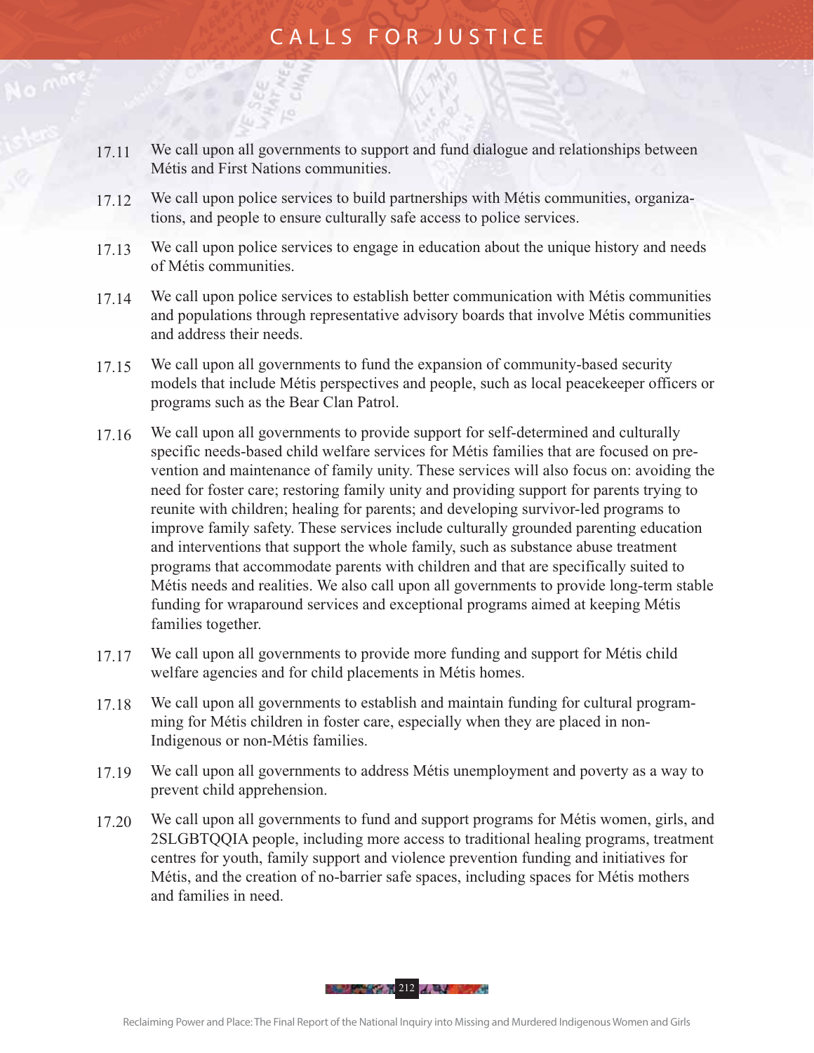17.11 We call upon all governments to support and fund dialogue and relationships between Métis and First Nations communities.

17.12 We call upon police services to build partnerships with Métis communities, organizations, and people to ensure culturally safe access to police services.

17.13 We call upon police services to engage in education about the unique history and needs of Métis communities.

17.14 We call upon police services to establish better communication with Métis communities and populations through representative advisory boards that involve Métis communities and address their needs.

17.15 We call upon all governments to fund the expansion of community-based security models that include Métis perspectives and people, such as local peacekeeper officers or programs such as the Bear Clan Patrol.

17.16 We call upon all governments to provide support for self-determined and culturally specific needs-based child welfare services for Métis families that are focused on prevention and maintenance of family unity. These services will also focus on: avoiding the need for foster care; restoring family unity and providing support for parents trying to reunite with children; healing for parents; and developing survivor-led programs to improve family safety. These services include culturally grounded parenting education and interventions that support the whole family, such as substance abuse treatment programs that accommodate parents with children and that are specifically suited to Métis needs and realities. We also call upon all governments to provide long-term stable funding for wraparound services and exceptional programs aimed at keeping Métis families together.

17.17 We call upon all governments to provide more funding and support for Métis child welfare agencies and for child placements in Métis homes.

17.18 We call upon all governments to establish and maintain funding for cultural programming for Métis children in foster care, especially when they are placed in non-Indigenous or non-Métis families.

17.19 We call upon all governments to address Métis unemployment and poverty as a way to prevent child apprehension.

17.20 We call upon all governments to fund and support programs for Métis women, girls, and 2SLGBTQQIA people, including more access to traditional healing programs, treatment centres for youth, family support and violence prevention funding and initiatives for Métis, and the creation of no-barrier safe spaces, including spaces for Métis mothers and families in need.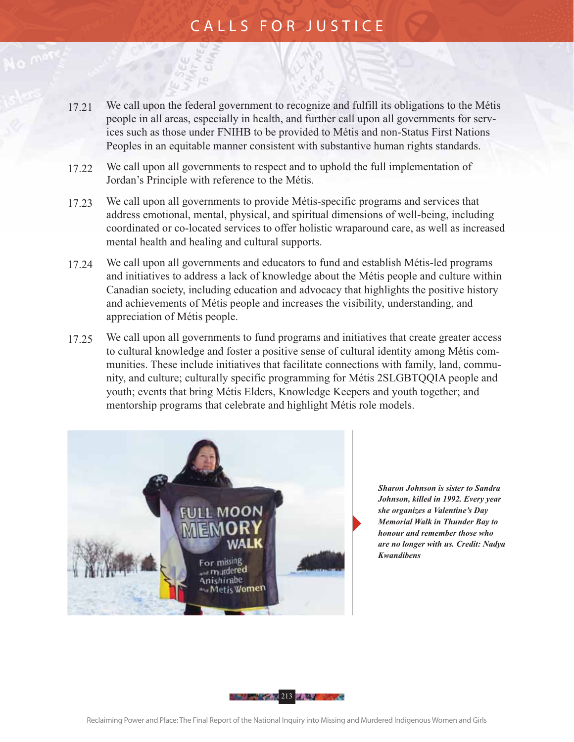17.21 We call upon the federal government to recognize and fulfill its obligations to the Métis people in all areas, especially in health, and further call upon all governments for services such as those under FNIHB to be provided to Métis and non-Status First Nations Peoples in an equitable manner consistent with substantive human rights standards.

17.22 We call upon all governments to respect and to uphold the full implementation of Jordan's Principle with reference to the Métis.

17.23 We call upon all governments to provide Métis-specific programs and services that address emotional, mental, physical, and spiritual dimensions of well-being, including coordinated or co-located services to offer holistic wraparound care, as well as increased mental health and healing and cultural supports.

17.24 We call upon all governments and educators to fund and establish Métis-led programs and initiatives to address a lack of knowledge about the Métis people and culture within Canadian society, including education and advocacy that highlights the positive history and achievements of Métis people and increases the visibility, understanding, and appreciation of Métis people.

17.25 We call upon all governments to fund programs and initiatives that create greater access to cultural knowledge and foster a positive sense of cultural identity among Métis communities. These include initiatives that facilitate connections with family, land, community, and culture; culturally specific programming for Métis 2SLGBTQQIA people and youth; events that bring Métis Elders, Knowledge Keepers and youth together; and mentorship programs that celebrate and highlight Métis role models.

***Sharon Johnson is sister to Sandra Johnson, killed in 1992. Every year she organizes a Valentine's Day Memorial Walk in Thunder Bay to honour and remember those who are no longer with us. Credit: Nadya Kwandibens***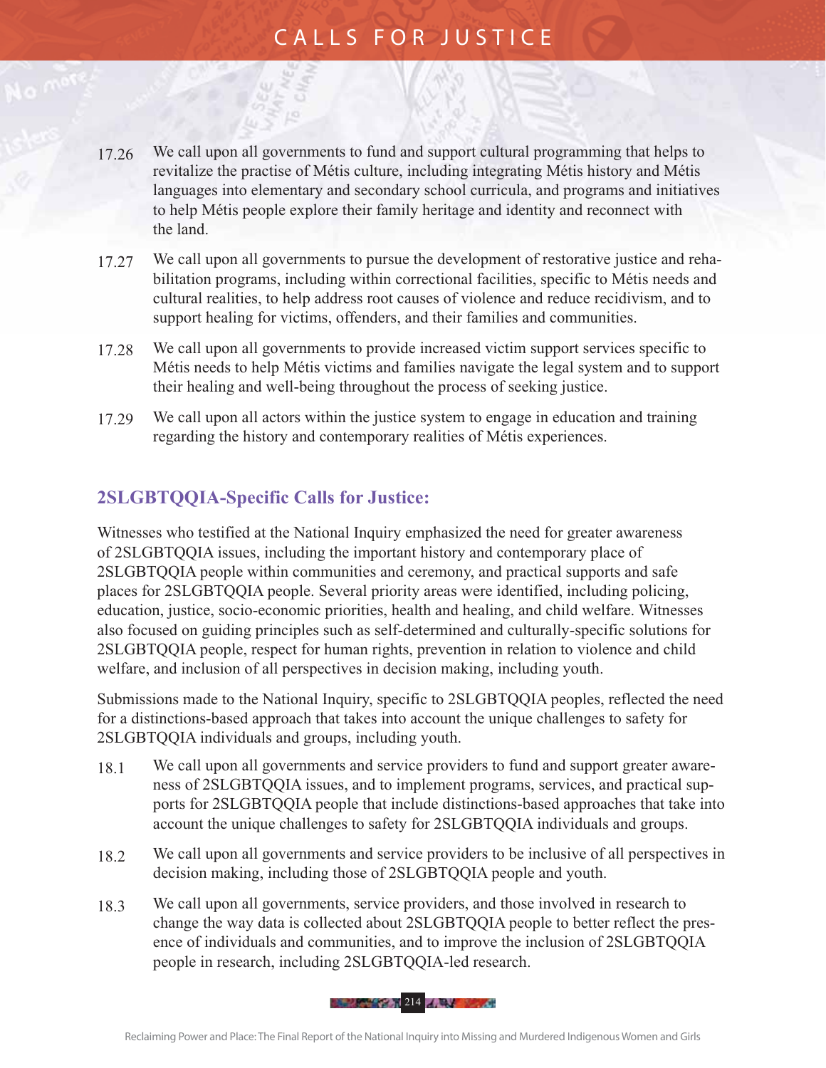17.26 We call upon all governments to fund and support cultural programming that helps to revitalize the practise of Métis culture, including integrating Métis history and Métis languages into elementary and secondary school curricula, and programs and initiatives to help Métis people explore their family heritage and identity and reconnect with the land.

17.27 We call upon all governments to pursue the development of restorative justice and rehabilitation programs, including within correctional facilities, specific to Métis needs and cultural realities, to help address root causes of violence and reduce recidivism, and to support healing for victims, offenders, and their families and communities.

17.28 We call upon all governments to provide increased victim support services specific to Métis needs to help Métis victims and families navigate the legal system and to support their healing and well-being throughout the process of seeking justice.

17.29 We call upon all actors within the justice system to engage in education and training regarding the history and contemporary realities of Métis experiences.

## 2SLGBTQQIA-Specific Calls for Justice:

Witnesses who testified at the National Inquiry emphasized the need for greater awareness of 2SLGBTQQIA issues, including the important history and contemporary place of 2SLGBTQQIA people within communities and ceremony, and practical supports and safe places for 2SLGBTQQIA people. Several priority areas were identified, including policing, education, justice, socio-economic priorities, health and healing, and child welfare. Witnesses also focused on guiding principles such as self-determined and culturally-specific solutions for 2SLGBTQQIA people, respect for human rights, prevention in relation to violence and child welfare, and inclusion of all perspectives in decision making, including youth.

Submissions made to the National Inquiry, specific to 2SLGBTQQIA peoples, reflected the need for a distinctions-based approach that takes into account the unique challenges to safety for 2SLGBTQQIA individuals and groups, including youth.

18.1 We call upon all governments and service providers to fund and support greater awareness of 2SLGBTQQIA issues, and to implement programs, services, and practical supports for 2SLGBTQQIA people that include distinctions-based approaches that take into account the unique challenges to safety for 2SLGBTQQIA individuals and groups.

18.2 We call upon all governments and service providers to be inclusive of all perspectives in decision making, including those of 2SLGBTQQIA people and youth.

18.3 We call upon all governments, service providers, and those involved in research to change the way data is collected about 2SLGBTQQIA people to better reflect the presence of individuals and communities, and to improve the inclusion of 2SLGBTQQIA people in research, including 2SLGBTQQIA-led research.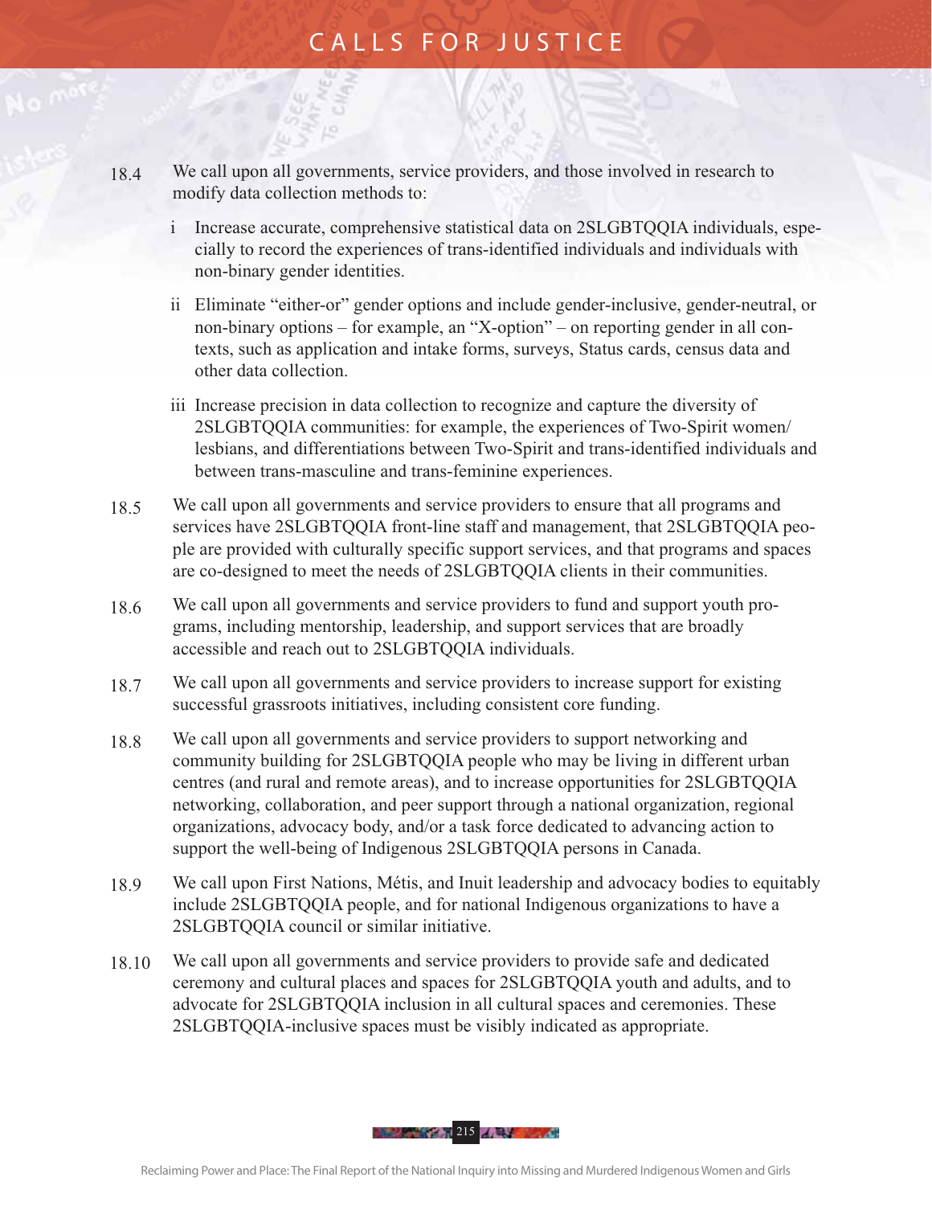18.4 We call upon all governments, service providers, and those involved in research to modify data collection methods to:

   i Increase accurate, comprehensive statistical data on 2SLGBTQQIA individuals, especially to record the experiences of trans-identified individuals and individuals with non-binary gender identities.

   ii Eliminate "either-or" gender options and include gender-inclusive, gender-neutral, or non-binary options – for example, an "X-option" – on reporting gender in all contexts, such as application and intake forms, surveys, Status cards, census data and other data collection.

   iii Increase precision in data collection to recognize and capture the diversity of 2SLGBTQQIA communities: for example, the experiences of Two-Spirit women/lesbians, and differentiations between Two-Spirit and trans-identified individuals and between trans-masculine and trans-feminine experiences.

18.5 We call upon all governments and service providers to ensure that all programs and services have 2SLGBTQQIA front-line staff and management, that 2SLGBTQQIA people are provided with culturally specific support services, and that programs and spaces are co-designed to meet the needs of 2SLGBTQQIA clients in their communities.

18.6 We call upon all governments and service providers to fund and support youth programs, including mentorship, leadership, and support services that are broadly accessible and reach out to 2SLGBTQQIA individuals.

18.7 We call upon all governments and service providers to increase support for existing successful grassroots initiatives, including consistent core funding.

18.8 We call upon all governments and service providers to support networking and community building for 2SLGBTQQIA people who may be living in different urban centres (and rural and remote areas), and to increase opportunities for 2SLGBTQQIA networking, collaboration, and peer support through a national organization, regional organizations, advocacy body, and/or a task force dedicated to advancing action to support the well-being of Indigenous 2SLGBTQQIA persons in Canada.

18.9 We call upon First Nations, Métis, and Inuit leadership and advocacy bodies to equitably include 2SLGBTQQIA people, and for national Indigenous organizations to have a 2SLGBTQQIA council or similar initiative.

18.10 We call upon all governments and service providers to provide safe and dedicated ceremony and cultural places and spaces for 2SLGBTQQIA youth and adults, and to advocate for 2SLGBTQQIA inclusion in all cultural spaces and ceremonies. These 2SLGBTQQIA-inclusive spaces must be visibly indicated as appropriate.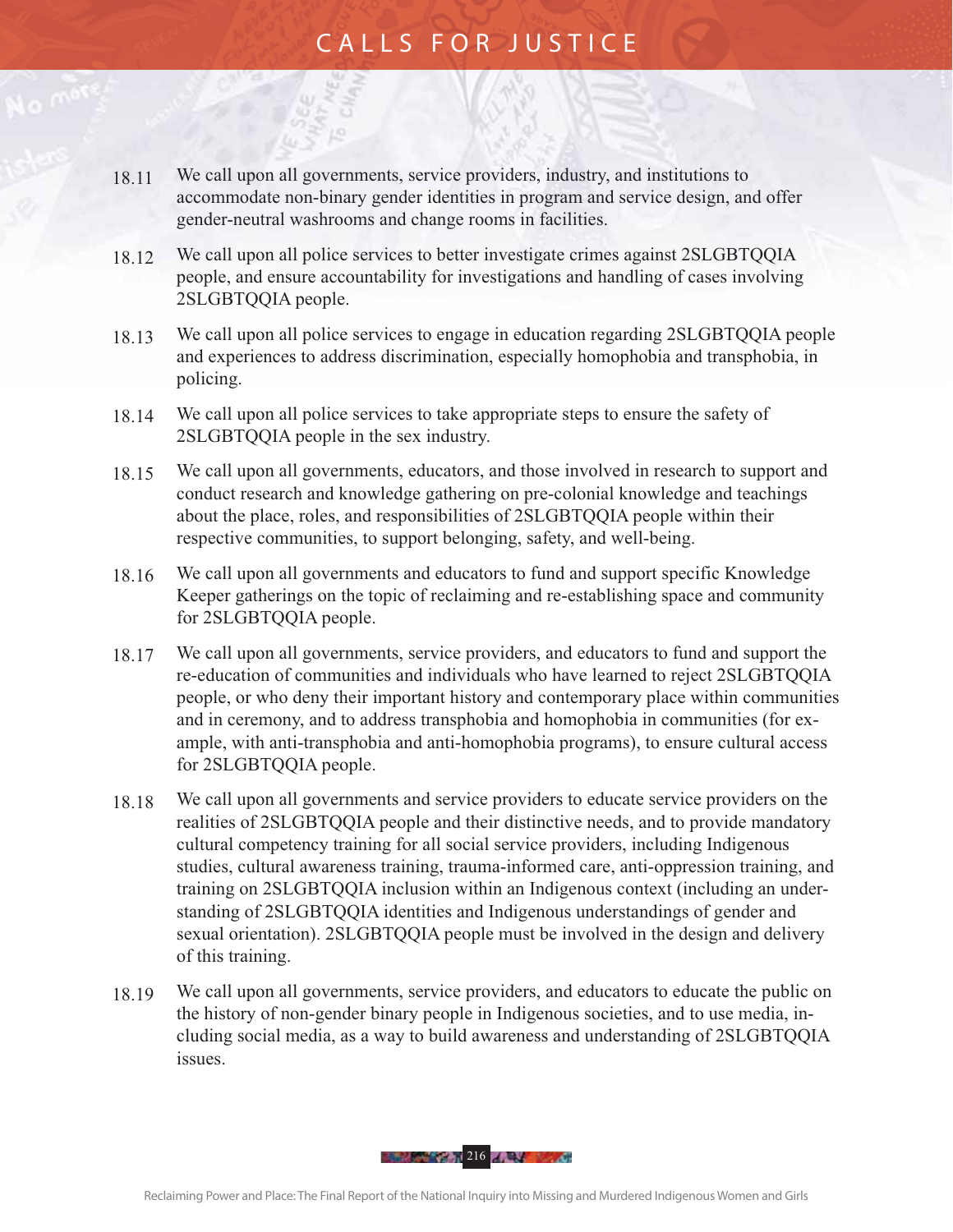18.11 We call upon all governments, service providers, industry, and institutions to accommodate non-binary gender identities in program and service design, and offer gender-neutral washrooms and change rooms in facilities.

18.12 We call upon all police services to better investigate crimes against 2SLGBTQQIA people, and ensure accountability for investigations and handling of cases involving 2SLGBTQQIA people.

18.13 We call upon all police services to engage in education regarding 2SLGBTQQIA people and experiences to address discrimination, especially homophobia and transphobia, in policing.

18.14 We call upon all police services to take appropriate steps to ensure the safety of 2SLGBTQQIA people in the sex industry.

18.15 We call upon all governments, educators, and those involved in research to support and conduct research and knowledge gathering on pre-colonial knowledge and teachings about the place, roles, and responsibilities of 2SLGBTQQIA people within their respective communities, to support belonging, safety, and well-being.

18.16 We call upon all governments and educators to fund and support specific Knowledge Keeper gatherings on the topic of reclaiming and re-establishing space and community for 2SLGBTQQIA people.

18.17 We call upon all governments, service providers, and educators to fund and support the re-education of communities and individuals who have learned to reject 2SLGBTQQIA people, or who deny their important history and contemporary place within communities and in ceremony, and to address transphobia and homophobia in communities (for example, with anti-transphobia and anti-homophobia programs), to ensure cultural access for 2SLGBTQQIA people.

18.18 We call upon all governments and service providers to educate service providers on the realities of 2SLGBTQQIA people and their distinctive needs, and to provide mandatory cultural competency training for all social service providers, including Indigenous studies, cultural awareness training, trauma-informed care, anti-oppression training, and training on 2SLGBTQQIA inclusion within an Indigenous context (including an understanding of 2SLGBTQQIA identities and Indigenous understandings of gender and sexual orientation). 2SLGBTQQIA people must be involved in the design and delivery of this training.

18.19 We call upon all governments, service providers, and educators to educate the public on the history of non-gender binary people in Indigenous societies, and to use media, including social media, as a way to build awareness and understanding of 2SLGBTQQIA issues.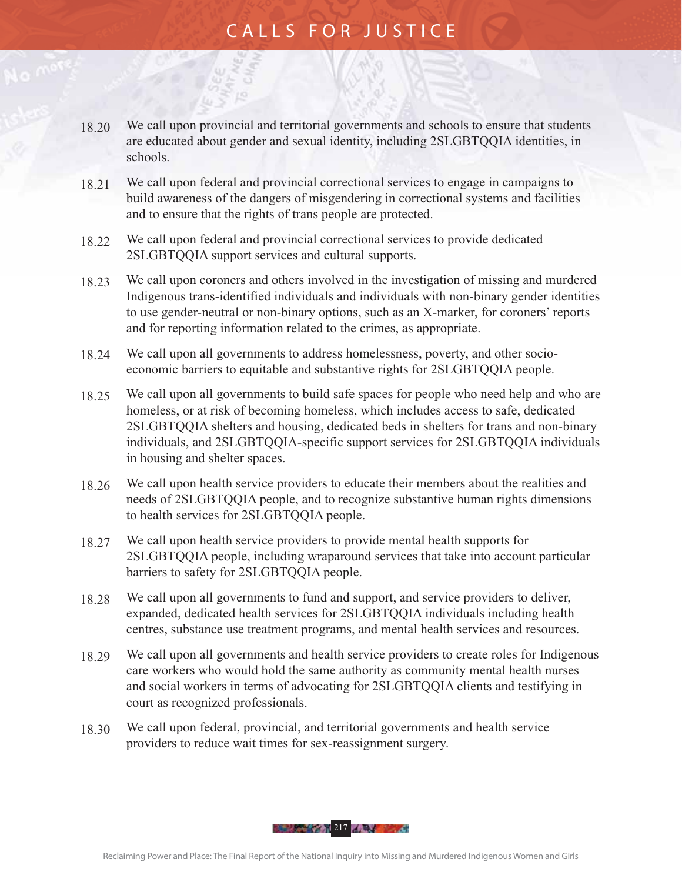18.20 We call upon provincial and territorial governments and schools to ensure that students are educated about gender and sexual identity, including 2SLGBTQQIA identities, in schools.

18.21 We call upon federal and provincial correctional services to engage in campaigns to build awareness of the dangers of misgendering in correctional systems and facilities and to ensure that the rights of trans people are protected.

18.22 We call upon federal and provincial correctional services to provide dedicated 2SLGBTQQIA support services and cultural supports.

18.23 We call upon coroners and others involved in the investigation of missing and murdered Indigenous trans-identified individuals and individuals with non-binary gender identities to use gender-neutral or non-binary options, such as an X-marker, for coroners' reports and for reporting information related to the crimes, as appropriate.

18.24 We call upon all governments to address homelessness, poverty, and other socio-economic barriers to equitable and substantive rights for 2SLGBTQQIA people.

18.25 We call upon all governments to build safe spaces for people who need help and who are homeless, or at risk of becoming homeless, which includes access to safe, dedicated 2SLGBTQQIA shelters and housing, dedicated beds in shelters for trans and non-binary individuals, and 2SLGBTQQIA-specific support services for 2SLGBTQQIA individuals in housing and shelter spaces.

18.26 We call upon health service providers to educate their members about the realities and needs of 2SLGBTQQIA people, and to recognize substantive human rights dimensions to health services for 2SLGBTQQIA people.

18.27 We call upon health service providers to provide mental health supports for 2SLGBTQQIA people, including wraparound services that take into account particular barriers to safety for 2SLGBTQQIA people.

18.28 We call upon all governments to fund and support, and service providers to deliver, expanded, dedicated health services for 2SLGBTQQIA individuals including health centres, substance use treatment programs, and mental health services and resources.

18.29 We call upon all governments and health service providers to create roles for Indigenous care workers who would hold the same authority as community mental health nurses and social workers in terms of advocating for 2SLGBTQQIA clients and testifying in court as recognized professionals.

18.30 We call upon federal, provincial, and territorial governments and health service providers to reduce wait times for sex-reassignment surgery.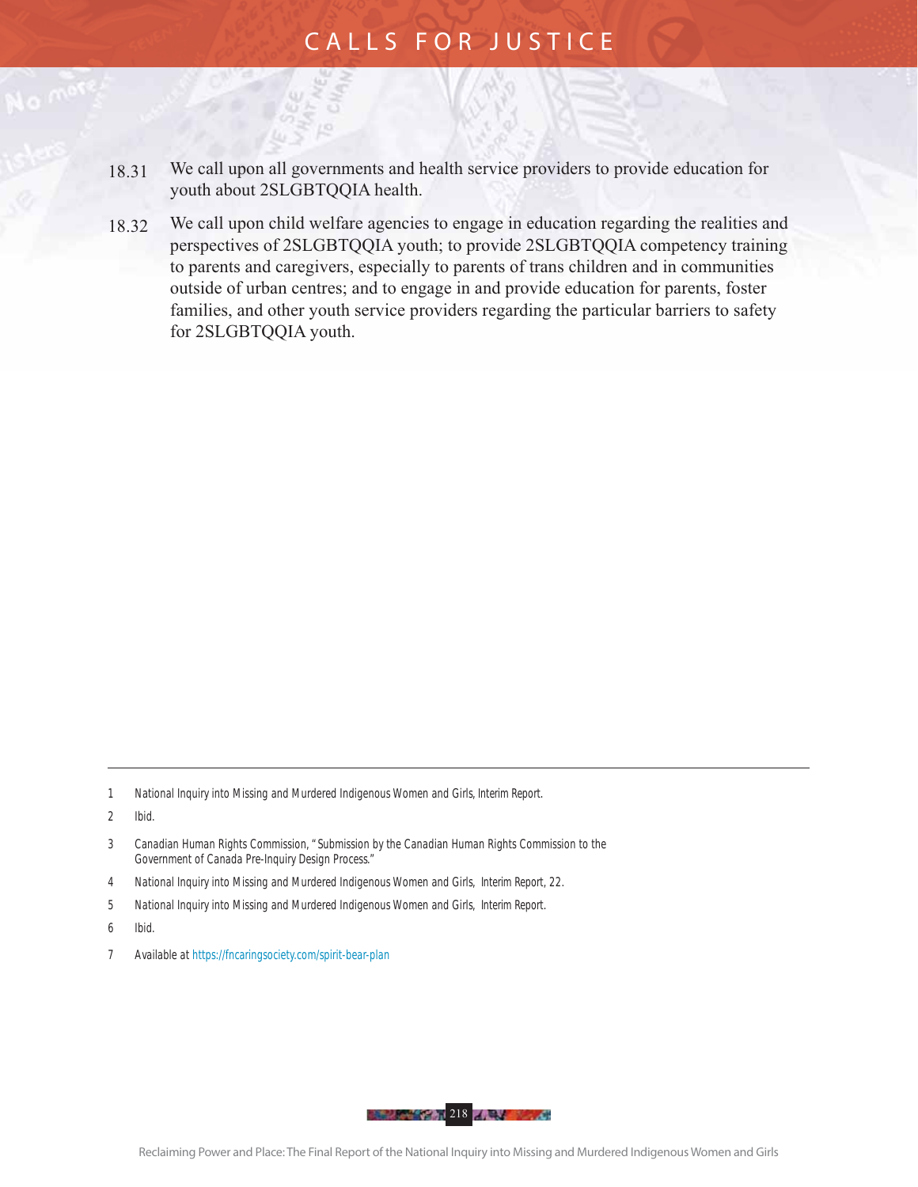18.31 We call upon all governments and health service providers to provide education for youth about 2SLGBTQQIA health.

18.32 We call upon child welfare agencies to engage in education regarding the realities and perspectives of 2SLGBTQQIA youth; to provide 2SLGBTQQIA competency training to parents and caregivers, especially to parents of trans children and in communities outside of urban centres; and to engage in and provide education for parents, foster families, and other youth service providers regarding the particular barriers to safety for 2SLGBTQQIA youth.

---

1 National Inquiry into Missing and Murdered Indigenous Women and Girls, Interim Report.

2 Ibid.

3 Canadian Human Rights Commission, "Submission by the Canadian Human Rights Commission to the Government of Canada Pre-Inquiry Design Process."

4 National Inquiry into Missing and Murdered Indigenous Women and Girls, Interim Report, 22.

5 National Inquiry into Missing and Murdered Indigenous Women and Girls, Interim Report.

6 Ibid.

7 Available at https://fncaringsociety.com/spirit-bear-plan